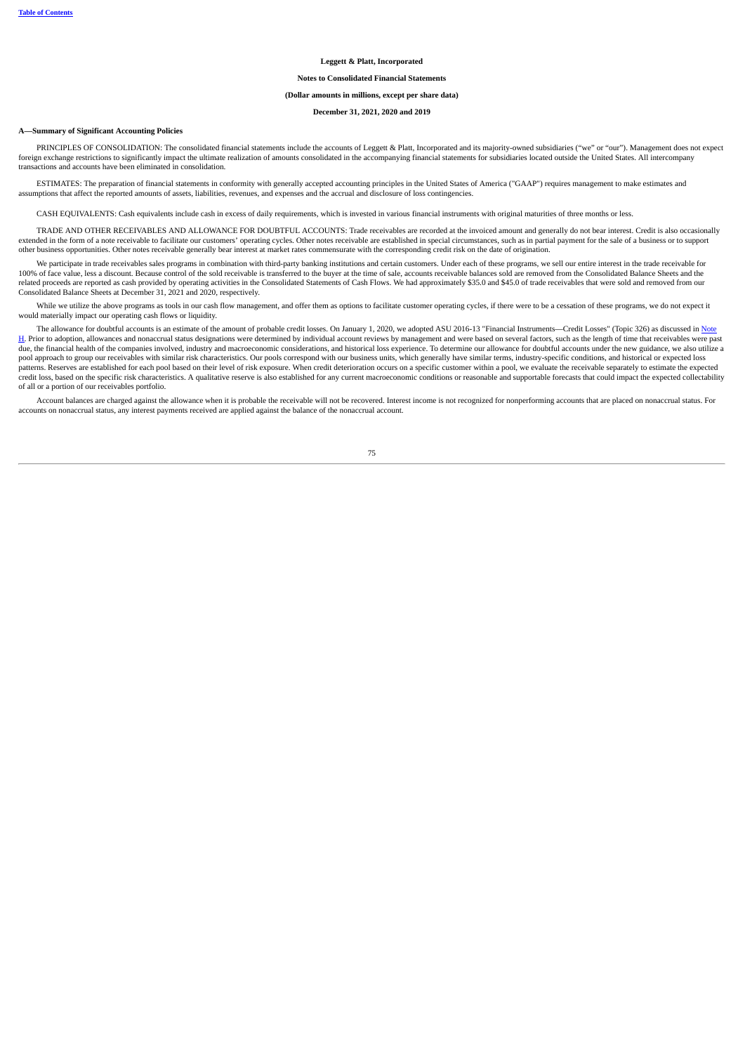**Leggett & Platt, Incorporated**

**Notes to Consolidated Financial Statements**

**(Dollar amounts in millions, except per share data)**

**December 31, 2021, 2020 and 2019**

**A—Summary of Significant Accounting Policies**

PRINCIPLES OF CONSOLIDATION: The consolidated financial statements include the accounts of Leggett & Platt, Incorporated and its majority-owned subsidiaries ("we" or "our"). Management does not expect foreign exchange restrictions to significantly impact the ultimate realization of amounts consolidated in the accompanying financial statements for subsidiaries located outside the United States. All intercompany transactions and accounts have been eliminated in consolidation.

ESTIMATES: The preparation of financial statements in conformity with generally accepted accounting principles in the United States of America ("GAAP") requires management to make estimates and assumptions that affect the reported amounts of assets, liabilities, revenues, and expenses and the accrual and disclosure of loss contingencies.

CASH EQUIVALENTS: Cash equivalents include cash in excess of daily requirements, which is invested in various financial instruments with original maturities of three months or less.

TRADE AND OTHER RECEIVABLES AND ALLOWANCE FOR DOUBTFUL ACCOUNTS: Trade receivables are recorded at the invoiced amount and generally do not bear interest. Credit is also occasionally extended in the form of a note receivable to facilitate our customers' operating cycles. Other notes receivable are established in special circumstances, such as in partial payment for the sale of a business or to support other business opportunities. Other notes receivable generally bear interest at market rates commensurate with the corresponding credit risk on the date of origination.

We participate in trade receivables sales programs in combination with third-party banking institutions and certain customers. Under each of these programs, we sell our entire interest in the trade receivable for 100% of face value, less a discount. Because control of the sold receivable is transferred to the buyer at the time of sale, accounts receivable balances sold are removed from the Consolidated Balance Sheets and the related proceeds are reported as cash provided by operating activities in the Consolidated Statements of Cash Flows. We had approximately $35.0 and $45.0 of trade receivables that were sold and removed from our Consolidated Balance Sheets at December 31, 2021 and 2020, respectively.

While we utilize the above programs as tools in our cash flow management, and offer them as options to facilitate customer operating cycles, if there were to be a cessation of these programs, we do not expect it would materially impact our operating cash flows or liquidity.

The allowance for doubtful accounts is an estimate of the amount of probable credit losses. On January 1, 2020, we adopted ASU 2016-13 "Financial Instruments—Credit Losses" (Topic 326) as discussed in Note H. Prior to adoption, allowances and nonaccrual status designations were determined by individual account reviews by management and were based on several factors, such as the length of time that receivables were past due, the financial health of the companies involved, industry and macroeconomic considerations, and historical loss experience. To determine our allowance for doubtful accounts under the new guidance, we also utilize a pool approach to group our receivables with similar risk characteristics. Our pools correspond with our business units, which generally have similar terms, industry-specific conditions, and historical or expected loss patterns. Reserves are established for each pool based on their level of risk exposure. When credit deterioration occurs on a specific customer within a pool, we evaluate the receivable separately to estimate the expected credit loss, based on the specific risk characteristics. A qualitative reserve is also established for any current macroeconomic conditions or reasonable and supportable forecasts that could impact the expected collectability of all or a portion of our receivables portfolio.

Account balances are charged against the allowance when it is probable the receivable will not be recovered. Interest income is not recognized for nonperforming accounts that are placed on nonaccrual status. For accounts on nonaccrual status, any interest payments received are applied against the balance of the nonaccrual account.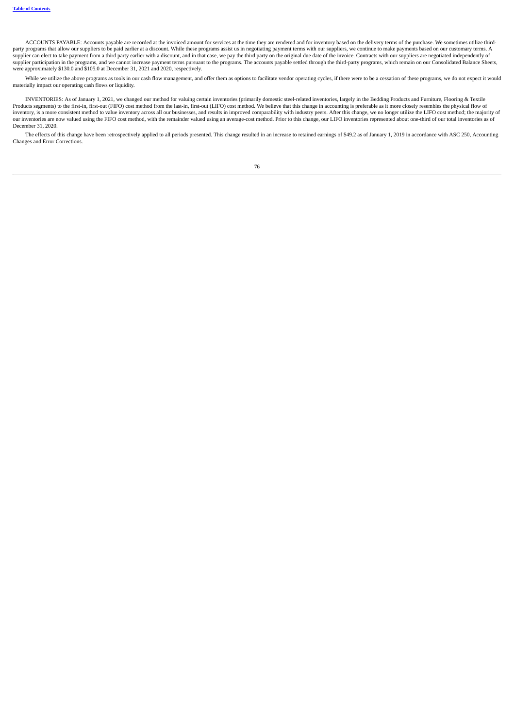ACCOUNTS PAYABLE: Accounts payable are recorded at the invoiced amount for services at the time they are rendered and for inventory based on the delivery terms of the purchase. We sometimes utilize third-party programs that allow our suppliers to be paid earlier at a discount. While these programs assist us in negotiating payment terms with our suppliers, we continue to make payments based on our customary terms. A supplier can elect to take payment from a third party earlier with a discount, and in that case, we pay the third party on the original due date of the invoice. Contracts with our suppliers are negotiated independently of supplier participation in the programs, and we cannot increase payment terms pursuant to the programs. The accounts payable settled through the third-party programs, which remain on our Consolidated Balance Sheets, were approximately $130.0 and $105.0 at December 31, 2021 and 2020, respectively.

While we utilize the above programs as tools in our cash flow management, and offer them as options to facilitate vendor operating cycles, if there were to be a cessation of these programs, we do not expect it would materially impact our operating cash flows or liquidity.

INVENTORIES: As of January 1, 2021, we changed our method for valuing certain inventories (primarily domestic steel-related inventories, largely in the Bedding Products and Furniture, Flooring & Textile Products segments) to the first-in, first-out (FIFO) cost method from the last-in, first-out (LIFO) cost method. We believe that this change in accounting is preferable as it more closely resembles the physical flow of inventory, is a more consistent method to value inventory across all our businesses, and results in improved comparability with industry peers. After this change, we no longer utilize the LIFO cost method; the majority of our inventories are now valued using the FIFO cost method, with the remainder valued using an average-cost method. Prior to this change, our LIFO inventories represented about one-third of our total inventories as of December 31, 2020.

The effects of this change have been retrospectively applied to all periods presented. This change resulted in an increase to retained earnings of $49.2 as of January 1, 2019 in accordance with ASC 250, Accounting Changes and Error Corrections.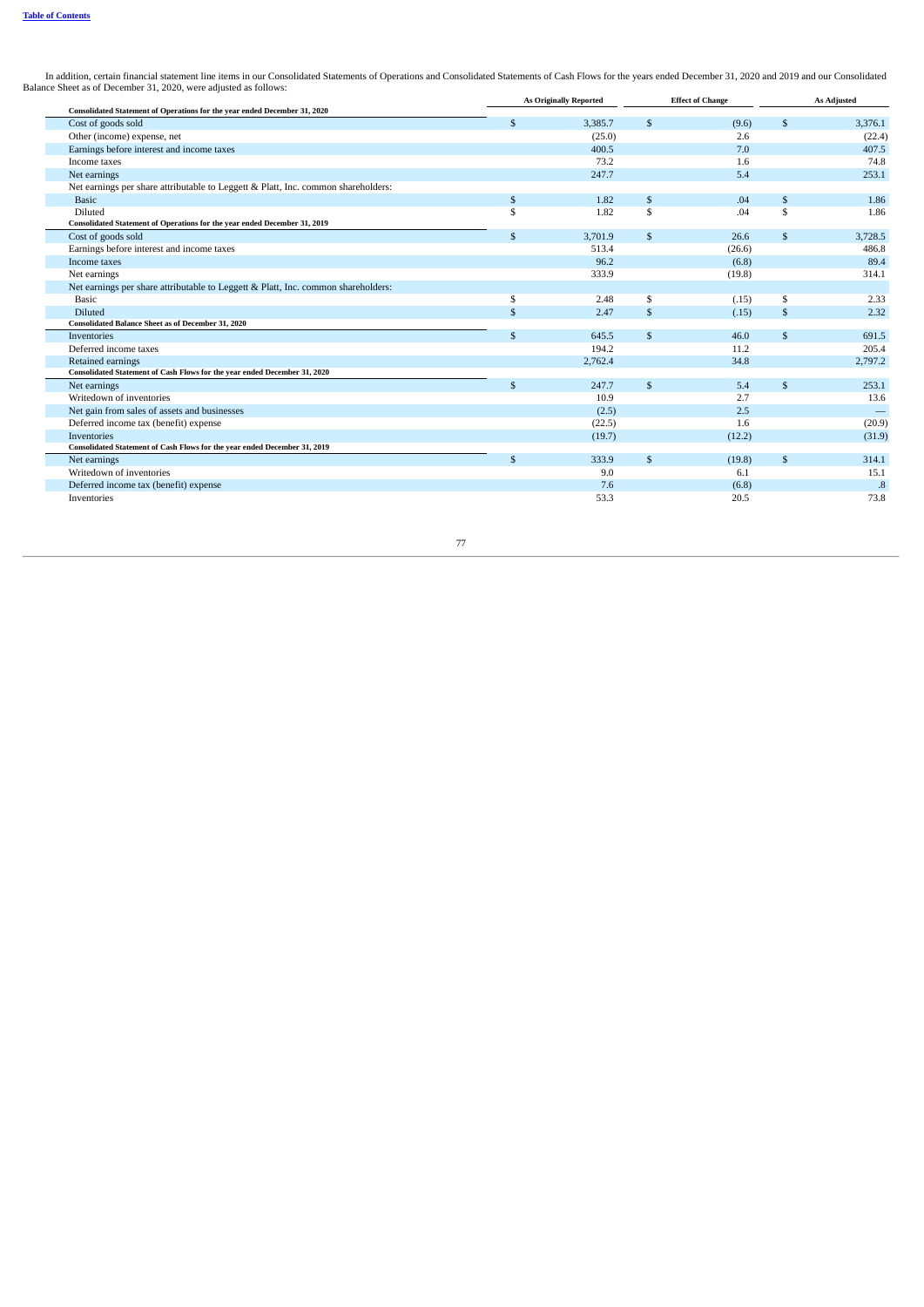In addition, certain financial statement line items in our Consolidated Statements of Operations and Consolidated Statements of Cash Flows for the years ended December 31, 2020 and 2019 and our Consolidated Balance Sheet as of December 31, 2020, were adjusted as follows:

| | As Originally Reported | Effect of Change | As Adjusted |
|---|---|---|---|
| **Consolidated Statement of Operations for the year ended December 31, 2020** | | | |
| Cost of goods sold | $ 3,385.7 | $ (9.6) | $ 3,376.1 |
| Other (income) expense, net | (25.0) | 2.6 | (22.4) |
| Earnings before interest and income taxes | 400.5 | 7.0 | 407.5 |
| Income taxes | 73.2 | 1.6 | 74.8 |
| Net earnings | 247.7 | 5.4 | 253.1 |
| Net earnings per share attributable to Leggett & Platt, Inc. common shareholders: | | | |
| Basic | $ 1.82 | $ .04 | $ 1.86 |
| Diluted | $ 1.82 | $ .04 | $ 1.86 |
| **Consolidated Statement of Operations for the year ended December 31, 2019** | | | |
| Cost of goods sold | $ 3,701.9 | $ 26.6 | $ 3,728.5 |
| Earnings before interest and income taxes | 513.4 | (26.6) | 486.8 |
| Income taxes | 96.2 | (6.8) | 89.4 |
| Net earnings | 333.9 | (19.8) | 314.1 |
| Net earnings per share attributable to Leggett & Platt, Inc. common shareholders: | | | |
| Basic | $ 2.48 | $ (.15) | $ 2.33 |
| Diluted | $ 2.47 | $ (.15) | $ 2.32 |
| **Consolidated Balance Sheet as of December 31, 2020** | | | |
| Inventories | $ 645.5 | $ 46.0 | $ 691.5 |
| Deferred income taxes | 194.2 | 11.2 | 205.4 |
| Retained earnings | 2,762.4 | 34.8 | 2,797.2 |
| **Consolidated Statement of Cash Flows for the year ended December 31, 2020** | | | |
| Net earnings | $ 247.7 | $ 5.4 | $ 253.1 |
| Writedown of inventories | 10.9 | 2.7 | 13.6 |
| Net gain from sales of assets and businesses | (2.5) | 2.5 | — |
| Deferred income tax (benefit) expense | (22.5) | 1.6 | (20.9) |
| Inventories | (19.7) | (12.2) | (31.9) |
| **Consolidated Statement of Cash Flows for the year ended December 31, 2019** | | | |
| Net earnings | $ 333.9 | $ (19.8) | $ 314.1 |
| Writedown of inventories | 9.0 | 6.1 | 15.1 |
| Deferred income tax (benefit) expense | 7.6 | (6.8) | .8 |
| Inventories | 53.3 | 20.5 | 73.8 |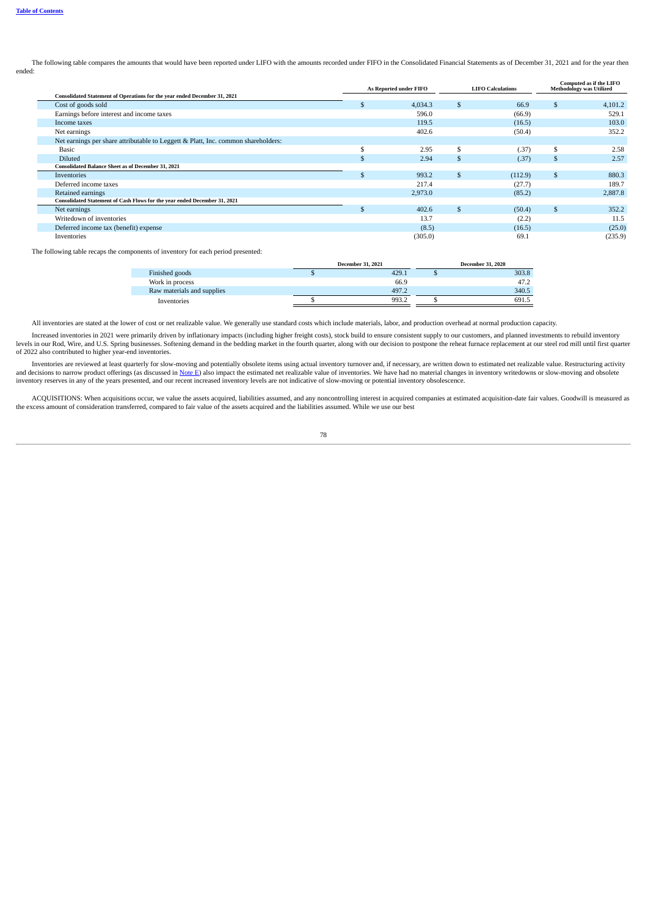The following table compares the amounts that would have been reported under LIFO with the amounts recorded under FIFO in the Consolidated Financial Statements as of December 31, 2021 and for the year then ended:

| | As Reported under FIFO | LIFO Calculations | Computed as if the LIFO Methodology was Utilized |
|---|---|---|---|
| **Consolidated Statement of Operations for the year ended December 31, 2021** | | | |
| Cost of goods sold | $ 4,034.3 | $ 66.9 | $ 4,101.2 |
| Earnings before interest and income taxes | 596.0 | (66.9) | 529.1 |
| Income taxes | 119.5 | (16.5) | 103.0 |
| Net earnings | 402.6 | (50.4) | 352.2 |
| Net earnings per share attributable to Leggett & Platt, Inc. common shareholders: | | | |
| Basic | $ 2.95 | $ (.37) | $ 2.58 |
| Diluted | $ 2.94 | $ (.37) | $ 2.57 |
| **Consolidated Balance Sheet as of December 31, 2021** | | | |
| Inventories | $ 993.2 | $ (112.9) | $ 880.3 |
| Deferred income taxes | 217.4 | (27.7) | 189.7 |
| Retained earnings | 2,973.0 | (85.2) | 2,887.8 |
| **Consolidated Statement of Cash Flows for the year ended December 31, 2021** | | | |
| Net earnings | $ 402.6 | $ (50.4) | $ 352.2 |
| Writedown of inventories | 13.7 | (2.2) | 11.5 |
| Deferred income tax (benefit) expense | (8.5) | (16.5) | (25.0) |
| Inventories | (305.0) | 69.1 | (235.9) |

The following table recaps the components of inventory for each period presented:

| | December 31, 2021 | December 31, 2020 |
|---|---|---|
| Finished goods | $ 429.1 | $ 303.8 |
| Work in process | 66.9 | 47.2 |
| Raw materials and supplies | 497.2 | 340.5 |
| Inventories | $ 993.2 | $ 691.5 |

All inventories are stated at the lower of cost or net realizable value. We generally use standard costs which include materials, labor, and production overhead at normal production capacity.

Increased inventories in 2021 were primarily driven by inflationary impacts (including higher freight costs), stock build to ensure consistent supply to our customers, and planned investments to rebuild inventory levels in our Rod, Wire, and U.S. Spring businesses. Softening demand in the bedding market in the fourth quarter, along with our decision to postpone the reheat furnace replacement at our steel rod mill until first quarter of 2022 also contributed to higher year-end inventories.

Inventories are reviewed at least quarterly for slow-moving and potentially obsolete items using actual inventory turnover and, if necessary, are written down to estimated net realizable value. Restructuring activity and decisions to narrow product offerings (as discussed in Note E) also impact the estimated net realizable value of inventories. We have had no material changes in inventory writedowns or slow-moving and obsolete inventory reserves in any of the years presented, and our recent increased inventory levels are not indicative of slow-moving or potential inventory obsolescence.

ACQUISITIONS: When acquisitions occur, we value the assets acquired, liabilities assumed, and any noncontrolling interest in acquired companies at estimated acquisition-date fair values. Goodwill is measured as the excess amount of consideration transferred, compared to fair value of the assets acquired and the liabilities assumed. While we use our best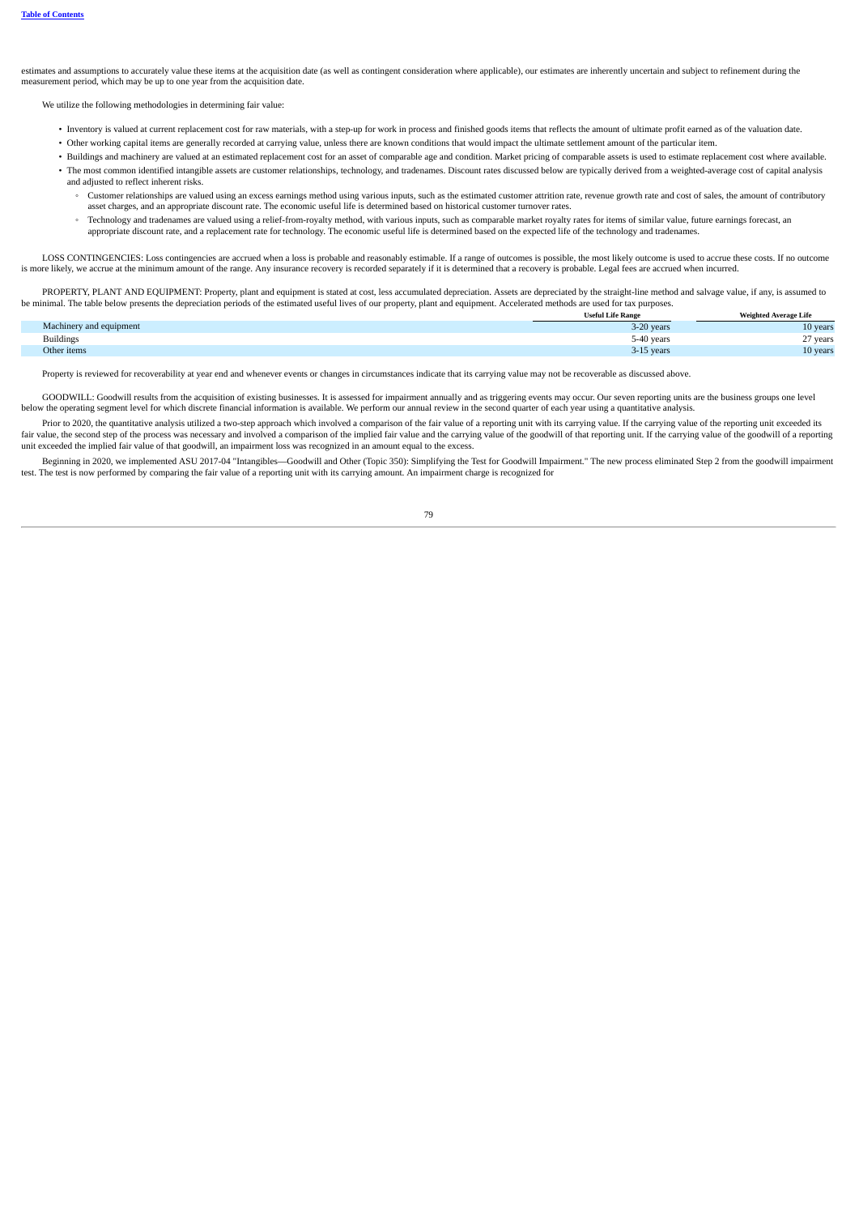estimates and assumptions to accurately value these items at the acquisition date (as well as contingent consideration where applicable), our estimates are inherently uncertain and subject to refinement during the measurement period, which may be up to one year from the acquisition date.

We utilize the following methodologies in determining fair value:

- Inventory is valued at current replacement cost for raw materials, with a step-up for work in process and finished goods items that reflects the amount of ultimate profit earned as of the valuation date.
- Other working capital items are generally recorded at carrying value, unless there are known conditions that would impact the ultimate settlement amount of the particular item.
- Buildings and machinery are valued at an estimated replacement cost for an asset of comparable age and condition. Market pricing of comparable assets is used to estimate replacement cost where available.
- The most common identified intangible assets are customer relationships, technology, and tradenames. Discount rates discussed below are typically derived from a weighted-average cost of capital analysis and adjusted to reflect inherent risks.
  - Customer relationships are valued using an excess earnings method using various inputs, such as the estimated customer attrition rate, revenue growth rate and cost of sales, the amount of contributory asset charges, and an appropriate discount rate. The economic useful life is determined based on historical customer turnover rates.
  - Technology and tradenames are valued using a relief-from-royalty method, with various inputs, such as comparable market royalty rates for items of similar value, future earnings forecast, an appropriate discount rate, and a replacement rate for technology. The economic useful life is determined based on the expected life of the technology and tradenames.

LOSS CONTINGENCIES: Loss contingencies are accrued when a loss is probable and reasonably estimable. If a range of outcomes is possible, the most likely outcome is used to accrue these costs. If no outcome is more likely, we accrue at the minimum amount of the range. Any insurance recovery is recorded separately if it is determined that a recovery is probable. Legal fees are accrued when incurred.

PROPERTY, PLANT AND EQUIPMENT: Property, plant and equipment is stated at cost, less accumulated depreciation. Assets are depreciated by the straight-line method and salvage value, if any, is assumed to be minimal. The table below presents the depreciation periods of the estimated useful lives of our property, plant and equipment. Accelerated methods are used for tax purposes.

| | Useful Life Range | Weighted Average Life |
|---|---|---|
| Machinery and equipment | 3-20 years | 10 years |
| Buildings | 5-40 years | 27 years |
| Other items | 3-15 years | 10 years |

Property is reviewed for recoverability at year end and whenever events or changes in circumstances indicate that its carrying value may not be recoverable as discussed above.

GOODWILL: Goodwill results from the acquisition of existing businesses. It is assessed for impairment annually and as triggering events may occur. Our seven reporting units are the business groups one level below the operating segment level for which discrete financial information is available. We perform our annual review in the second quarter of each year using a quantitative analysis.

Prior to 2020, the quantitative analysis utilized a two-step approach which involved a comparison of the fair value of a reporting unit with its carrying value. If the carrying value of the reporting unit exceeded its fair value, the second step of the process was necessary and involved a comparison of the implied fair value and the carrying value of the goodwill of that reporting unit. If the carrying value of the goodwill of a reporting unit exceeded the implied fair value of that goodwill, an impairment loss was recognized in an amount equal to the excess.

Beginning in 2020, we implemented ASU 2017-04 "Intangibles—Goodwill and Other (Topic 350): Simplifying the Test for Goodwill Impairment." The new process eliminated Step 2 from the goodwill impairment test. The test is now performed by comparing the fair value of a reporting unit with its carrying amount. An impairment charge is recognized for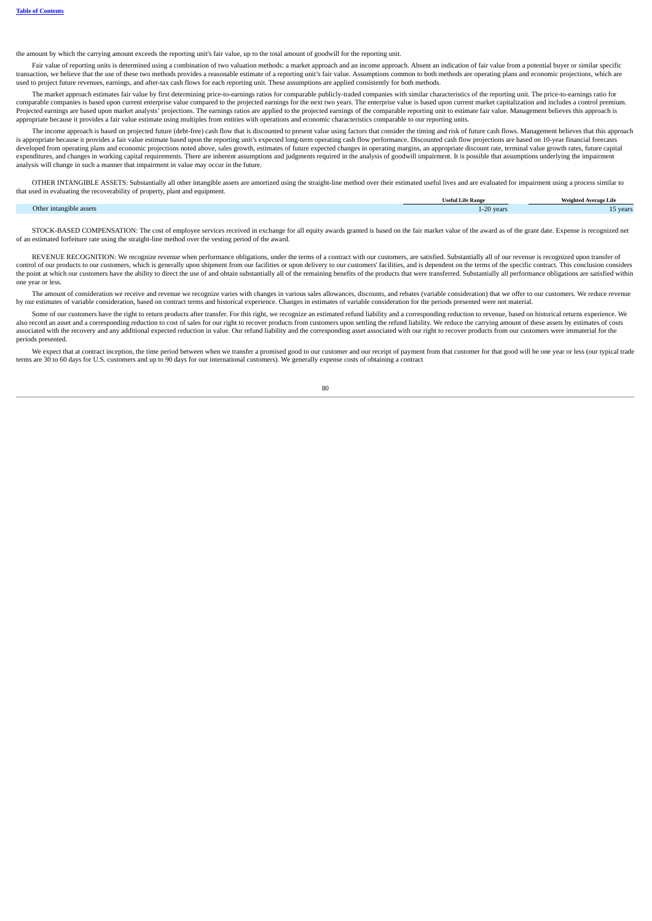the amount by which the carrying amount exceeds the reporting unit's fair value, up to the total amount of goodwill for the reporting unit.

Fair value of reporting units is determined using a combination of two valuation methods: a market approach and an income approach. Absent an indication of fair value from a potential buyer or similar specific transaction, we believe that the use of these two methods provides a reasonable estimate of a reporting unit's fair value. Assumptions common to both methods are operating plans and economic projections, which are used to project future revenues, earnings, and after-tax cash flows for each reporting unit. These assumptions are applied consistently for both methods.

The market approach estimates fair value by first determining price-to-earnings ratios for comparable publicly-traded companies with similar characteristics of the reporting unit. The price-to-earnings ratio for comparable companies is based upon current enterprise value compared to the projected earnings for the next two years. The enterprise value is based upon current market capitalization and includes a control premium. Projected earnings are based upon market analysts' projections. The earnings ratios are applied to the projected earnings of the comparable reporting unit to estimate fair value. Management believes this approach is appropriate because it provides a fair value estimate using multiples from entities with operations and economic characteristics comparable to our reporting units.

The income approach is based on projected future (debt-free) cash flow that is discounted to present value using factors that consider the timing and risk of future cash flows. Management believes that this approach is appropriate because it provides a fair value estimate based upon the reporting unit's expected long-term operating cash flow performance. Discounted cash flow projections are based on 10-year financial forecasts developed from operating plans and economic projections noted above, sales growth, estimates of future expected changes in operating margins, an appropriate discount rate, terminal value growth rates, future capital expenditures, and changes in working capital requirements. There are inherent assumptions and judgments required in the analysis of goodwill impairment. It is possible that assumptions underlying the impairment analysis will change in such a manner that impairment in value may occur in the future.

OTHER INTANGIBLE ASSETS: Substantially all other intangible assets are amortized using the straight-line method over their estimated useful lives and are evaluated for impairment using a process similar to that used in evaluating the recoverability of property, plant and equipment.

| | Useful Life Range | Weighted Average Life |
|---|---|---|
| Other intangible assets | 1-20 years | 15 years |

STOCK-BASED COMPENSATION: The cost of employee services received in exchange for all equity awards granted is based on the fair market value of the award as of the grant date. Expense is recognized net of an estimated forfeiture rate using the straight-line method over the vesting period of the award.

REVENUE RECOGNITION: We recognize revenue when performance obligations, under the terms of a contract with our customers, are satisfied. Substantially all of our revenue is recognized upon transfer of control of our products to our customers, which is generally upon shipment from our facilities or upon delivery to our customers' facilities, and is dependent on the terms of the specific contract. This conclusion considers the point at which our customers have the ability to direct the use of and obtain substantially all of the remaining benefits of the products that were transferred. Substantially all performance obligations are satisfied within one year or less.

The amount of consideration we receive and revenue we recognize varies with changes in various sales allowances, discounts, and rebates (variable consideration) that we offer to our customers. We reduce revenue by our estimates of variable consideration, based on contract terms and historical experience. Changes in estimates of variable consideration for the periods presented were not material.

Some of our customers have the right to return products after transfer. For this right, we recognize an estimated refund liability and a corresponding reduction to revenue, based on historical returns experience. We also record an asset and a corresponding reduction to cost of sales for our right to recover products from customers upon settling the refund liability. We reduce the carrying amount of these assets by estimates of costs associated with the recovery and any additional expected reduction in value. Our refund liability and the corresponding asset associated with our right to recover products from our customers were immaterial for the periods presented.

We expect that at contract inception, the time period between when we transfer a promised good to our customer and our receipt of payment from that customer for that good will be one year or less (our typical trade terms are 30 to 60 days for U.S. customers and up to 90 days for our international customers). We generally expense costs of obtaining a contract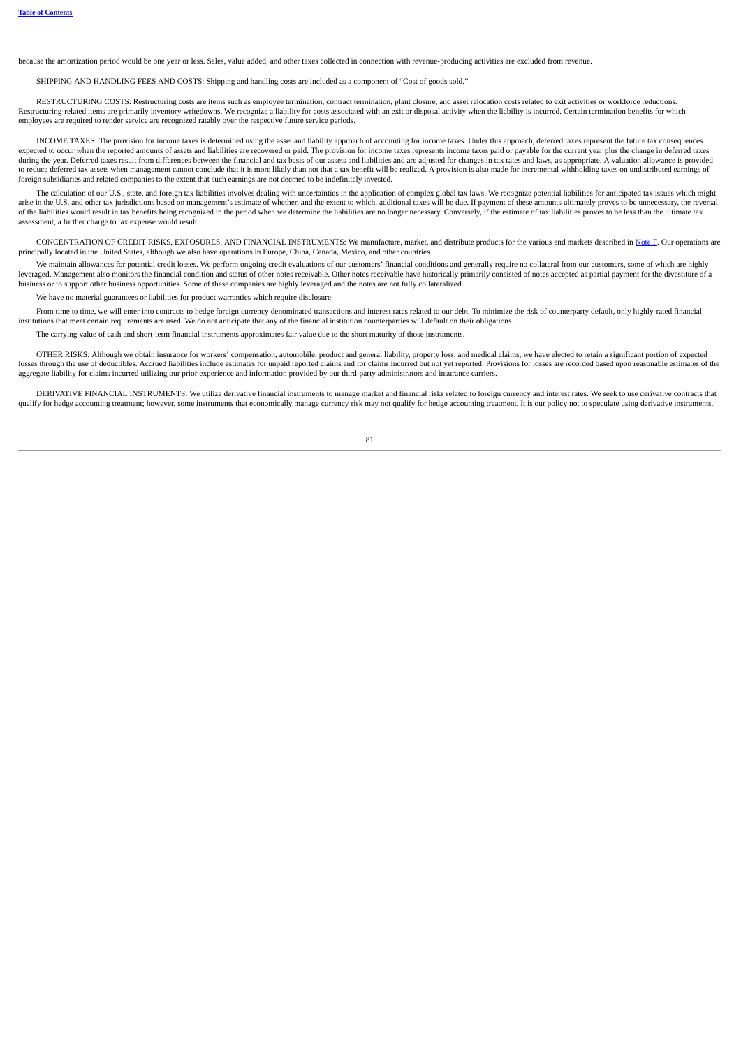because the amortization period would be one year or less. Sales, value added, and other taxes collected in connection with revenue-producing activities are excluded from revenue.

SHIPPING AND HANDLING FEES AND COSTS: Shipping and handling costs are included as a component of "Cost of goods sold."

RESTRUCTURING COSTS: Restructuring costs are items such as employee termination, contract termination, plant closure, and asset relocation costs related to exit activities or workforce reductions. Restructuring-related items are primarily inventory writedowns. We recognize a liability for costs associated with an exit or disposal activity when the liability is incurred. Certain termination benefits for which employees are required to render service are recognized ratably over the respective future service periods.

INCOME TAXES: The provision for income taxes is determined using the asset and liability approach of accounting for income taxes. Under this approach, deferred taxes represent the future tax consequences expected to occur when the reported amounts of assets and liabilities are recovered or paid. The provision for income taxes represents income taxes paid or payable for the current year plus the change in deferred taxes during the year. Deferred taxes result from differences between the financial and tax basis of our assets and liabilities and are adjusted for changes in tax rates and laws, as appropriate. A valuation allowance is provided to reduce deferred tax assets when management cannot conclude that it is more likely than not that a tax benefit will be realized. A provision is also made for incremental withholding taxes on undistributed earnings of foreign subsidiaries and related companies to the extent that such earnings are not deemed to be indefinitely invested.

The calculation of our U.S., state, and foreign tax liabilities involves dealing with uncertainties in the application of complex global tax laws. We recognize potential liabilities for anticipated tax issues which might arise in the U.S. and other tax jurisdictions based on management's estimate of whether, and the extent to which, additional taxes will be due. If payment of these amounts ultimately proves to be unnecessary, the reversal of the liabilities would result in tax benefits being recognized in the period when we determine the liabilities are no longer necessary. Conversely, if the estimate of tax liabilities proves to be less than the ultimate tax assessment, a further charge to tax expense would result.

CONCENTRATION OF CREDIT RISKS, EXPOSURES, AND FINANCIAL INSTRUMENTS: We manufacture, market, and distribute products for the various end markets described in Note F. Our operations are principally located in the United States, although we also have operations in Europe, China, Canada, Mexico, and other countries.

We maintain allowances for potential credit losses. We perform ongoing credit evaluations of our customers' financial conditions and generally require no collateral from our customers, some of which are highly leveraged. Management also monitors the financial condition and status of other notes receivable. Other notes receivable have historically primarily consisted of notes accepted as partial payment for the divestiture of a business or to support other business opportunities. Some of these companies are highly leveraged and the notes are not fully collateralized.

We have no material guarantees or liabilities for product warranties which require disclosure.

From time to time, we will enter into contracts to hedge foreign currency denominated transactions and interest rates related to our debt. To minimize the risk of counterparty default, only highly-rated financial institutions that meet certain requirements are used. We do not anticipate that any of the financial institution counterparties will default on their obligations.

The carrying value of cash and short-term financial instruments approximates fair value due to the short maturity of those instruments.

OTHER RISKS: Although we obtain insurance for workers' compensation, automobile, product and general liability, property loss, and medical claims, we have elected to retain a significant portion of expected losses through the use of deductibles. Accrued liabilities include estimates for unpaid reported claims and for claims incurred but not yet reported. Provisions for losses are recorded based upon reasonable estimates of the aggregate liability for claims incurred utilizing our prior experience and information provided by our third-party administrators and insurance carriers.

DERIVATIVE FINANCIAL INSTRUMENTS: We utilize derivative financial instruments to manage market and financial risks related to foreign currency and interest rates. We seek to use derivative contracts that qualify for hedge accounting treatment; however, some instruments that economically manage currency risk may not qualify for hedge accounting treatment. It is our policy not to speculate using derivative instruments.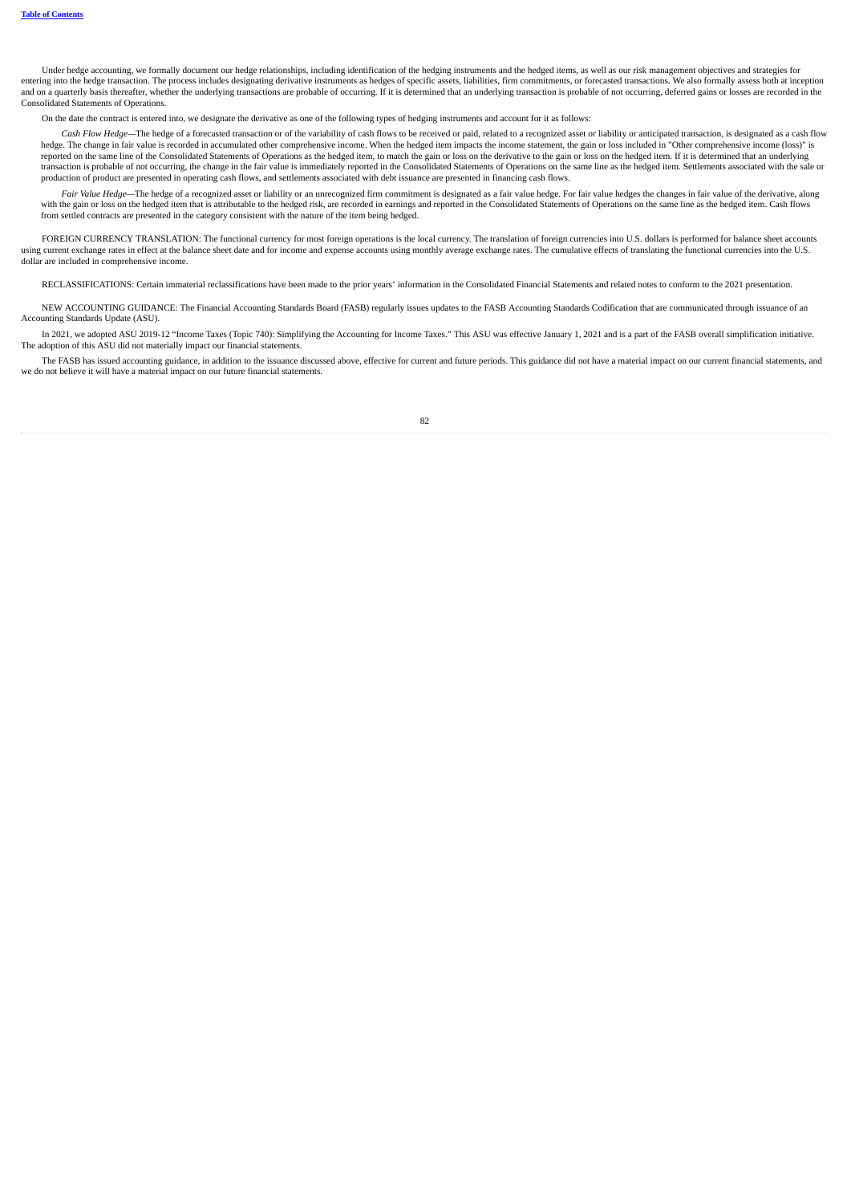Under hedge accounting, we formally document our hedge relationships, including identification of the hedging instruments and the hedged items, as well as our risk management objectives and strategies for entering into the hedge transaction. The process includes designating derivative instruments as hedges of specific assets, liabilities, firm commitments, or forecasted transactions. We also formally assess both at inception and on a quarterly basis thereafter, whether the underlying transactions are probable of occurring. If it is determined that an underlying transaction is probable of not occurring, deferred gains or losses are recorded in the Consolidated Statements of Operations.

On the date the contract is entered into, we designate the derivative as one of the following types of hedging instruments and account for it as follows:

*Cash Flow Hedge*—The hedge of a forecasted transaction or of the variability of cash flows to be received or paid, related to a recognized asset or liability or anticipated transaction, is designated as a cash flow hedge. The change in fair value is recorded in accumulated other comprehensive income. When the hedged item impacts the income statement, the gain or loss included in "Other comprehensive income (loss)" is reported on the same line of the Consolidated Statements of Operations as the hedged item, to match the gain or loss on the derivative to the gain or loss on the hedged item. If it is determined that an underlying transaction is probable of not occurring, the change in the fair value is immediately reported in the Consolidated Statements of Operations on the same line as the hedged item. Settlements associated with the sale or production of product are presented in operating cash flows, and settlements associated with debt issuance are presented in financing cash flows.

*Fair Value Hedge*—The hedge of a recognized asset or liability or an unrecognized firm commitment is designated as a fair value hedge. For fair value hedges the changes in fair value of the derivative, along with the gain or loss on the hedged item that is attributable to the hedged risk, are recorded in earnings and reported in the Consolidated Statements of Operations on the same line as the hedged item. Cash flows from settled contracts are presented in the category consistent with the nature of the item being hedged.

FOREIGN CURRENCY TRANSLATION: The functional currency for most foreign operations is the local currency. The translation of foreign currencies into U.S. dollars is performed for balance sheet accounts using current exchange rates in effect at the balance sheet date and for income and expense accounts using monthly average exchange rates. The cumulative effects of translating the functional currencies into the U.S. dollar are included in comprehensive income.

RECLASSIFICATIONS: Certain immaterial reclassifications have been made to the prior years' information in the Consolidated Financial Statements and related notes to conform to the 2021 presentation.

NEW ACCOUNTING GUIDANCE: The Financial Accounting Standards Board (FASB) regularly issues updates to the FASB Accounting Standards Codification that are communicated through issuance of an Accounting Standards Update (ASU).

In 2021, we adopted ASU 2019-12 "Income Taxes (Topic 740): Simplifying the Accounting for Income Taxes." This ASU was effective January 1, 2021 and is a part of the FASB overall simplification initiative. The adoption of this ASU did not materially impact our financial statements.

The FASB has issued accounting guidance, in addition to the issuance discussed above, effective for current and future periods. This guidance did not have a material impact on our current financial statements, and we do not believe it will have a material impact on our future financial statements.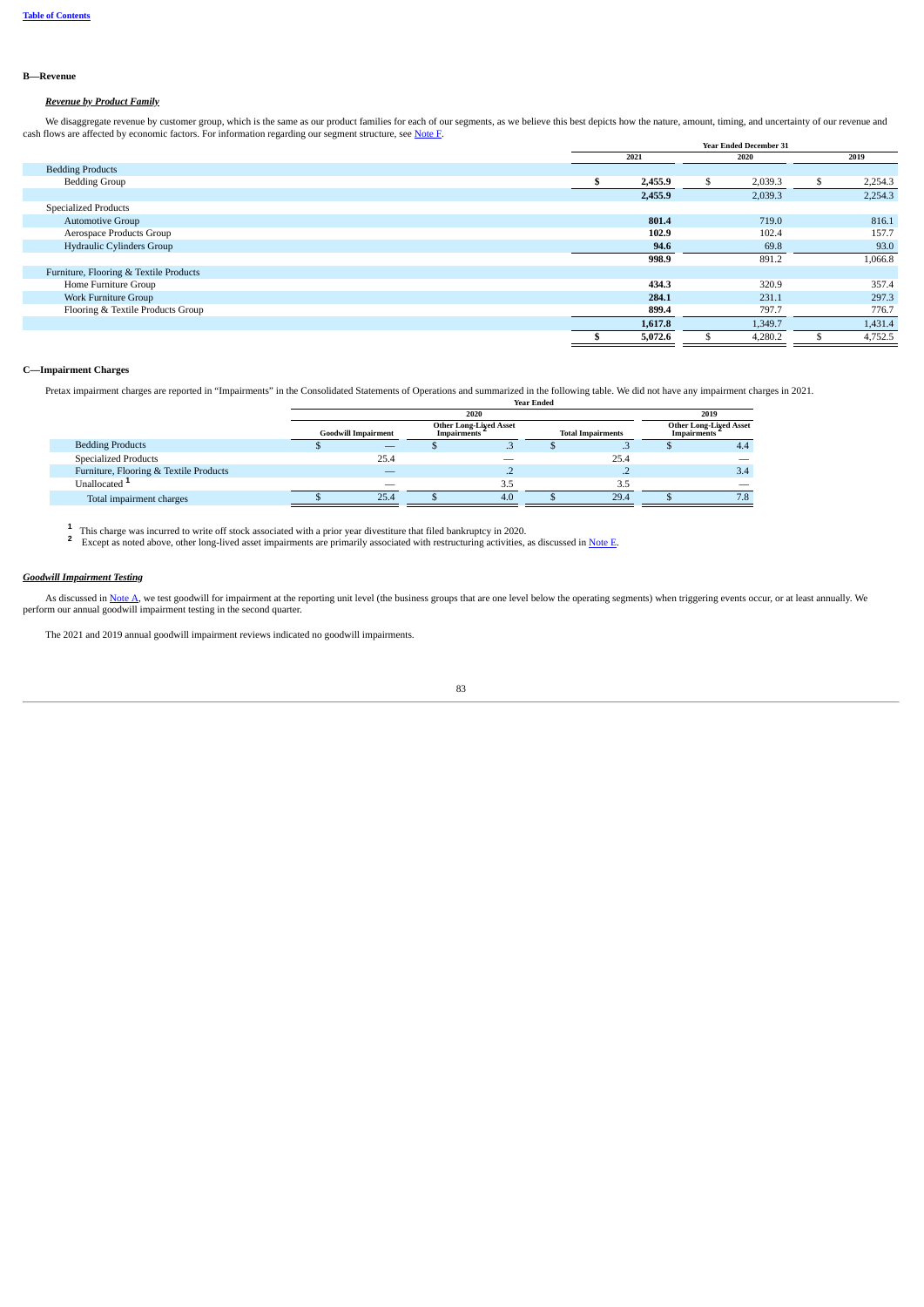## B—Revenue

***Revenue by Product Family***

We disaggregate revenue by customer group, which is the same as our product families for each of our segments, as we believe this best depicts how the nature, amount, timing, and uncertainty of our revenue and cash flows are affected by economic factors. For information regarding our segment structure, see Note F.

| | Year Ended December 31 | | |
|---|---|---|---|
| | 2021 | 2020 | 2019 |
| Bedding Products | | | |
| Bedding Group | **$ 2,455.9** | $ 2,039.3 | $ 2,254.3 |
| | **2,455.9** | 2,039.3 | 2,254.3 |
| Specialized Products | | | |
| Automotive Group | **801.4** | 719.0 | 816.1 |
| Aerospace Products Group | **102.9** | 102.4 | 157.7 |
| Hydraulic Cylinders Group | **94.6** | 69.8 | 93.0 |
| | **998.9** | 891.2 | 1,066.8 |
| Furniture, Flooring & Textile Products | | | |
| Home Furniture Group | **434.3** | 320.9 | 357.4 |
| Work Furniture Group | **284.1** | 231.1 | 297.3 |
| Flooring & Textile Products Group | **899.4** | 797.7 | 776.7 |
| | **1,617.8** | 1,349.7 | 1,431.4 |
| | **$ 5,072.6** | $ 4,280.2 | $ 4,752.5 |

## C—Impairment Charges

Pretax impairment charges are reported in "Impairments" in the Consolidated Statements of Operations and summarized in the following table. We did not have any impairment charges in 2021.

| | Year Ended | | | |
|---|---|---|---|---|
| | 2020 | | | 2019 |
| | Goodwill Impairment | Other Long-Lived Asset Impairments [2] | Total Impairments | Other Long-Lived Asset Impairments [2] |
| Bedding Products | $ — | $ .3 | $ .3 | $ 4.4 |
| Specialized Products | 25.4 | — | 25.4 | — |
| Furniture, Flooring & Textile Products | — | .2 | .2 | 3.4 |
| Unallocated [1] | — | 3.5 | 3.5 | — |
| Total impairment charges | $ 25.4 | $ 4.0 | $ 29.4 | $ 7.8 |

[1] This charge was incurred to write off stock associated with a prior year divestiture that filed bankruptcy in 2020.
[2] Except as noted above, other long-lived asset impairments are primarily associated with restructuring activities, as discussed in Note E.

***Goodwill Impairment Testing***

As discussed in Note A, we test goodwill for impairment at the reporting unit level (the business groups that are one level below the operating segments) when triggering events occur, or at least annually. We perform our annual goodwill impairment testing in the second quarter.

The 2021 and 2019 annual goodwill impairment reviews indicated no goodwill impairments.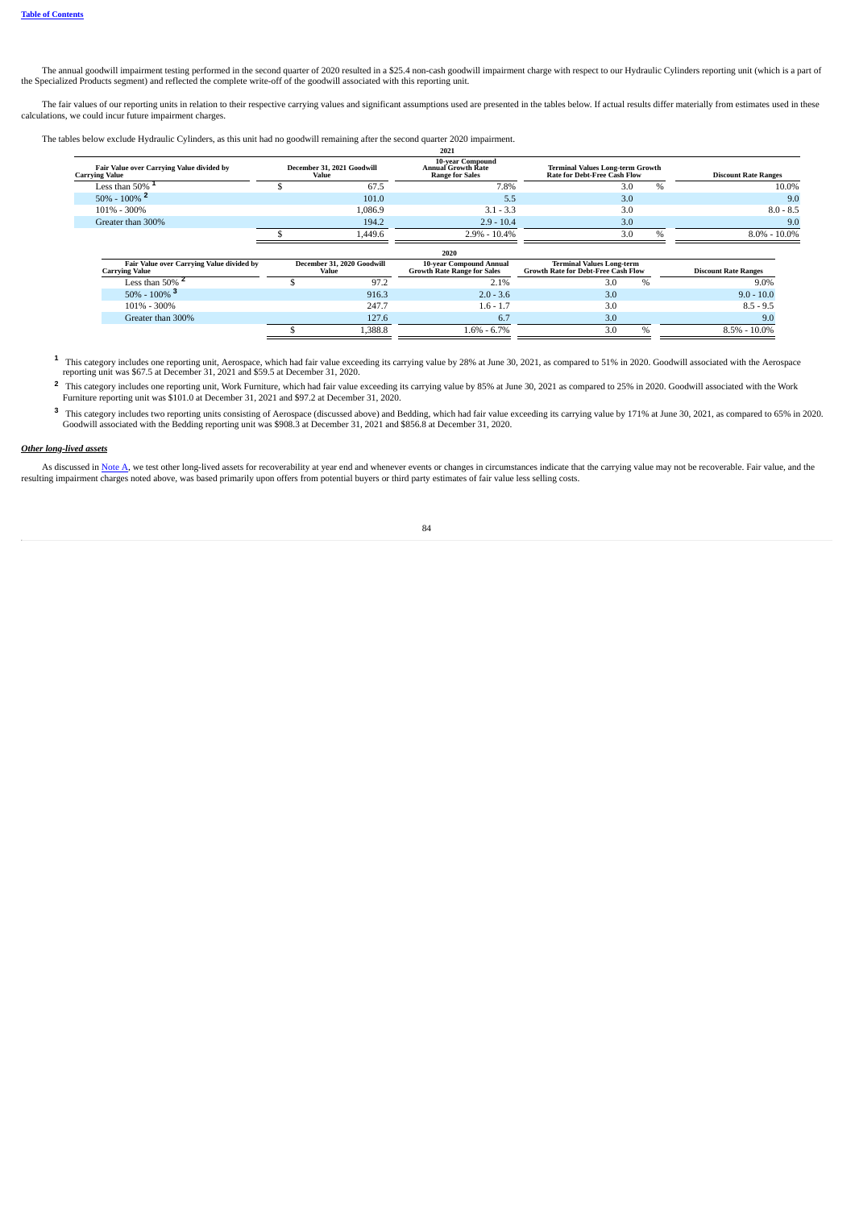The annual goodwill impairment testing performed in the second quarter of 2020 resulted in a $25.4 non-cash goodwill impairment charge with respect to our Hydraulic Cylinders reporting unit (which is a part of the Specialized Products segment) and reflected the complete write-off of the goodwill associated with this reporting unit.

The fair values of our reporting units in relation to their respective carrying values and significant assumptions used are presented in the tables below. If actual results differ materially from estimates used in these calculations, we could incur future impairment charges.

The tables below exclude Hydraulic Cylinders, as this unit had no goodwill remaining after the second quarter 2020 impairment.

| 2021 | | | | |
|---|---|---|---|---|
| Fair Value over Carrying Value divided by Carrying Value | December 31, 2021 Goodwill Value | 10-year Compound Annual Growth Rate Range for Sales | Terminal Values Long-term Growth Rate for Debt-Free Cash Flow | Discount Rate Ranges |
| Less than 50% [1] | $ 67.5 | 7.8% | 3.0 % | 10.0% |
| 50% - 100% [2] | 101.0 | 5.5 | 3.0 | 9.0 |
| 101% - 300% | 1,086.9 | 3.1 - 3.3 | 3.0 | 8.0 - 8.5 |
| Greater than 300% | 194.2 | 2.9 - 10.4 | 3.0 | 9.0 |
| | $ 1,449.6 | 2.9% - 10.4% | 3.0 % | 8.0% - 10.0% |

| 2020 | | | | |
|---|---|---|---|---|
| Fair Value over Carrying Value divided by Carrying Value | December 31, 2020 Goodwill Value | 10-year Compound Annual Growth Rate Range for Sales | Terminal Values Long-term Growth Rate for Debt-Free Cash Flow | Discount Rate Ranges |
| Less than 50% [2] | $ 97.2 | 2.1% | 3.0 % | 9.0% |
| 50% - 100% [3] | 916.3 | 2.0 - 3.6 | 3.0 | 9.0 - 10.0 |
| 101% - 300% | 247.7 | 1.6 - 1.7 | 3.0 | 8.5 - 9.5 |
| Greater than 300% | 127.6 | 6.7 | 3.0 | 9.0 |
| | $ 1,388.8 | 1.6% - 6.7% | 3.0 % | 8.5% - 10.0% |

[1] This category includes one reporting unit, Aerospace, which had fair value exceeding its carrying value by 28% at June 30, 2021, as compared to 51% in 2020. Goodwill associated with the Aerospace reporting unit was $67.5 at December 31, 2021 and $59.5 at December 31, 2020.

[2] This category includes one reporting unit, Work Furniture, which had fair value exceeding its carrying value by 85% at June 30, 2021 as compared to 25% in 2020. Goodwill associated with the Work Furniture reporting unit was $101.0 at December 31, 2021 and $97.2 at December 31, 2020.

[3] This category includes two reporting units consisting of Aerospace (discussed above) and Bedding, which had fair value exceeding its carrying value by 171% at June 30, 2021, as compared to 65% in 2020. Goodwill associated with the Bedding reporting unit was $908.3 at December 31, 2021 and $856.8 at December 31, 2020.

***Other long-lived assets***

As discussed in Note A, we test other long-lived assets for recoverability at year end and whenever events or changes in circumstances indicate that the carrying value may not be recoverable. Fair value, and the resulting impairment charges noted above, was based primarily upon offers from potential buyers or third party estimates of fair value less selling costs.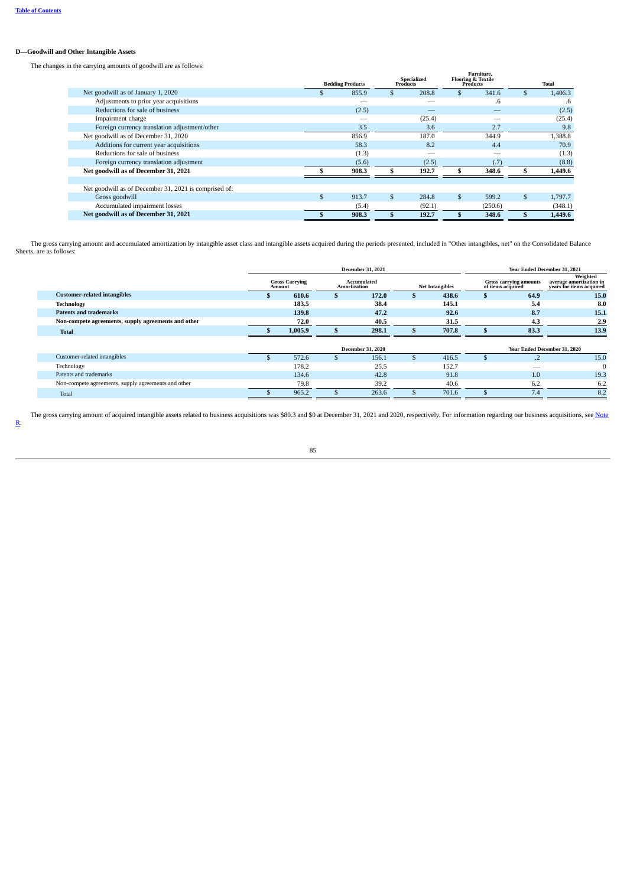## D—Goodwill and Other Intangible Assets

The changes in the carrying amounts of goodwill are as follows:

| | Bedding Products | Specialized Products | Furniture, Flooring & Textile Products | Total |
|---|---|---|---|---|
| Net goodwill as of January 1, 2020 | $ 855.9 | $ 208.8 | $ 341.6 | $ 1,406.3 |
| Adjustments to prior year acquisitions | — | — | .6 | .6 |
| Reductions for sale of business | (2.5) | — | — | (2.5) |
| Impairment charge | — | (25.4) | — | (25.4) |
| Foreign currency translation adjustment/other | 3.5 | 3.6 | 2.7 | 9.8 |
| Net goodwill as of December 31, 2020 | 856.9 | 187.0 | 344.9 | 1,388.8 |
| Additions for current year acquisitions | 58.3 | 8.2 | 4.4 | 70.9 |
| Reductions for sale of business | (1.3) | — | — | (1.3) |
| Foreign currency translation adjustment | (5.6) | (2.5) | (.7) | (8.8) |
| **Net goodwill as of December 31, 2021** | **$ 908.3** | **$ 192.7** | **$ 348.6** | **$ 1,449.6** |
| | | | | |
| Net goodwill as of December 31, 2021 is comprised of: | | | | |
| Gross goodwill | $ 913.7 | $ 284.8 | $ 599.2 | $ 1,797.7 |
| Accumulated impairment losses | (5.4) | (92.1) | (250.6) | (348.1) |
| **Net goodwill as of December 31, 2021** | **$ 908.3** | **$ 192.7** | **$ 348.6** | **$ 1,449.6** |

The gross carrying amount and accumulated amortization by intangible asset class and intangible assets acquired during the periods presented, included in "Other intangibles, net" on the Consolidated Balance Sheets, are as follows:

| | December 31, 2021 | | | Year Ended December 31, 2021 | |
|---|---|---|---|---|---|
| | Gross Carrying Amount | Accumulated Amortization | Net Intangibles | Gross carrying amounts of items acquired | Weighted average amortization in years for items acquired |
| **Customer-related intangibles** | **$ 610.6** | **$ 172.0** | **$ 438.6** | **$ 64.9** | **15.0** |
| **Technology** | **183.5** | **38.4** | **145.1** | **5.4** | **8.0** |
| **Patents and trademarks** | **139.8** | **47.2** | **92.6** | **8.7** | **15.1** |
| **Non-compete agreements, supply agreements and other** | **72.0** | **40.5** | **31.5** | **4.3** | **2.9** |
| **Total** | **$ 1,005.9** | **$ 298.1** | **$ 707.8** | **$ 83.3** | **13.9** |
| | **December 31, 2020** | | | **Year Ended December 31, 2020** | |
| Customer-related intangibles | $ 572.6 | $ 156.1 | $ 416.5 | $ .2 | 15.0 |
| Technology | 178.2 | 25.5 | 152.7 | — | 0 |
| Patents and trademarks | 134.6 | 42.8 | 91.8 | 1.0 | 19.3 |
| Non-compete agreements, supply agreements and other | 79.8 | 39.2 | 40.6 | 6.2 | 6.2 |
| Total | $ 965.2 | $ 263.6 | $ 701.6 | $ 7.4 | 8.2 |

The gross carrying amount of acquired intangible assets related to business acquisitions was $80.3 and $0 at December 31, 2021 and 2020, respectively. For information regarding our business acquisitions, see Note R.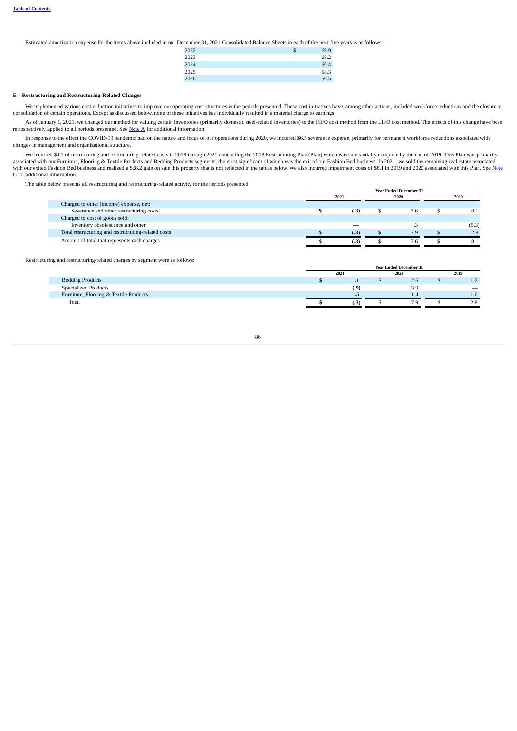Estimated amortization expense for the items above included in our December 31, 2021 Consolidated Balance Sheets in each of the next five years is as follows:

| | |
|---|---|
| 2022 | $ 69.9 |
| 2023 | 68.2 |
| 2024 | 60.4 |
| 2025 | 58.3 |
| 2026 | 56.5 |

**E—Restructuring and Restructuring-Related Charges**

We implemented various cost reduction initiatives to improve our operating cost structures in the periods presented. These cost initiatives have, among other actions, included workforce reductions and the closure or consolidation of certain operations. Except as discussed below, none of these initiatives has individually resulted in a material charge to earnings.

As of January 1, 2021, we changed our method for valuing certain inventories (primarily domestic steel-related inventories) to the FIFO cost method from the LIFO cost method. The effects of this change have been retrospectively applied to all periods presented. See Note A for additional information.

In response to the effect the COVID-19 pandemic had on the nature and focus of our operations during 2020, we incurred $6.5 severance expense, primarily for permanent workforce reductions associated with changes in management and organizational structure.

We incurred $4.1 of restructuring and restructuring-related costs in 2019 through 2021 concluding the 2018 Restructuring Plan (Plan) which was substantially complete by the end of 2019. This Plan was primarily associated with our Furniture, Flooring & Textile Products and Bedding Products segments, the most significant of which was the exit of our Fashion Bed business. In 2021, we sold the remaining real estate associated with our exited Fashion Bed business and realized a $28.2 gain on sale this property that is not reflected in the tables below. We also incurred impairment costs of $8.1 in 2019 and 2020 associated with this Plan. See Note C for additional information.

The table below presents all restructuring and restructuring-related activity for the periods presented:

| | Year Ended December 31 | | |
|---|---|---|---|
| | **2021** | 2020 | 2019 |
| Charged to other (income) expense, net: | | | |
| Severance and other restructuring costs | **$ (.3)** | $ 7.6 | $ 8.1 |
| Charged to cost of goods sold: | | | |
| Inventory obsolescence and other | **—** | .3 | (5.3) |
| Total restructuring and restructuring-related costs | **$ (.3)** | $ 7.9 | $ 2.8 |
| Amount of total that represents cash charges | **$ (.3)** | $ 7.6 | $ 8.1 |

Restructuring and restructuring-related charges by segment were as follows:

| | Year Ended December 31 | | |
|---|---|---|---|
| | **2021** | 2020 | 2019 |
| Bedding Products | **$ .1** | $ 2.6 | $ 1.2 |
| Specialized Products | **(.9)** | 3.9 | — |
| Furniture, Flooring & Textile Products | **.5** | 1.4 | 1.6 |
| Total | **$ (.3)** | $ 7.9 | $ 2.8 |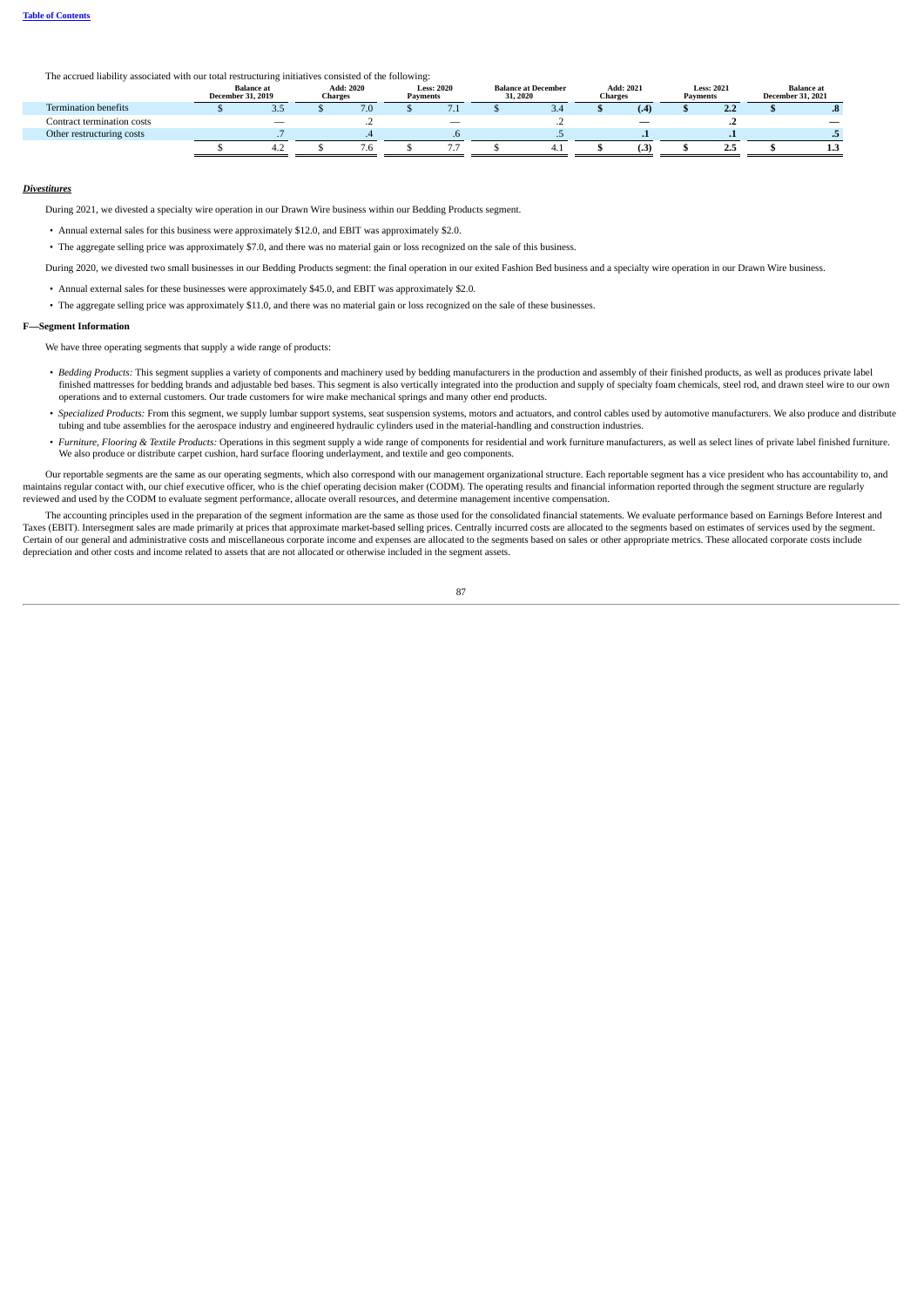The accrued liability associated with our total restructuring initiatives consisted of the following:

| | Balance at December 31, 2019 | Add: 2020 Charges | Less: 2020 Payments | Balance at December 31, 2020 | Add: 2021 Charges | Less: 2021 Payments | Balance at December 31, 2021 |
|---|---|---|---|---|---|---|---|
| Termination benefits | $ 3.5 | $ 7.0 | $ 7.1 | $ 3.4 | **$ (.4)** | **$ 2.2** | **$ .8** |
| Contract termination costs | — | .2 | — | .2 | **—** | **.2** | **—** |
| Other restructuring costs | .7 | .4 | .6 | .5 | **.1** | **.1** | **.5** |
| | $ 4.2 | $ 7.6 | $ 7.7 | $ 4.1 | **$ (.3)** | **$ 2.5** | **$ 1.3** |

***Divestitures***

During 2021, we divested a specialty wire operation in our Drawn Wire business within our Bedding Products segment.

- Annual external sales for this business were approximately $12.0, and EBIT was approximately $2.0.
- The aggregate selling price was approximately $7.0, and there was no material gain or loss recognized on the sale of this business.

During 2020, we divested two small businesses in our Bedding Products segment: the final operation in our exited Fashion Bed business and a specialty wire operation in our Drawn Wire business.

- Annual external sales for these businesses were approximately $45.0, and EBIT was approximately $2.0.
- The aggregate selling price was approximately $11.0, and there was no material gain or loss recognized on the sale of these businesses.

**F—Segment Information**

We have three operating segments that supply a wide range of products:

- *Bedding Products:* This segment supplies a variety of components and machinery used by bedding manufacturers in the production and assembly of their finished products, as well as produces private label finished mattresses for bedding brands and adjustable bed bases. This segment is also vertically integrated into the production and supply of specialty foam chemicals, steel rod, and drawn steel wire to our own operations and to external customers. Our trade customers for wire make mechanical springs and many other end products.
- *Specialized Products:* From this segment, we supply lumbar support systems, seat suspension systems, motors and actuators, and control cables used by automotive manufacturers. We also produce and distribute tubing and tube assemblies for the aerospace industry and engineered hydraulic cylinders used in the material-handling and construction industries.
- *Furniture, Flooring & Textile Products:* Operations in this segment supply a wide range of components for residential and work furniture manufacturers, as well as select lines of private label finished furniture. We also produce or distribute carpet cushion, hard surface flooring underlayment, and textile and geo components.

Our reportable segments are the same as our operating segments, which also correspond with our management organizational structure. Each reportable segment has a vice president who has accountability to, and maintains regular contact with, our chief executive officer, who is the chief operating decision maker (CODM). The operating results and financial information reported through the segment structure are regularly reviewed and used by the CODM to evaluate segment performance, allocate overall resources, and determine management incentive compensation.

The accounting principles used in the preparation of the segment information are the same as those used for the consolidated financial statements. We evaluate performance based on Earnings Before Interest and Taxes (EBIT). Intersegment sales are made primarily at prices that approximate market-based selling prices. Centrally incurred costs are allocated to the segments based on estimates of services used by the segment. Certain of our general and administrative costs and miscellaneous corporate income and expenses are allocated to the segments based on sales or other appropriate metrics. These allocated corporate costs include depreciation and other costs and income related to assets that are not allocated or otherwise included in the segment assets.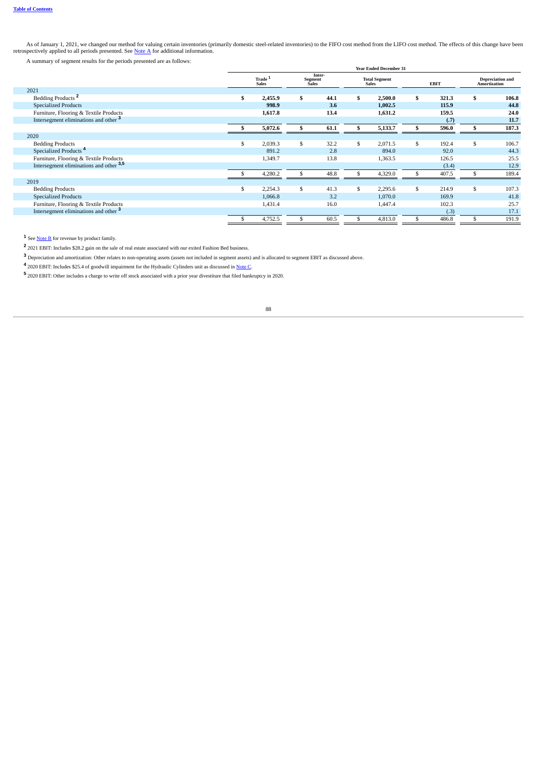As of January 1, 2021, we changed our method for valuing certain inventories (primarily domestic steel-related inventories) to the FIFO cost method from the LIFO cost method. The effects of this change have been retrospectively applied to all periods presented. See Note A for additional information.

A summary of segment results for the periods presented are as follows:

| | Year Ended December 31 | | | | |
|---|---|---|---|---|---|
| | Trade [1] Sales | Inter-Segment Sales | Total Segment Sales | EBIT | Depreciation and Amortization |
| **2021** | | | | | |
| Bedding Products [2] | **$ 2,455.9** | **$ 44.1** | **$ 2,500.0** | **$ 321.3** | **$ 106.8** |
| Specialized Products | **998.9** | **3.6** | **1,002.5** | **115.9** | **44.8** |
| Furniture, Flooring & Textile Products | **1,617.8** | **13.4** | **1,631.2** | **159.5** | **24.0** |
| Intersegment eliminations and other [3] | | | | **(.7)** | **11.7** |
| | **$ 5,072.6** | **$ 61.1** | **$ 5,133.7** | **$ 596.0** | **$ 187.3** |
| **2020** | | | | | |
| Bedding Products | $ 2,039.3 | $ 32.2 | $ 2,071.5 | $ 192.4 | $ 106.7 |
| Specialized Products [4] | 891.2 | 2.8 | 894.0 | 92.0 | 44.3 |
| Furniture, Flooring & Textile Products | 1,349.7 | 13.8 | 1,363.5 | 126.5 | 25.5 |
| Intersegment eliminations and other [3,5] | | | | (3.4) | 12.9 |
| | $ 4,280.2 | $ 48.8 | $ 4,329.0 | $ 407.5 | $ 189.4 |
| **2019** | | | | | |
| Bedding Products | $ 2,254.3 | $ 41.3 | $ 2,295.6 | $ 214.9 | $ 107.3 |
| Specialized Products | 1,066.8 | 3.2 | 1,070.0 | 169.9 | 41.8 |
| Furniture, Flooring & Textile Products | 1,431.4 | 16.0 | 1,447.4 | 102.3 | 25.7 |
| Intersegment eliminations and other [3] | | | | (.3) | 17.1 |
| | $ 4,752.5 | $ 60.5 | $ 4,813.0 | $ 486.8 | $ 191.9 |

[1] See Note B for revenue by product family.

[2] 2021 EBIT: Includes $28.2 gain on the sale of real estate associated with our exited Fashion Bed business.

[3] Depreciation and amortization: Other relates to non-operating assets (assets not included in segment assets) and is allocated to segment EBIT as discussed above.

[4] 2020 EBIT: Includes $25.4 of goodwill impairment for the Hydraulic Cylinders unit as discussed in Note C.

[5] 2020 EBIT: Other includes a charge to write off stock associated with a prior year divestiture that filed bankruptcy in 2020.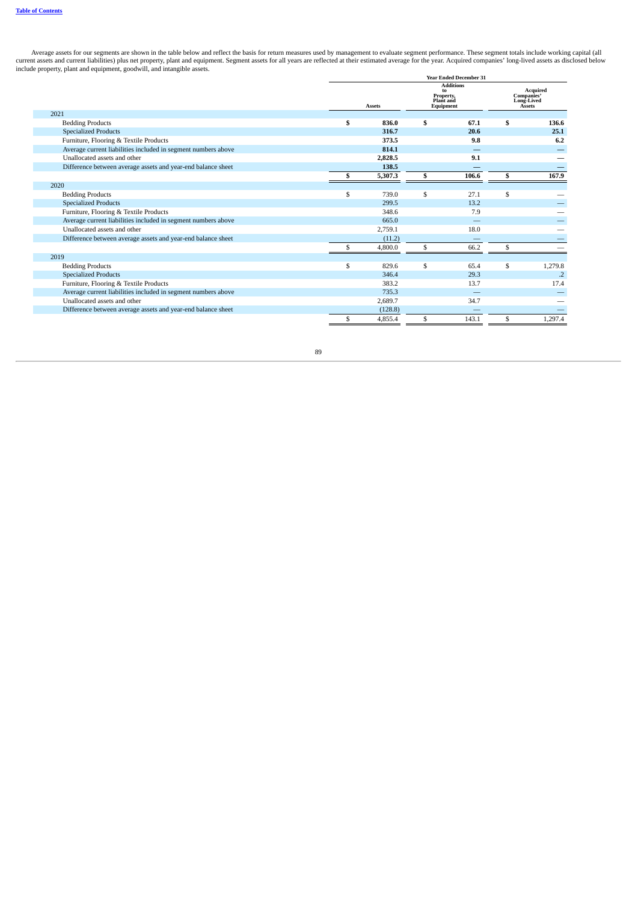Average assets for our segments are shown in the table below and reflect the basis for return measures used by management to evaluate segment performance. These segment totals include working capital (all current assets and current liabilities) plus net property, plant and equipment. Segment assets for all years are reflected at their estimated average for the year. Acquired companies' long-lived assets as disclosed below include property, plant and equipment, goodwill, and intangible assets.

| | Year Ended December 31 | | |
|---|---|---|---|
| | Assets | Additions to Property, Plant and Equipment | Acquired Companies' Long-Lived Assets |
| **2021** | | | |
| Bedding Products | **$ 836.0** | **$ 67.1** | **$ 136.6** |
| Specialized Products | **316.7** | **20.6** | **25.1** |
| Furniture, Flooring & Textile Products | **373.5** | **9.8** | **6.2** |
| Average current liabilities included in segment numbers above | **814.1** | **—** | **—** |
| Unallocated assets and other | **2,828.5** | **9.1** | **—** |
| Difference between average assets and year-end balance sheet | **138.5** | **—** | **—** |
| | **$ 5,307.3** | **$ 106.6** | **$ 167.9** |
| 2020 | | | |
| Bedding Products | $ 739.0 | $ 27.1 | $ — |
| Specialized Products | 299.5 | 13.2 | — |
| Furniture, Flooring & Textile Products | 348.6 | 7.9 | — |
| Average current liabilities included in segment numbers above | 665.0 | — | — |
| Unallocated assets and other | 2,759.1 | 18.0 | — |
| Difference between average assets and year-end balance sheet | (11.2) | — | — |
| | $ 4,800.0 | $ 66.2 | $ — |
| 2019 | | | |
| Bedding Products | $ 829.6 | $ 65.4 | $ 1,279.8 |
| Specialized Products | 346.4 | 29.3 | .2 |
| Furniture, Flooring & Textile Products | 383.2 | 13.7 | 17.4 |
| Average current liabilities included in segment numbers above | 735.3 | — | — |
| Unallocated assets and other | 2,689.7 | 34.7 | — |
| Difference between average assets and year-end balance sheet | (128.8) | — | — |
| | $ 4,855.4 | $ 143.1 | $ 1,297.4 |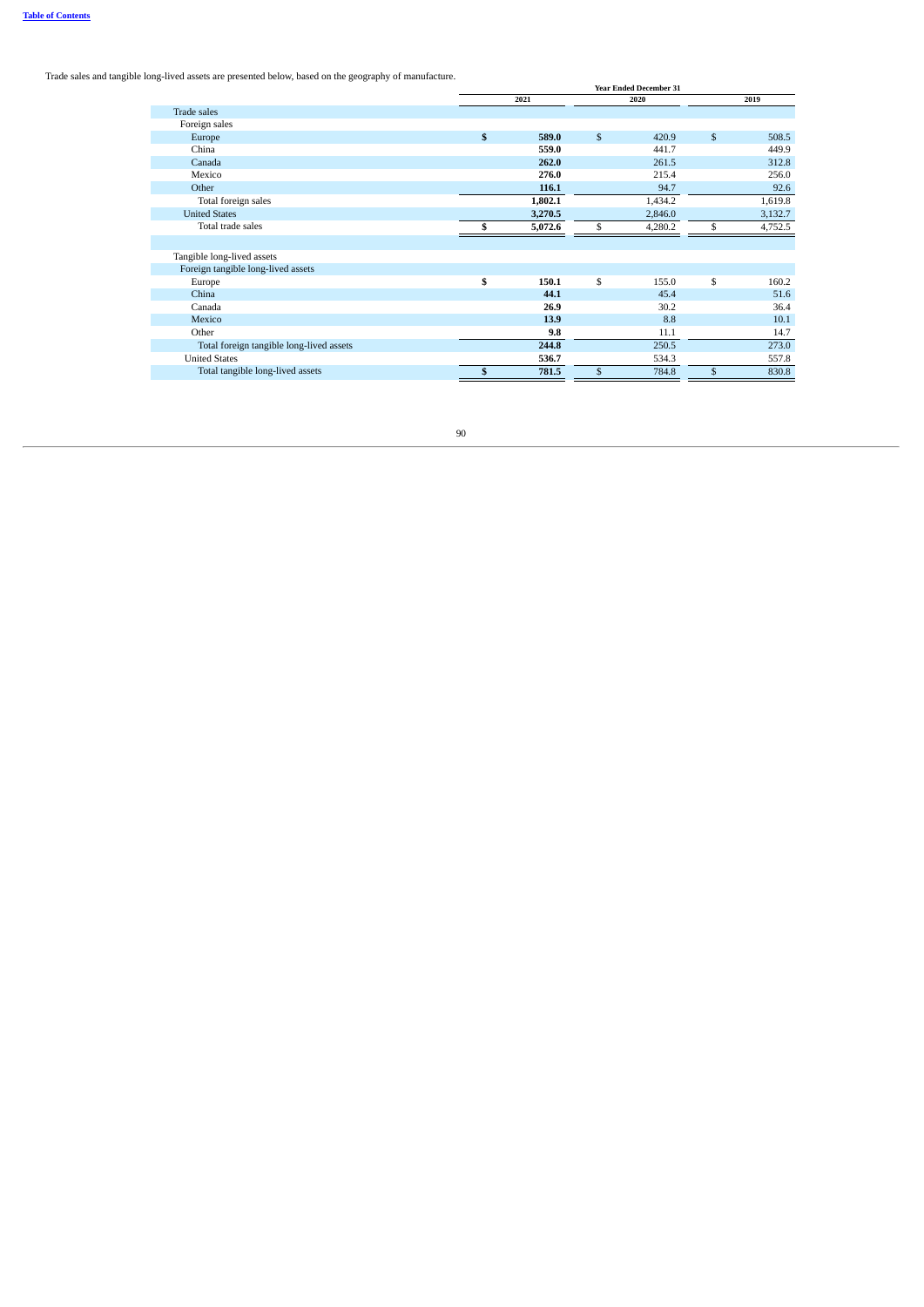Trade sales and tangible long-lived assets are presented below, based on the geography of manufacture.

| | Year Ended December 31 | | |
|---|---|---|---|
| | 2021 | 2020 | 2019 |
| Trade sales | | | |
| Foreign sales | | | |
| Europe | $ 589.0 | $ 420.9 | $ 508.5 |
| China | 559.0 | 441.7 | 449.9 |
| Canada | 262.0 | 261.5 | 312.8 |
| Mexico | 276.0 | 215.4 | 256.0 |
| Other | 116.1 | 94.7 | 92.6 |
| Total foreign sales | 1,802.1 | 1,434.2 | 1,619.8 |
| United States | 3,270.5 | 2,846.0 | 3,132.7 |
| Total trade sales | $ 5,072.6 | $ 4,280.2 | $ 4,752.5 |
| | | | |
| Tangible long-lived assets | | | |
| Foreign tangible long-lived assets | | | |
| Europe | $ 150.1 | $ 155.0 | $ 160.2 |
| China | 44.1 | 45.4 | 51.6 |
| Canada | 26.9 | 30.2 | 36.4 |
| Mexico | 13.9 | 8.8 | 10.1 |
| Other | 9.8 | 11.1 | 14.7 |
| Total foreign tangible long-lived assets | 244.8 | 250.5 | 273.0 |
| United States | 536.7 | 534.3 | 557.8 |
| Total tangible long-lived assets | $ 781.5 | $ 784.8 | $ 830.8 |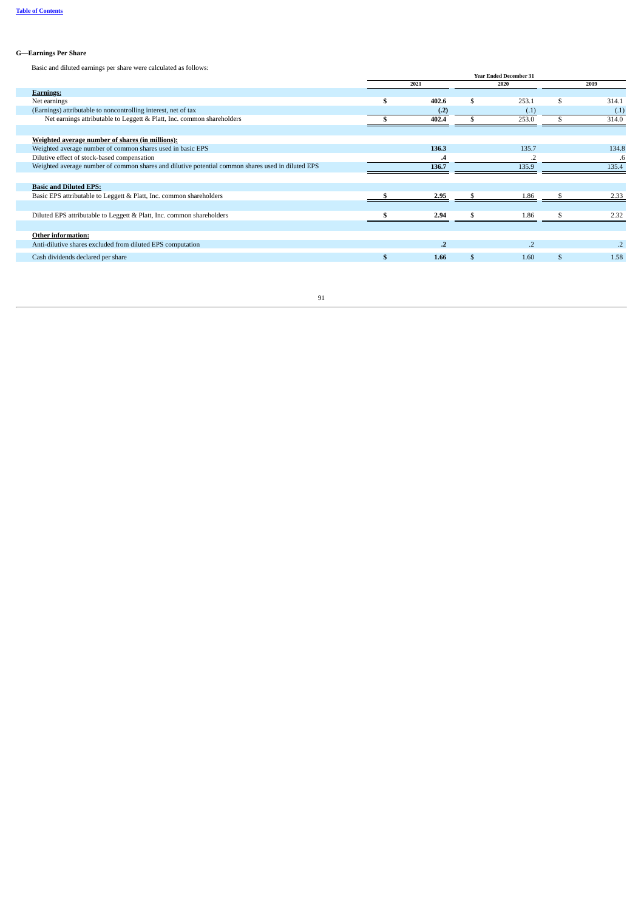## G—Earnings Per Share

Basic and diluted earnings per share were calculated as follows:

| | Year Ended December 31 | | |
|---|---|---|---|
| | 2021 | 2020 | 2019 |
| **Earnings:** | | | |
| Net earnings | $ 402.6 | $ 253.1 | $ 314.1 |
| (Earnings) attributable to noncontrolling interest, net of tax | (.2) | (.1) | (.1) |
| Net earnings attributable to Leggett & Platt, Inc. common shareholders | $ 402.4 | $ 253.0 | $ 314.0 |
| **Weighted average number of shares (in millions):** | | | |
| Weighted average number of common shares used in basic EPS | 136.3 | 135.7 | 134.8 |
| Dilutive effect of stock-based compensation | .4 | .2 | .6 |
| Weighted average number of common shares and dilutive potential common shares used in diluted EPS | 136.7 | 135.9 | 135.4 |
| **Basic and Diluted EPS:** | | | |
| Basic EPS attributable to Leggett & Platt, Inc. common shareholders | $ 2.95 | $ 1.86 | $ 2.33 |
| Diluted EPS attributable to Leggett & Platt, Inc. common shareholders | $ 2.94 | $ 1.86 | $ 2.32 |
| **Other information:** | | | |
| Anti-dilutive shares excluded from diluted EPS computation | .2 | .2 | .2 |
| Cash dividends declared per share | $ 1.66 | $ 1.60 | $ 1.58 |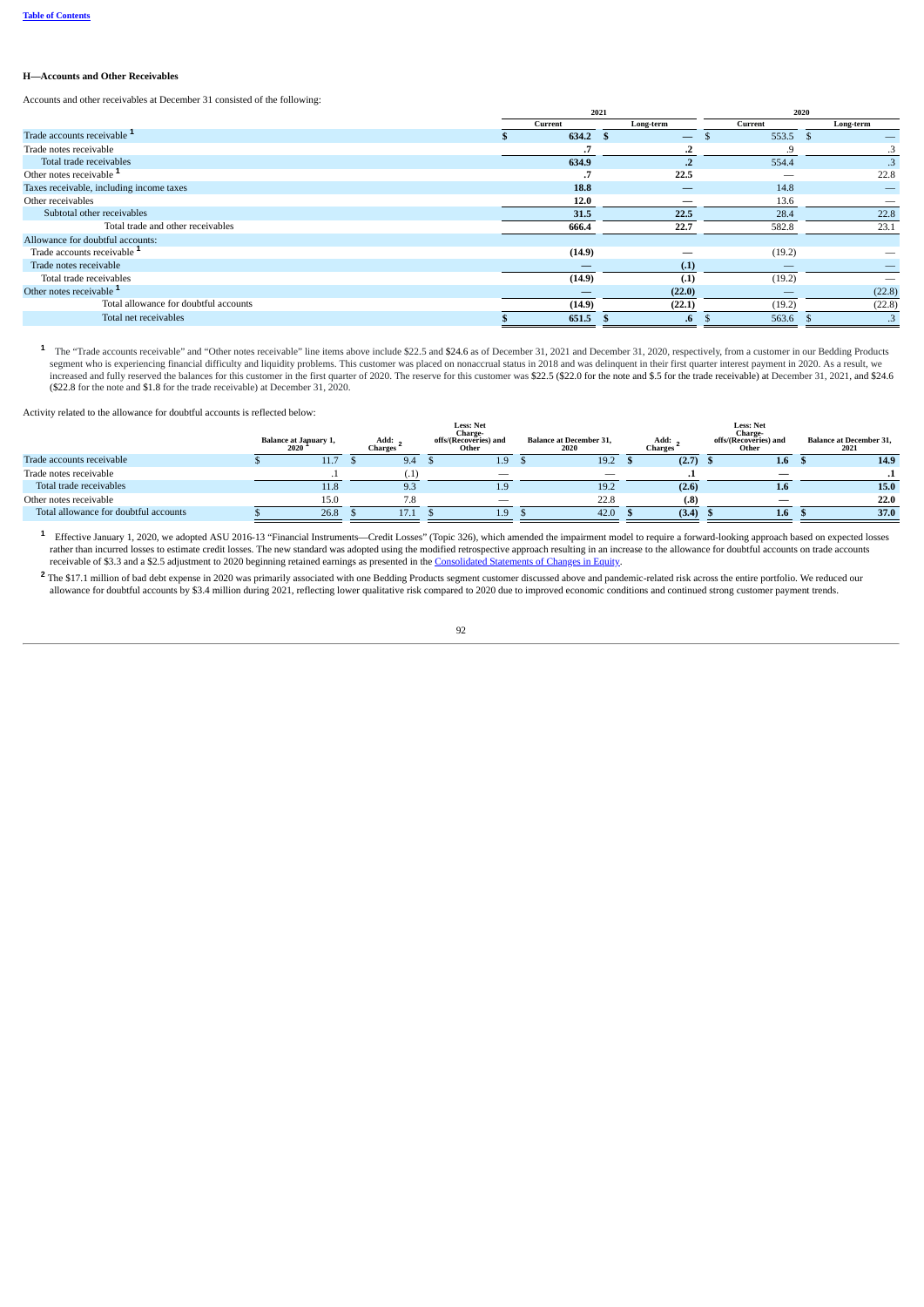## H—Accounts and Other Receivables

Accounts and other receivables at December 31 consisted of the following:

| | 2021 | | 2020 | |
|---|---|---|---|---|
| | Current | Long-term | Current | Long-term |
| Trade accounts receivable [1] | $ 634.2 | $ — | $ 553.5 | $ — |
| Trade notes receivable | .7 | .2 | .9 | .3 |
| Total trade receivables | 634.9 | .2 | 554.4 | .3 |
| Other notes receivable [1] | .7 | 22.5 | — | 22.8 |
| Taxes receivable, including income taxes | 18.8 | — | 14.8 | — |
| Other receivables | 12.0 | — | 13.6 | — |
| Subtotal other receivables | 31.5 | 22.5 | 28.4 | 22.8 |
| Total trade and other receivables | 666.4 | 22.7 | 582.8 | 23.1 |
| Allowance for doubtful accounts: | | | | |
| Trade accounts receivable [1] | (14.9) | — | (19.2) | — |
| Trade notes receivable | — | (.1) | — | — |
| Total trade receivables | (14.9) | (.1) | (19.2) | — |
| Other notes receivable [1] | — | (22.0) | — | (22.8) |
| Total allowance for doubtful accounts | (14.9) | (22.1) | (19.2) | (22.8) |
| Total net receivables | $ 651.5 | $ .6 | $ 563.6 | $ .3 |

[1] The "Trade accounts receivable" and "Other notes receivable" line items above include $22.5 and $24.6 as of December 31, 2021 and December 31, 2020, respectively, from a customer in our Bedding Products segment who is experiencing financial difficulty and liquidity problems. This customer was placed on nonaccrual status in 2018 and was delinquent in their first quarter interest payment in 2020. As a result, we increased and fully reserved the balances for this customer in the first quarter of 2020. The reserve for this customer was $22.5 ($22.0 for the note and $.5 for the trade receivable) at December 31, 2021, and $24.6 ($22.8 for the note and $1.8 for the trade receivable) at December 31, 2020.

Activity related to the allowance for doubtful accounts is reflected below:

| | Balance at January 1, 2020 [1] | Add: Charges [2] | Less: Net Charge-offs/(Recoveries) and Other | Balance at December 31, 2020 | Add: Charges [2] | Less: Net Charge-offs/(Recoveries) and Other | Balance at December 31, 2021 |
|---|---|---|---|---|---|---|---|
| Trade accounts receivable | $ 11.7 | $ 9.4 | $ 1.9 | $ 19.2 | $ (2.7) | $ 1.6 | $ 14.9 |
| Trade notes receivable | .1 | (.1) | — | — | .1 | — | .1 |
| Total trade receivables | 11.8 | 9.3 | 1.9 | 19.2 | (2.6) | 1.6 | 15.0 |
| Other notes receivable | 15.0 | 7.8 | — | 22.8 | (.8) | — | 22.0 |
| Total allowance for doubtful accounts | $ 26.8 | $ 17.1 | $ 1.9 | $ 42.0 | $ (3.4) | $ 1.6 | $ 37.0 |

[1] Effective January 1, 2020, we adopted ASU 2016-13 "Financial Instruments—Credit Losses" (Topic 326), which amended the impairment model to require a forward-looking approach based on expected losses rather than incurred losses to estimate credit losses. The new standard was adopted using the modified retrospective approach resulting in an increase to the allowance for doubtful accounts on trade accounts receivable of $3.3 and a $2.5 adjustment to 2020 beginning retained earnings as presented in the Consolidated Statements of Changes in Equity.

[2] The $17.1 million of bad debt expense in 2020 was primarily associated with one Bedding Products segment customer discussed above and pandemic-related risk across the entire portfolio. We reduced our allowance for doubtful accounts by $3.4 million during 2021, reflecting lower qualitative risk compared to 2020 due to improved economic conditions and continued strong customer payment trends.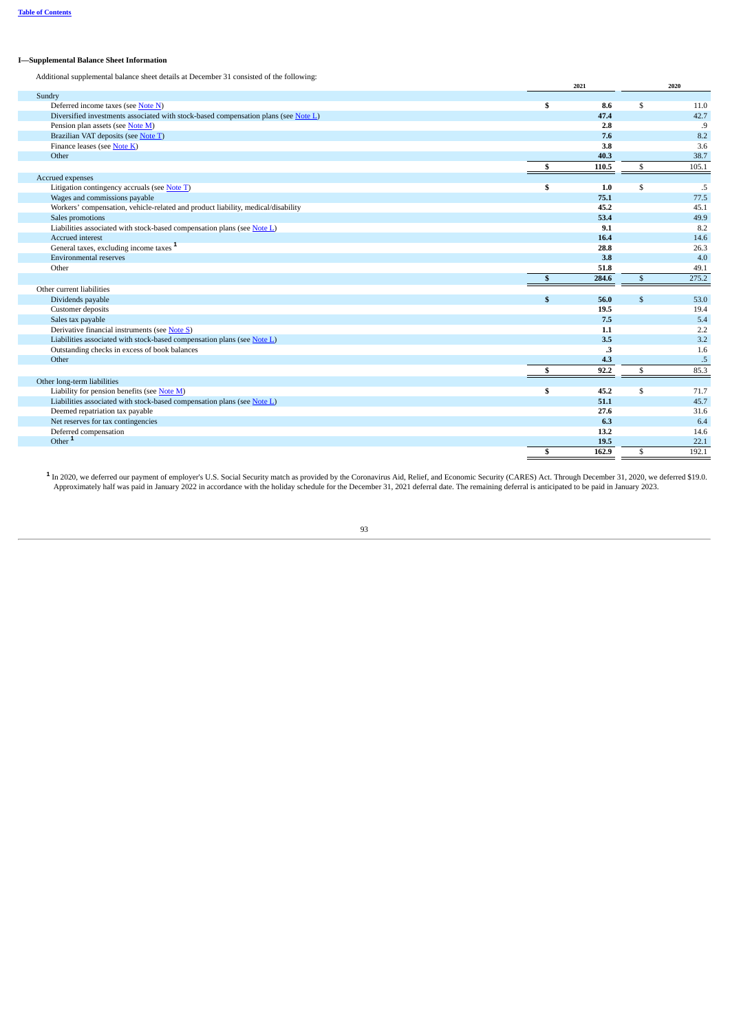**I—Supplemental Balance Sheet Information**

Additional supplemental balance sheet details at December 31 consisted of the following:

| | 2021 | 2020 |
|---|---|---|
| Sundry | | |
| Deferred income taxes (see Note N) | $ 8.6 | $ 11.0 |
| Diversified investments associated with stock-based compensation plans (see Note L) | 47.4 | 42.7 |
| Pension plan assets (see Note M) | 2.8 | .9 |
| Brazilian VAT deposits (see Note T) | 7.6 | 8.2 |
| Finance leases (see Note K) | 3.8 | 3.6 |
| Other | 40.3 | 38.7 |
| | $ 110.5 | $ 105.1 |
| Accrued expenses | | |
| Litigation contingency accruals (see Note T) | $ 1.0 | $ .5 |
| Wages and commissions payable | 75.1 | 77.5 |
| Workers' compensation, vehicle-related and product liability, medical/disability | 45.2 | 45.1 |
| Sales promotions | 53.4 | 49.9 |
| Liabilities associated with stock-based compensation plans (see Note L) | 9.1 | 8.2 |
| Accrued interest | 16.4 | 14.6 |
| General taxes, excluding income taxes [1] | 28.8 | 26.3 |
| Environmental reserves | 3.8 | 4.0 |
| Other | 51.8 | 49.1 |
| | $ 284.6 | $ 275.2 |
| Other current liabilities | | |
| Dividends payable | $ 56.0 | $ 53.0 |
| Customer deposits | 19.5 | 19.4 |
| Sales tax payable | 7.5 | 5.4 |
| Derivative financial instruments (see Note S) | 1.1 | 2.2 |
| Liabilities associated with stock-based compensation plans (see Note L) | 3.5 | 3.2 |
| Outstanding checks in excess of book balances | .3 | 1.6 |
| Other | 4.3 | .5 |
| | $ 92.2 | $ 85.3 |
| Other long-term liabilities | | |
| Liability for pension benefits (see Note M) | $ 45.2 | $ 71.7 |
| Liabilities associated with stock-based compensation plans (see Note L) | 51.1 | 45.7 |
| Deemed repatriation tax payable | 27.6 | 31.6 |
| Net reserves for tax contingencies | 6.3 | 6.4 |
| Deferred compensation | 13.2 | 14.6 |
| Other [1] | 19.5 | 22.1 |
| | $ 162.9 | $ 192.1 |

[1] In 2020, we deferred our payment of employer's U.S. Social Security match as provided by the Coronavirus Aid, Relief, and Economic Security (CARES) Act. Through December 31, 2020, we deferred $19.0. Approximately half was paid in January 2022 in accordance with the holiday schedule for the December 31, 2021 deferral date. The remaining deferral is anticipated to be paid in January 2023.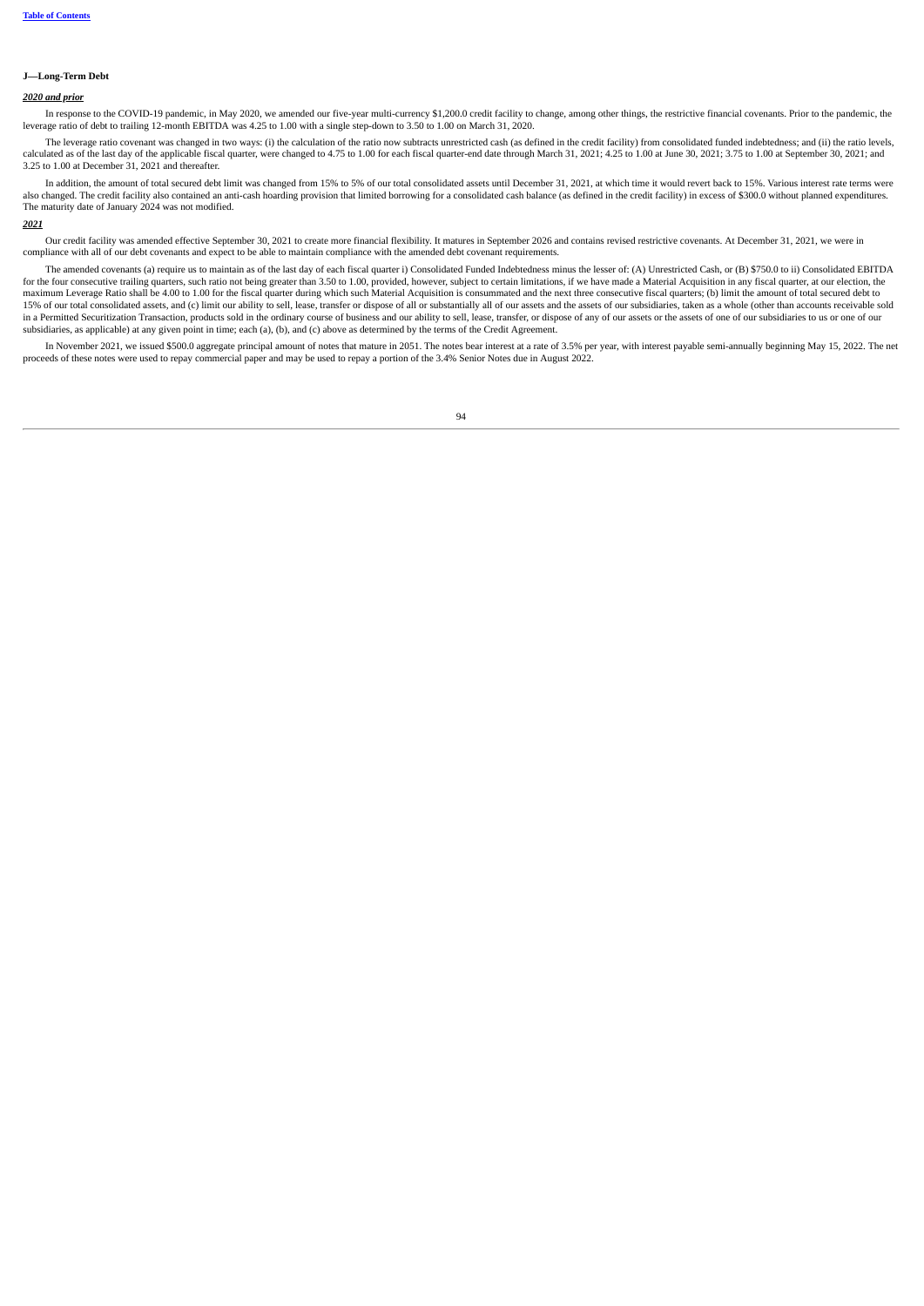**J—Long-Term Debt**

***2020 and prior***

In response to the COVID-19 pandemic, in May 2020, we amended our five-year multi-currency $1,200.0 credit facility to change, among other things, the restrictive financial covenants. Prior to the pandemic, the leverage ratio of debt to trailing 12-month EBITDA was 4.25 to 1.00 with a single step-down to 3.50 to 1.00 on March 31, 2020.

The leverage ratio covenant was changed in two ways: (i) the calculation of the ratio now subtracts unrestricted cash (as defined in the credit facility) from consolidated funded indebtedness; and (ii) the ratio levels, calculated as of the last day of the applicable fiscal quarter, were changed to 4.75 to 1.00 for each fiscal quarter-end date through March 31, 2021; 4.25 to 1.00 at June 30, 2021; 3.75 to 1.00 at September 30, 2021; and 3.25 to 1.00 at December 31, 2021 and thereafter.

In addition, the amount of total secured debt limit was changed from 15% to 5% of our total consolidated assets until December 31, 2021, at which time it would revert back to 15%. Various interest rate terms were also changed. The credit facility also contained an anti-cash hoarding provision that limited borrowing for a consolidated cash balance (as defined in the credit facility) in excess of $300.0 without planned expenditures. The maturity date of January 2024 was not modified.

***2021***

Our credit facility was amended effective September 30, 2021 to create more financial flexibility. It matures in September 2026 and contains revised restrictive covenants. At December 31, 2021, we were in compliance with all of our debt covenants and expect to be able to maintain compliance with the amended debt covenant requirements.

The amended covenants (a) require us to maintain as of the last day of each fiscal quarter i) Consolidated Funded Indebtedness minus the lesser of: (A) Unrestricted Cash, or (B) $750.0 to ii) Consolidated EBITDA for the four consecutive trailing quarters, such ratio not being greater than 3.50 to 1.00, provided, however, subject to certain limitations, if we have made a Material Acquisition in any fiscal quarter, at our election, the maximum Leverage Ratio shall be 4.00 to 1.00 for the fiscal quarter during which such Material Acquisition is consummated and the next three consecutive fiscal quarters; (b) limit the amount of total secured debt to 15% of our total consolidated assets, and (c) limit our ability to sell, lease, transfer or dispose of all or substantially all of our assets and the assets of our subsidiaries, taken as a whole (other than accounts receivable sold in a Permitted Securitization Transaction, products sold in the ordinary course of business and our ability to sell, lease, transfer, or dispose of any of our assets or the assets of one of our subsidiaries to us or one of our subsidiaries, as applicable) at any given point in time; each (a), (b), and (c) above as determined by the terms of the Credit Agreement.

In November 2021, we issued $500.0 aggregate principal amount of notes that mature in 2051. The notes bear interest at a rate of 3.5% per year, with interest payable semi-annually beginning May 15, 2022. The net proceeds of these notes were used to repay commercial paper and may be used to repay a portion of the 3.4% Senior Notes due in August 2022.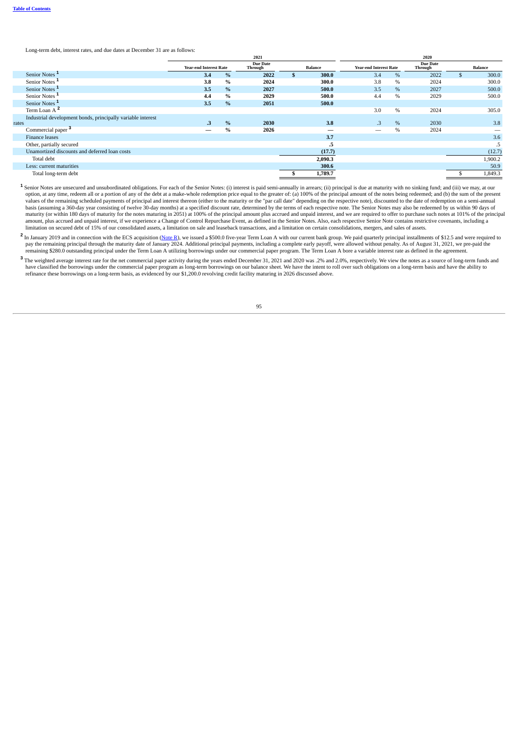Long-term debt, interest rates, and due dates at December 31 are as follows:

| | 2021 | | | 2020 | | |
|---|---|---|---|---|---|---|
| | Year-end Interest Rate | Due Date Through | Balance | Year-end Interest Rate | Due Date Through | Balance |
| Senior Notes [1] | **3.4 %** | **2022** | **$ 300.0** | 3.4 % | 2022 | $ 300.0 |
| Senior Notes [1] | **3.8 %** | **2024** | **300.0** | 3.8 % | 2024 | 300.0 |
| Senior Notes [1] | **3.5 %** | **2027** | **500.0** | 3.5 % | 2027 | 500.0 |
| Senior Notes [1] | **4.4 %** | **2029** | **500.0** | 4.4 % | 2029 | 500.0 |
| Senior Notes [1] | **3.5 %** | **2051** | **500.0** | | | |
| Term Loan A [2] | | | | 3.0 % | 2024 | 305.0 |
| Industrial development bonds, principally variable interest rates | **.3 %** | **2030** | **3.8** | .3 % | 2030 | 3.8 |
| Commercial paper [3] | **— %** | **2026** | **—** | — % | 2024 | — |
| Finance leases | | | **3.7** | | | 3.6 |
| Other, partially secured | | | **.5** | | | .5 |
| Unamortized discounts and deferred loan costs | | | **(17.7)** | | | (12.7) |
| Total debt | | | **2,090.3** | | | 1,900.2 |
| Less: current maturities | | | **300.6** | | | 50.9 |
| Total long-term debt | | | **$ 1,789.7** | | | $ 1,849.3 |

[1] Senior Notes are unsecured and unsubordinated obligations. For each of the Senior Notes: (i) interest is paid semi-annually in arrears; (ii) principal is due at maturity with no sinking fund; and (iii) we may, at our option, at any time, redeem all or a portion of any of the debt at a make-whole redemption price equal to the greater of: (a) 100% of the principal amount of the notes being redeemed; and (b) the sum of the present values of the remaining scheduled payments of principal and interest thereon (either to the maturity or the "par call date" depending on the respective note), discounted to the date of redemption on a semi-annual basis (assuming a 360-day year consisting of twelve 30-day months) at a specified discount rate, determined by the terms of each respective note. The Senior Notes may also be redeemed by us within 90 days of maturity (or within 180 days of maturity for the notes maturing in 2051) at 100% of the principal amount plus accrued and unpaid interest, and we are required to offer to purchase such notes at 101% of the principal amount, plus accrued and unpaid interest, if we experience a Change of Control Repurchase Event, as defined in the Senior Notes. Also, each respective Senior Note contains restrictive covenants, including a limitation on secured debt of 15% of our consolidated assets, a limitation on sale and leaseback transactions, and a limitation on certain consolidations, mergers, and sales of assets.

[2] In January 2019 and in connection with the ECS acquisition (Note R), we issued a $500.0 five-year Term Loan A with our current bank group. We paid quarterly principal installments of $12.5 and were required to pay the remaining principal through the maturity date of January 2024. Additional principal payments, including a complete early payoff, were allowed without penalty. As of August 31, 2021, we pre-paid the remaining $280.0 outstanding principal under the Term Loan A utilizing borrowings under our commercial paper program. The Term Loan A bore a variable interest rate as defined in the agreement.

[3] The weighted average interest rate for the net commercial paper activity during the years ended December 31, 2021 and 2020 was .2% and 2.0%, respectively. We view the notes as a source of long-term funds and have classified the borrowings under the commercial paper program as long-term borrowings on our balance sheet. We have the intent to roll over such obligations on a long-term basis and have the ability to refinance these borrowings on a long-term basis, as evidenced by our $1,200.0 revolving credit facility maturing in 2026 discussed above.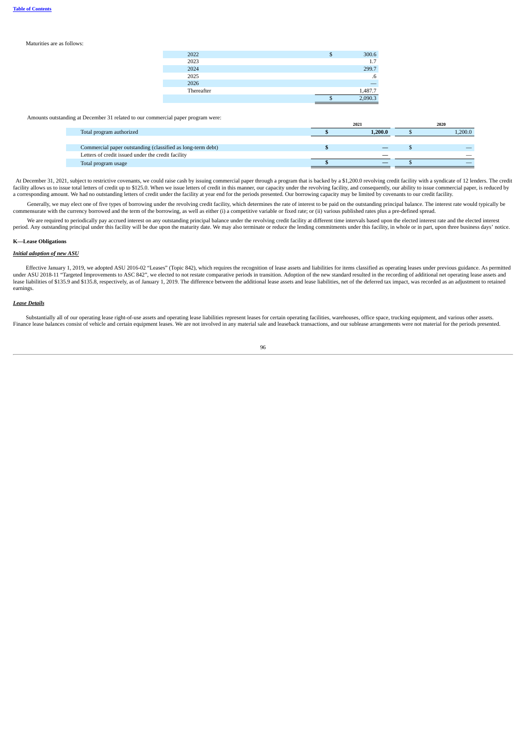Maturities are as follows:

| | |
|---|---|
| 2022 | $ 300.6 |
| 2023 | 1.7 |
| 2024 | 299.7 |
| 2025 | .6 |
| 2026 | — |
| Thereafter | 1,487.7 |
| | $ 2,090.3 |

Amounts outstanding at December 31 related to our commercial paper program were:

| | 2021 | 2020 |
|---|---|---|
| Total program authorized | **$ 1,200.0** | $ 1,200.0 |
| | | |
| Commercial paper outstanding (classified as long-term debt) | **$ —** | $ — |
| Letters of credit issued under the credit facility | **—** | — |
| Total program usage | **$ —** | $ — |

At December 31, 2021, subject to restrictive covenants, we could raise cash by issuing commercial paper through a program that is backed by a $1,200.0 revolving credit facility with a syndicate of 12 lenders. The credit facility allows us to issue total letters of credit up to $125.0. When we issue letters of credit in this manner, our capacity under the revolving facility, and consequently, our ability to issue commercial paper, is reduced by a corresponding amount. We had no outstanding letters of credit under the facility at year end for the periods presented. Our borrowing capacity may be limited by covenants to our credit facility.

Generally, we may elect one of five types of borrowing under the revolving credit facility, which determines the rate of interest to be paid on the outstanding principal balance. The interest rate would typically be commensurate with the currency borrowed and the term of the borrowing, as well as either (i) a competitive variable or fixed rate; or (ii) various published rates plus a pre-defined spread.

We are required to periodically pay accrued interest on any outstanding principal balance under the revolving credit facility at different time intervals based upon the elected interest rate and the elected interest period. Any outstanding principal under this facility will be due upon the maturity date. We may also terminate or reduce the lending commitments under this facility, in whole or in part, upon three business days' notice.

**K—Lease Obligations**

***Initial adoption of new ASU***

Effective January 1, 2019, we adopted ASU 2016-02 "Leases" (Topic 842), which requires the recognition of lease assets and liabilities for items classified as operating leases under previous guidance. As permitted under ASU 2018-11 "Targeted Improvements to ASC 842", we elected to not restate comparative periods in transition. Adoption of the new standard resulted in the recording of additional net operating lease assets and lease liabilities of $135.9 and $135.8, respectively, as of January 1, 2019. The difference between the additional lease assets and lease liabilities, net of the deferred tax impact, was recorded as an adjustment to retained earnings.

***Lease Details***

Substantially all of our operating lease right-of-use assets and operating lease liabilities represent leases for certain operating facilities, warehouses, office space, trucking equipment, and various other assets. Finance lease balances consist of vehicle and certain equipment leases. We are not involved in any material sale and leaseback transactions, and our sublease arrangements were not material for the periods presented.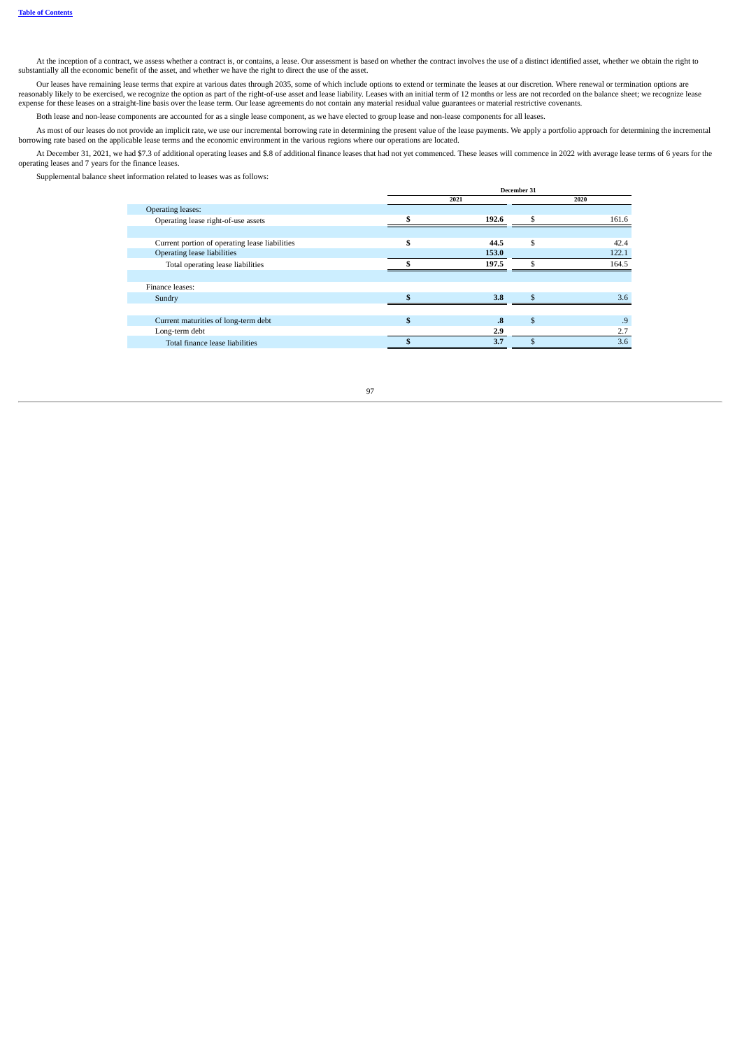At the inception of a contract, we assess whether a contract is, or contains, a lease. Our assessment is based on whether the contract involves the use of a distinct identified asset, whether we obtain the right to substantially all the economic benefit of the asset, and whether we have the right to direct the use of the asset.

Our leases have remaining lease terms that expire at various dates through 2035, some of which include options to extend or terminate the leases at our discretion. Where renewal or termination options are reasonably likely to be exercised, we recognize the option as part of the right-of-use asset and lease liability. Leases with an initial term of 12 months or less are not recorded on the balance sheet; we recognize lease expense for these leases on a straight-line basis over the lease term. Our lease agreements do not contain any material residual value guarantees or material restrictive covenants.

Both lease and non-lease components are accounted for as a single lease component, as we have elected to group lease and non-lease components for all leases.

As most of our leases do not provide an implicit rate, we use our incremental borrowing rate in determining the present value of the lease payments. We apply a portfolio approach for determining the incremental borrowing rate based on the applicable lease terms and the economic environment in the various regions where our operations are located.

At December 31, 2021, we had $7.3 of additional operating leases and $.8 of additional finance leases that had not yet commenced. These leases will commence in 2022 with average lease terms of 6 years for the operating leases and 7 years for the finance leases.

Supplemental balance sheet information related to leases was as follows:

| | December 31 | |
|---|---|---|
| | 2021 | 2020 |
| Operating leases: | | |
| Operating lease right-of-use assets | **$ 192.6** | $ 161.6 |
| | | |
| Current portion of operating lease liabilities | **$ 44.5** | $ 42.4 |
| Operating lease liabilities | **153.0** | 122.1 |
| Total operating lease liabilities | **$ 197.5** | $ 164.5 |
| | | |
| Finance leases: | | |
| Sundry | **$ 3.8** | $ 3.6 |
| | | |
| Current maturities of long-term debt | **$ .8** | $ .9 |
| Long-term debt | **2.9** | 2.7 |
| Total finance lease liabilities | **$ 3.7** | $ 3.6 |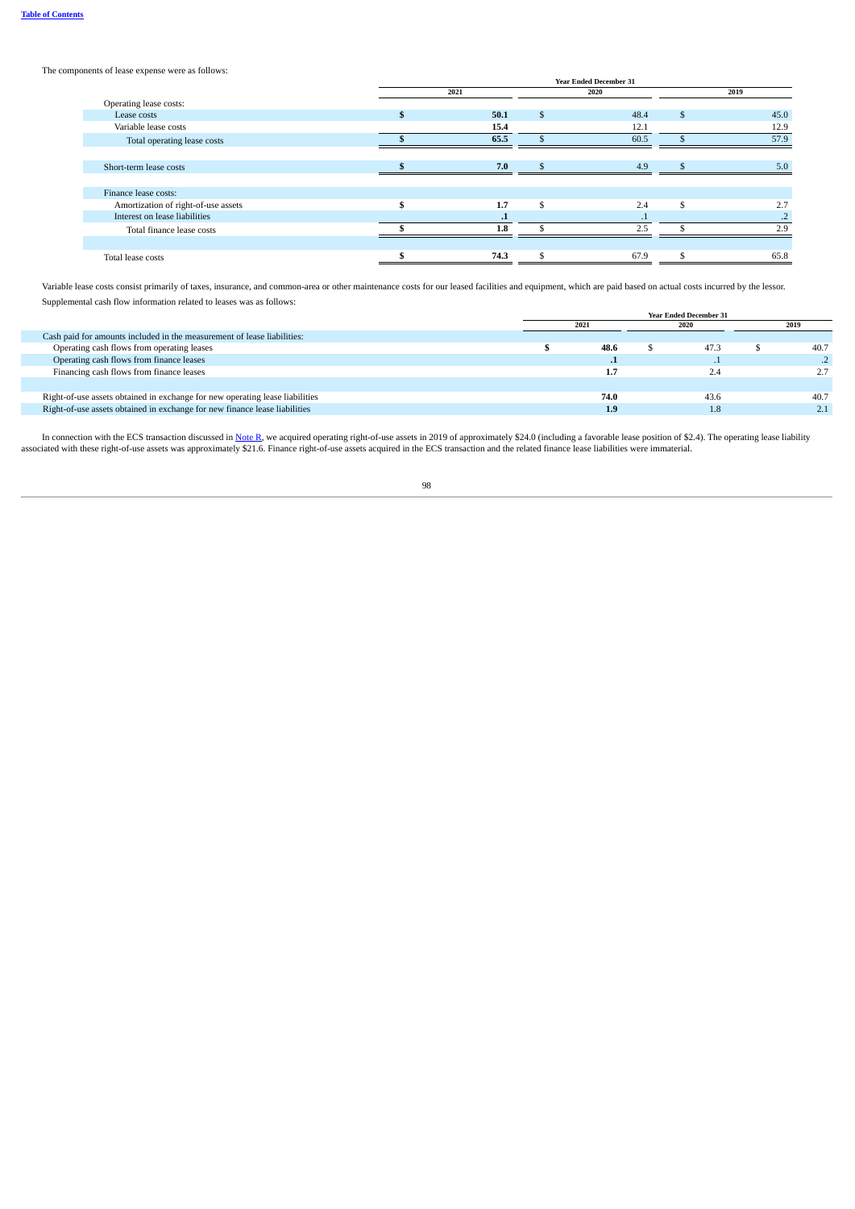The components of lease expense were as follows:

| | Year Ended December 31 | | |
|---|---|---|---|
| | 2021 | 2020 | 2019 |
| Operating lease costs: | | | |
| Lease costs | **$ 50.1** | $ 48.4 | $ 45.0 |
| Variable lease costs | **15.4** | 12.1 | 12.9 |
| Total operating lease costs | **$ 65.5** | $ 60.5 | $ 57.9 |
| Short-term lease costs | **$ 7.0** | $ 4.9 | $ 5.0 |
| Finance lease costs: | | | |
| Amortization of right-of-use assets | **$ 1.7** | $ 2.4 | $ 2.7 |
| Interest on lease liabilities | **.1** | .1 | .2 |
| Total finance lease costs | **$ 1.8** | $ 2.5 | $ 2.9 |
| Total lease costs | **$ 74.3** | $ 67.9 | $ 65.8 |

Variable lease costs consist primarily of taxes, insurance, and common-area or other maintenance costs for our leased facilities and equipment, which are paid based on actual costs incurred by the lessor.

Supplemental cash flow information related to leases was as follows:

| | Year Ended December 31 | | |
|---|---|---|---|
| | 2021 | 2020 | 2019 |
| Cash paid for amounts included in the measurement of lease liabilities: | | | |
| Operating cash flows from operating leases | **$ 48.6** | $ 47.3 | $ 40.7 |
| Operating cash flows from finance leases | **.1** | .1 | .2 |
| Financing cash flows from finance leases | **1.7** | 2.4 | 2.7 |
| Right-of-use assets obtained in exchange for new operating lease liabilities | **74.0** | 43.6 | 40.7 |
| Right-of-use assets obtained in exchange for new finance lease liabilities | **1.9** | 1.8 | 2.1 |

In connection with the ECS transaction discussed in Note R, we acquired operating right-of-use assets in 2019 of approximately $24.0 (including a favorable lease position of $2.4). The operating lease liability associated with these right-of-use assets was approximately $21.6. Finance right-of-use assets acquired in the ECS transaction and the related finance lease liabilities were immaterial.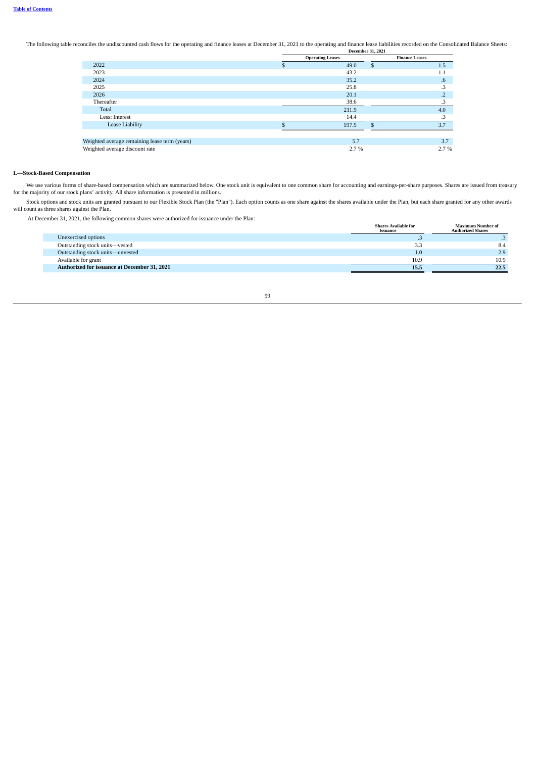The following table reconciles the undiscounted cash flows for the operating and finance leases at December 31, 2021 to the operating and finance lease liabilities recorded on the Consolidated Balance Sheets:

| | December 31, 2021 | |
|---|---|---|
| | Operating Leases | Finance Leases |
| 2022 | $ 49.0 | $ 1.5 |
| 2023 | 43.2 | 1.1 |
| 2024 | 35.2 | .6 |
| 2025 | 25.8 | .3 |
| 2026 | 20.1 | .2 |
| Thereafter | 38.6 | .3 |
| Total | 211.9 | 4.0 |
| Less: Interest | 14.4 | .3 |
| Lease Liability | $ 197.5 | $ 3.7 |
| | | |
| Weighted average remaining lease term (years) | 5.7 | 3.7 |
| Weighted average discount rate | 2.7 % | 2.7 % |

**L—Stock-Based Compensation**

We use various forms of share-based compensation which are summarized below. One stock unit is equivalent to one common share for accounting and earnings-per-share purposes. Shares are issued from treasury for the majority of our stock plans' activity. All share information is presented in millions.

Stock options and stock units are granted pursuant to our Flexible Stock Plan (the "Plan"). Each option counts as one share against the shares available under the Plan, but each share granted for any other awards will count as three shares against the Plan.

At December 31, 2021, the following common shares were authorized for issuance under the Plan:

| | Shares Available for Issuance | Maximum Number of Authorized Shares |
|---|---|---|
| Unexercised options | .3 | .3 |
| Outstanding stock units—vested | 3.3 | 8.4 |
| Outstanding stock units—unvested | 1.0 | 2.9 |
| Available for grant | 10.9 | 10.9 |
| **Authorized for issuance at December 31, 2021** | **15.5** | **22.5** |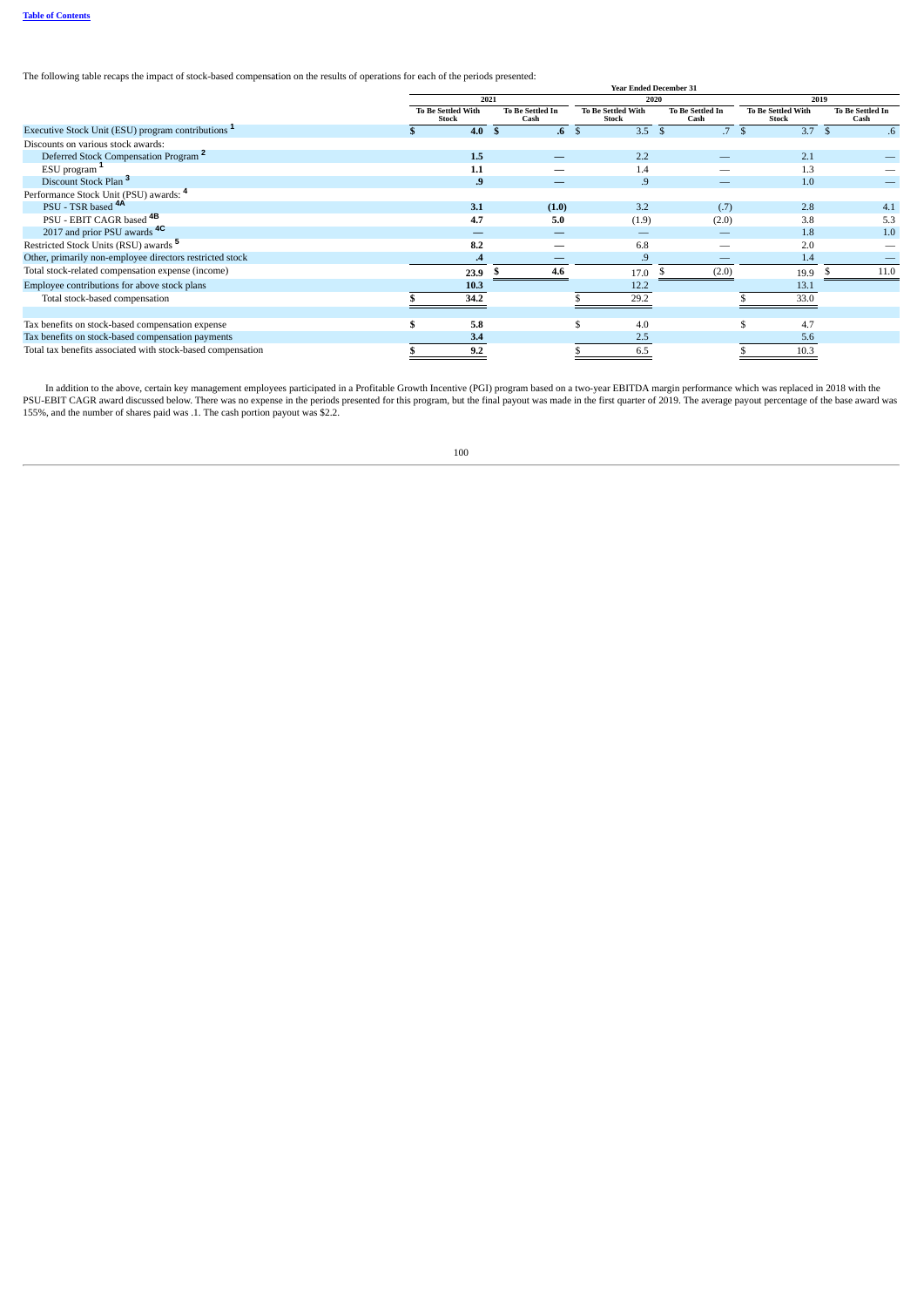The following table recaps the impact of stock-based compensation on the results of operations for each of the periods presented:

| | Year Ended December 31 | | | | | |
|---|---|---|---|---|---|---|
| | 2021 | | 2020 | | 2019 | |
| | To Be Settled With Stock | To Be Settled In Cash | To Be Settled With Stock | To Be Settled In Cash | To Be Settled With Stock | To Be Settled In Cash |
| Executive Stock Unit (ESU) program contributions [1] | $ 4.0 | $ .6 | $ 3.5 | $ .7 | $ 3.7 | $ .6 |
| Discounts on various stock awards: | | | | | | |
| Deferred Stock Compensation Program [2] | 1.5 | — | 2.2 | — | 2.1 | — |
| ESU program [1] | 1.1 | — | 1.4 | — | 1.3 | — |
| Discount Stock Plan [3] | .9 | — | .9 | — | 1.0 | — |
| Performance Stock Unit (PSU) awards: [4] | | | | | | |
| PSU - TSR based [4A] | 3.1 | (1.0) | 3.2 | (.7) | 2.8 | 4.1 |
| PSU - EBIT CAGR based [4B] | 4.7 | 5.0 | (1.9) | (2.0) | 3.8 | 5.3 |
| 2017 and prior PSU awards [4C] | — | — | — | — | 1.8 | 1.0 |
| Restricted Stock Units (RSU) awards [5] | 8.2 | — | 6.8 | — | 2.0 | — |
| Other, primarily non-employee directors restricted stock | .4 | — | .9 | — | 1.4 | — |
| Total stock-related compensation expense (income) | 23.9 | $ 4.6 | 17.0 | $ (2.0) | 19.9 | $ 11.0 |
| Employee contributions for above stock plans | 10.3 | | 12.2 | | 13.1 | |
| Total stock-based compensation | $ 34.2 | | $ 29.2 | | $ 33.0 | |
| | | | | | | |
| Tax benefits on stock-based compensation expense | $ 5.8 | | $ 4.0 | | $ 4.7 | |
| Tax benefits on stock-based compensation payments | 3.4 | | 2.5 | | 5.6 | |
| Total tax benefits associated with stock-based compensation | $ 9.2 | | $ 6.5 | | $ 10.3 | |

In addition to the above, certain key management employees participated in a Profitable Growth Incentive (PGI) program based on a two-year EBITDA margin performance which was replaced in 2018 with the PSU-EBIT CAGR award discussed below. There was no expense in the periods presented for this program, but the final payout was made in the first quarter of 2019. The average payout percentage of the base award was 155%, and the number of shares paid was .1. The cash portion payout was $2.2.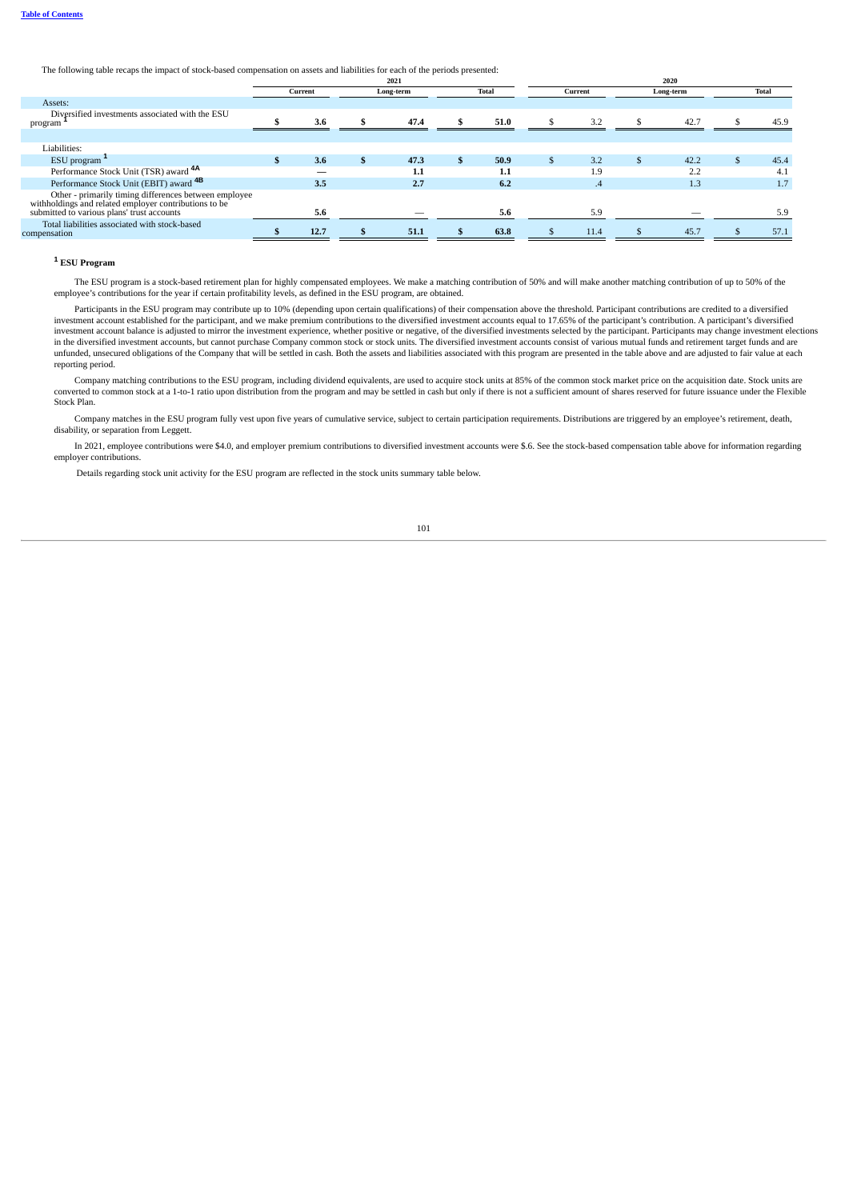The following table recaps the impact of stock-based compensation on assets and liabilities for each of the periods presented:

| | 2021 | | | 2020 | | |
|---|---|---|---|---|---|---|
| | Current | Long-term | Total | Current | Long-term | Total |
| Assets: | | | | | | |
| Diversified investments associated with the ESU program [1] | $ 3.6 | $ 47.4 | $ 51.0 | $ 3.2 | $ 42.7 | $ 45.9 |
| Liabilities: | | | | | | |
| ESU program [1] | $ 3.6 | $ 47.3 | $ 50.9 | $ 3.2 | $ 42.2 | $ 45.4 |
| Performance Stock Unit (TSR) award [4A] | — | 1.1 | 1.1 | 1.9 | 2.2 | 4.1 |
| Performance Stock Unit (EBIT) award [4B] | 3.5 | 2.7 | 6.2 | .4 | 1.3 | 1.7 |
| Other - primarily timing differences between employee withholdings and related employer contributions to be submitted to various plans' trust accounts | 5.6 | — | 5.6 | 5.9 | — | 5.9 |
| Total liabilities associated with stock-based compensation | $ 12.7 | $ 51.1 | $ 63.8 | $ 11.4 | $ 45.7 | $ 57.1 |

**[1] ESU Program**

The ESU program is a stock-based retirement plan for highly compensated employees. We make a matching contribution of 50% and will make another matching contribution of up to 50% of the employee's contributions for the year if certain profitability levels, as defined in the ESU program, are obtained.

Participants in the ESU program may contribute up to 10% (depending upon certain qualifications) of their compensation above the threshold. Participant contributions are credited to a diversified investment account established for the participant, and we make premium contributions to the diversified investment accounts equal to 17.65% of the participant's contribution. A participant's diversified investment account balance is adjusted to mirror the investment experience, whether positive or negative, of the diversified investments selected by the participant. Participants may change investment elections in the diversified investment accounts, but cannot purchase Company common stock or stock units. The diversified investment accounts consist of various mutual funds and retirement target funds and are unfunded, unsecured obligations of the Company that will be settled in cash. Both the assets and liabilities associated with this program are presented in the table above and are adjusted to fair value at each reporting period.

Company matching contributions to the ESU program, including dividend equivalents, are used to acquire stock units at 85% of the common stock market price on the acquisition date. Stock units are converted to common stock at a 1-to-1 ratio upon distribution from the program and may be settled in cash but only if there is not a sufficient amount of shares reserved for future issuance under the Flexible Stock Plan.

Company matches in the ESU program fully vest upon five years of cumulative service, subject to certain participation requirements. Distributions are triggered by an employee's retirement, death, disability, or separation from Leggett.

In 2021, employee contributions were $4.0, and employer premium contributions to diversified investment accounts were $.6. See the stock-based compensation table above for information regarding employer contributions.

Details regarding stock unit activity for the ESU program are reflected in the stock units summary table below.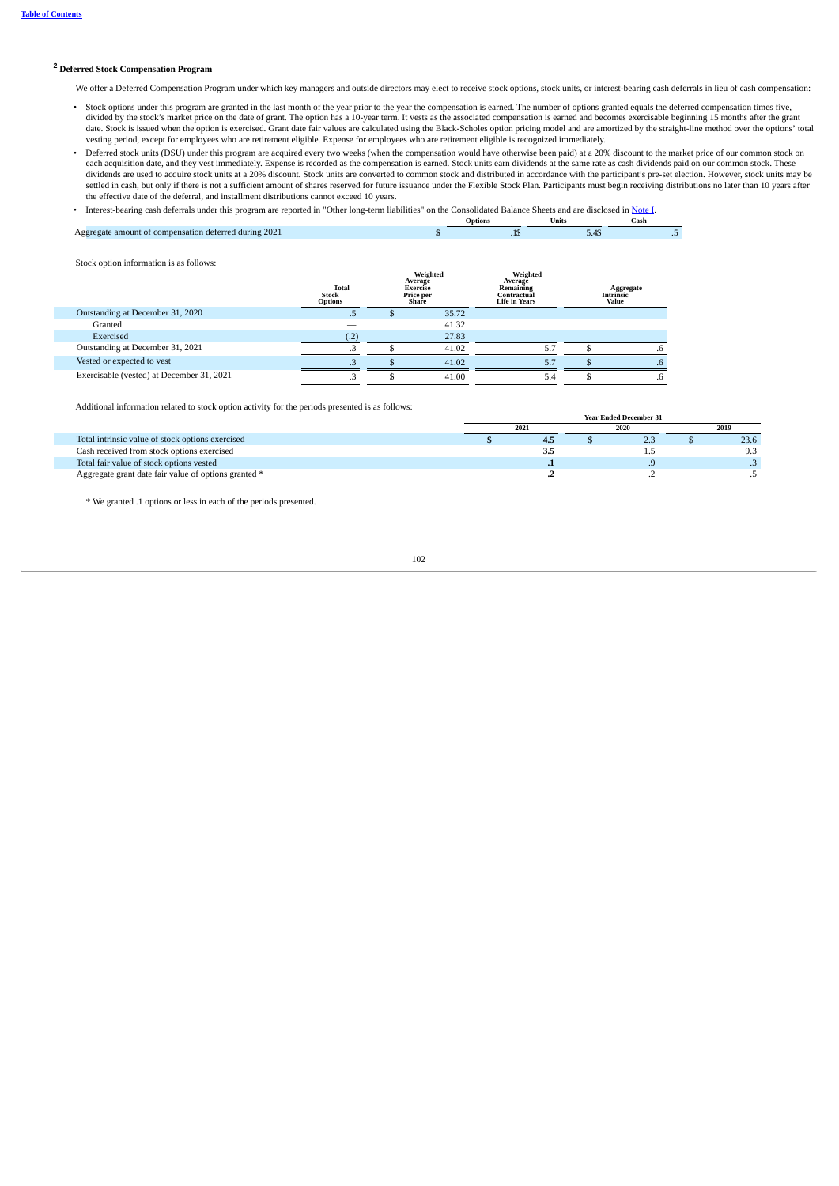### [2] Deferred Stock Compensation Program

We offer a Deferred Compensation Program under which key managers and outside directors may elect to receive stock options, stock units, or interest-bearing cash deferrals in lieu of cash compensation:

- Stock options under this program are granted in the last month of the year prior to the year the compensation is earned. The number of options granted equals the deferred compensation times five, divided by the stock's market price on the date of grant. The option has a 10-year term. It vests as the associated compensation is earned and becomes exercisable beginning 15 months after the grant date. Stock is issued when the option is exercised. Grant date fair values are calculated using the Black-Scholes option pricing model and are amortized by the straight-line method over the options' total vesting period, except for employees who are retirement eligible. Expense for employees who are retirement eligible is recognized immediately.
- Deferred stock units (DSU) under this program are acquired every two weeks (when the compensation would have otherwise been paid) at a 20% discount to the market price of our common stock on each acquisition date, and they vest immediately. Expense is recorded as the compensation is earned. Stock units earn dividends at the same rate as cash dividends paid on our common stock. These dividends are used to acquire stock units at a 20% discount. Stock units are converted to common stock and distributed in accordance with the participant's pre-set election. However, stock units may be settled in cash, but only if there is not a sufficient amount of shares reserved for future issuance under the Flexible Stock Plan. Participants must begin receiving distributions no later than 10 years after the effective date of the deferral, and installment distributions cannot exceed 10 years.
- Interest-bearing cash deferrals under this program are reported in "Other long-term liabilities" on the Consolidated Balance Sheets and are disclosed in Note I.

| | Options | Units | Cash |
|---|---|---|---|
| Aggregate amount of compensation deferred during 2021 | $ .1 | $ 5.4 | $ .5 |

Stock option information is as follows:

| | Total Stock Options | Weighted Average Exercise Price per Share | Weighted Average Remaining Contractual Life in Years | Aggregate Intrinsic Value |
|---|---|---|---|---|
| Outstanding at December 31, 2020 | .5 | $ 35.72 | | |
| Granted | — | 41.32 | | |
| Exercised | (.2) | 27.83 | | |
| Outstanding at December 31, 2021 | .3 | $ 41.02 | 5.7 | $ .6 |
| Vested or expected to vest | .3 | $ 41.02 | 5.7 | $ .6 |
| Exercisable (vested) at December 31, 2021 | .3 | $ 41.00 | 5.4 | $ .6 |

Additional information related to stock option activity for the periods presented is as follows:

| | Year Ended December 31 | | |
|---|---|---|---|
| | **2021** | 2020 | 2019 |
| Total intrinsic value of stock options exercised | **$ 4.5** | $ 2.3 | $ 23.6 |
| Cash received from stock options exercised | **3.5** | 1.5 | 9.3 |
| Total fair value of stock options vested | **.1** | .9 | .3 |
| Aggregate grant date fair value of options granted * | **.2** | .2 | .5 |

* We granted .1 options or less in each of the periods presented.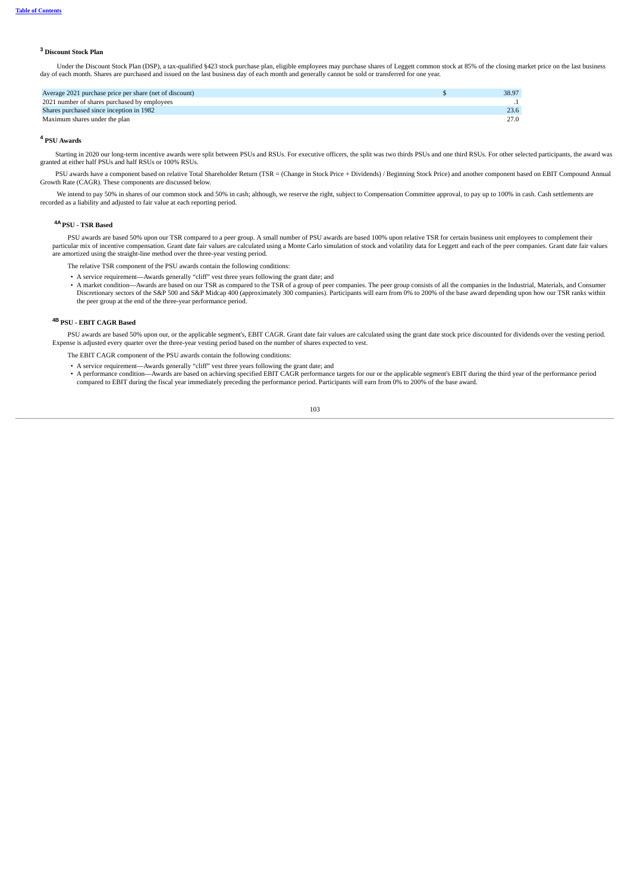### [3] Discount Stock Plan

Under the Discount Stock Plan (DSP), a tax-qualified §423 stock purchase plan, eligible employees may purchase shares of Leggett common stock at 85% of the closing market price on the last business day of each month. Shares are purchased and issued on the last business day of each month and generally cannot be sold or transferred for one year.

| | | |
|---|---|---|
| Average 2021 purchase price per share (net of discount) | $ | 38.97 |
| 2021 number of shares purchased by employees | | .1 |
| Shares purchased since inception in 1982 | | 23.6 |
| Maximum shares under the plan | | 27.0 |

### [4] PSU Awards

Starting in 2020 our long-term incentive awards were split between PSUs and RSUs. For executive officers, the split was two thirds PSUs and one third RSUs. For other selected participants, the award was granted at either half PSUs and half RSUs or 100% RSUs.

PSU awards have a component based on relative Total Shareholder Return (TSR = (Change in Stock Price + Dividends) / Beginning Stock Price) and another component based on EBIT Compound Annual Growth Rate (CAGR). These components are discussed below.

We intend to pay 50% in shares of our common stock and 50% in cash; although, we reserve the right, subject to Compensation Committee approval, to pay up to 100% in cash. Cash settlements are recorded as a liability and adjusted to fair value at each reporting period.

### [4A] PSU - TSR Based

PSU awards are based 50% upon our TSR compared to a peer group. A small number of PSU awards are based 100% upon relative TSR for certain business unit employees to complement their particular mix of incentive compensation. Grant date fair values are calculated using a Monte Carlo simulation of stock and volatility data for Leggett and each of the peer companies. Grant date fair values are amortized using the straight-line method over the three-year vesting period.

The relative TSR component of the PSU awards contain the following conditions:

- A service requirement—Awards generally "cliff" vest three years following the grant date; and
- A market condition—Awards are based on our TSR as compared to the TSR of a group of peer companies. The peer group consists of all the companies in the Industrial, Materials, and Consumer Discretionary sectors of the S&P 500 and S&P Midcap 400 (approximately 300 companies). Participants will earn from 0% to 200% of the base award depending upon how our TSR ranks within the peer group at the end of the three-year performance period.

### [4B] PSU - EBIT CAGR Based

PSU awards are based 50% upon our, or the applicable segment's, EBIT CAGR. Grant date fair values are calculated using the grant date stock price discounted for dividends over the vesting period. Expense is adjusted every quarter over the three-year vesting period based on the number of shares expected to vest.

The EBIT CAGR component of the PSU awards contain the following conditions:

- A service requirement—Awards generally "cliff" vest three years following the grant date; and
- A performance condition—Awards are based on achieving specified EBIT CAGR performance targets for our or the applicable segment's EBIT during the third year of the performance period compared to EBIT during the fiscal year immediately preceding the performance period. Participants will earn from 0% to 200% of the base award.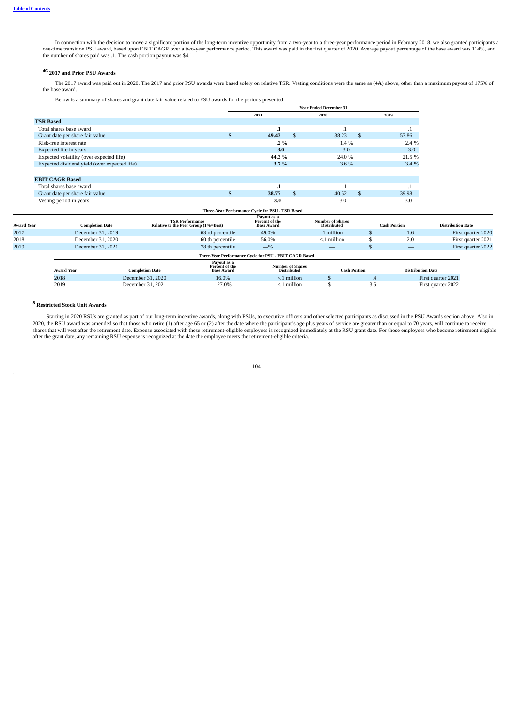In connection with the decision to move a significant portion of the long-term incentive opportunity from a two-year to a three-year performance period in February 2018, we also granted participants a one-time transition PSU award, based upon EBIT CAGR over a two-year performance period. This award was paid in the first quarter of 2020. Average payout percentage of the base award was 114%, and the number of shares paid was .1. The cash portion payout was $4.1.

### 4C 2017 and Prior PSU Awards

The 2017 award was paid out in 2020. The 2017 and prior PSU awards were based solely on relative TSR. Vesting conditions were the same as (**4A**) above, other than a maximum payout of 175% of the base award.

Below is a summary of shares and grant date fair value related to PSU awards for the periods presented:

| | Year Ended December 31 | | |
|---|---|---|---|
| | 2021 | 2020 | 2019 |
| **TSR Based** | | | |
| Total shares base award | **.1** | .1 | .1 |
| Grant date per share fair value | **$ 49.43** | $ 38.23 | $ 57.86 |
| Risk-free interest rate | **.2 %** | 1.4 % | 2.4 % |
| Expected life in years | **3.0** | 3.0 | 3.0 |
| Expected volatility (over expected life) | **44.3 %** | 24.0 % | 21.5 % |
| Expected dividend yield (over expected life) | **3.7 %** | 3.6 % | 3.4 % |
| | | | |
| **EBIT CAGR Based** | | | |
| Total shares base award | **.1** | .1 | .1 |
| Grant date per share fair value | **$ 38.77** | $ 40.52 | $ 39.98 |
| Vesting period in years | **3.0** | 3.0 | 3.0 |

Three-Year Performance Cycle for PSU - TSR Based

| Award Year | Completion Date | TSR Performance Relative to the Peer Group (1%=Best) | Payout as a Percent of the Base Award | Number of Shares Distributed | Cash Portion | Distribution Date |
|---|---|---|---|---|---|---|
| 2017 | December 31, 2019 | 63 rd percentile | 49.0% | .1 million | $ 1.6 | First quarter 2020 |
| 2018 | December 31, 2020 | 60 th percentile | 56.0% | <.1 million | $ 2.0 | First quarter 2021 |
| 2019 | December 31, 2021 | 78 th percentile | —% | — | $ — | First quarter 2022 |

Three-Year Performance Cycle for PSU - EBIT CAGR Based

| Award Year | Completion Date | Payout as a Percent of the Base Award | Number of Shares Distributed | Cash Portion | Distribution Date |
|---|---|---|---|---|---|
| 2018 | December 31, 2020 | 16.0% | <.1 million | $ .4 | First quarter 2021 |
| 2019 | December 31, 2021 | 127.0% | <.1 million | $ 3.5 | First quarter 2022 |

### 5 Restricted Stock Unit Awards

Starting in 2020 RSUs are granted as part of our long-term incentive awards, along with PSUs, to executive officers and other selected participants as discussed in the PSU Awards section above. Also in 2020, the RSU award was amended so that those who retire (1) after age 65 or (2) after the date where the participant's age plus years of service are greater than or equal to 70 years, will continue to receive shares that will vest after the retirement date. Expense associated with these retirement-eligible employees is recognized immediately at the RSU grant date. For those employees who become retirement eligible after the grant date, any remaining RSU expense is recognized at the date the employee meets the retirement-eligible criteria.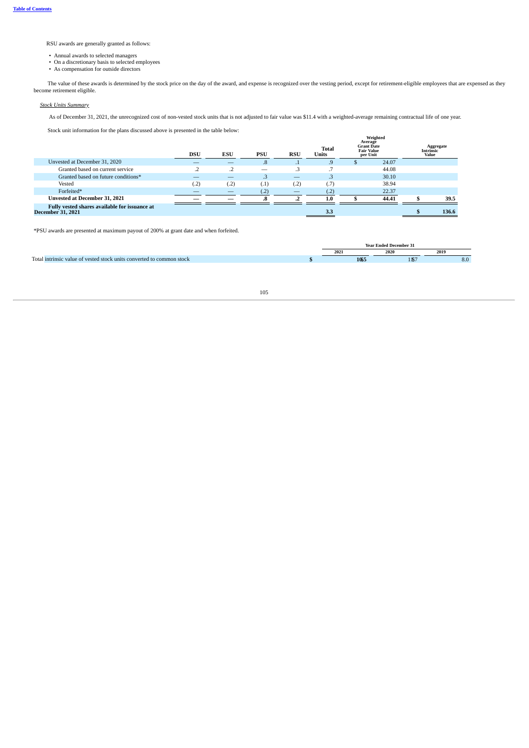RSU awards are generally granted as follows:

- Annual awards to selected managers
- On a discretionary basis to selected employees
- As compensation for outside directors

The value of these awards is determined by the stock price on the day of the award, and expense is recognized over the vesting period, except for retirement-eligible employees that are expensed as they become retirement eligible.

*Stock Units Summary*

As of December 31, 2021, the unrecognized cost of non-vested stock units that is not adjusted to fair value was $11.4 with a weighted-average remaining contractual life of one year.

Stock unit information for the plans discussed above is presented in the table below:

| | DSU | ESU | PSU | RSU | Total Units | Weighted Average Grant Date Fair Value per Unit | Aggregate Intrinsic Value |
|---|---|---|---|---|---|---|---|
| Unvested at December 31, 2020 | — | — | .8 | .1 | .9 | $ 24.07 | |
| Granted based on current service | .2 | .2 | — | .3 | .7 | 44.08 | |
| Granted based on future conditions* | — | — | .3 | — | .3 | 30.10 | |
| Vested | (.2) | (.2) | (.1) | (.2) | (.7) | 38.94 | |
| Forfeited* | — | — | (.2) | — | (.2) | 22.37 | |
| **Unvested at December 31, 2021** | **—** | **—** | **.8** | **.2** | **1.0** | **$ 44.41** | **$ 39.5** |
| **Fully vested shares available for issuance at December 31, 2021** | | | | | **3.3** | | **$ 136.6** |

*PSU awards are presented at maximum payout of 200% at grant date and when forfeited.

| | Year Ended December 31 | | |
|---|---|---|---|
| | 2021 | 2020 | 2019 |
| Total intrinsic value of vested stock units converted to common stock | $ 10.5 | 11.7 | 8.0 |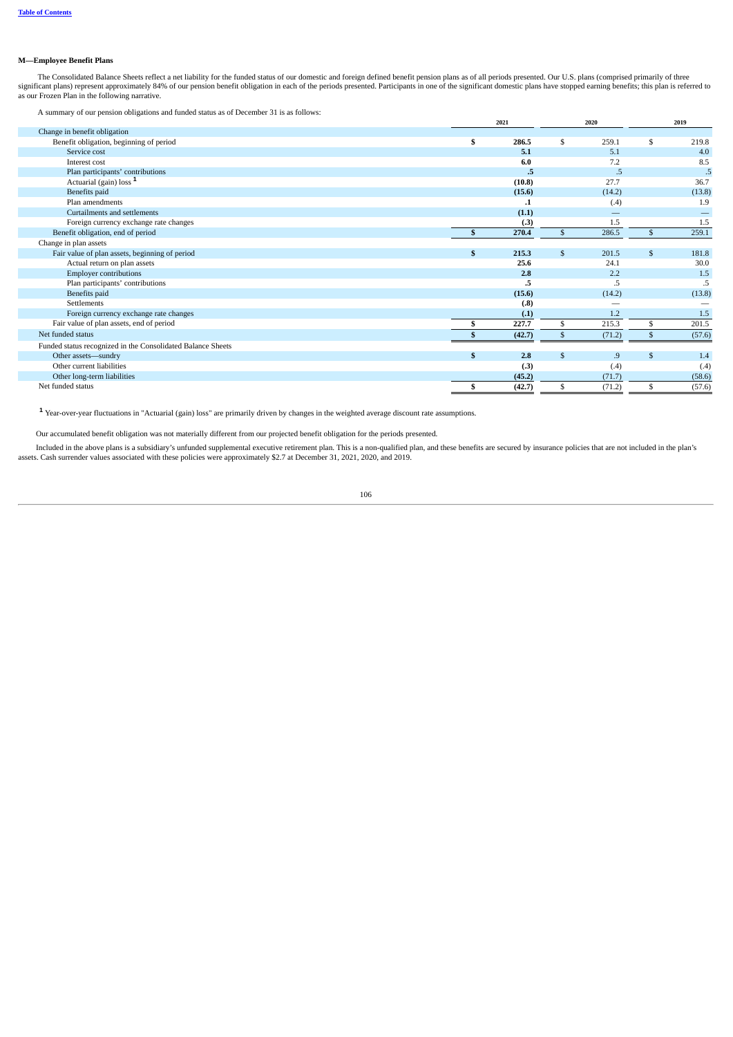## M—Employee Benefit Plans

The Consolidated Balance Sheets reflect a net liability for the funded status of our domestic and foreign defined benefit pension plans as of all periods presented. Our U.S. plans (comprised primarily of three significant plans) represent approximately 84% of our pension benefit obligation in each of the periods presented. Participants in one of the significant domestic plans have stopped earning benefits; this plan is referred to as our Frozen Plan in the following narrative.

A summary of our pension obligations and funded status as of December 31 is as follows:

| | 2021 | 2020 | 2019 |
|---|---|---|---|
| Change in benefit obligation | | | |
| Benefit obligation, beginning of period | **$ 286.5** | $ 259.1 | $ 219.8 |
| Service cost | **5.1** | 5.1 | 4.0 |
| Interest cost | **6.0** | 7.2 | 8.5 |
| Plan participants' contributions | **.5** | .5 | .5 |
| Actuarial (gain) loss [1] | **(10.8)** | 27.7 | 36.7 |
| Benefits paid | **(15.6)** | (14.2) | (13.8) |
| Plan amendments | **.1** | (.4) | 1.9 |
| Curtailments and settlements | **(1.1)** | — | — |
| Foreign currency exchange rate changes | **(.3)** | 1.5 | 1.5 |
| Benefit obligation, end of period | **$ 270.4** | $ 286.5 | $ 259.1 |
| Change in plan assets | | | |
| Fair value of plan assets, beginning of period | **$ 215.3** | $ 201.5 | $ 181.8 |
| Actual return on plan assets | **25.6** | 24.1 | 30.0 |
| Employer contributions | **2.8** | 2.2 | 1.5 |
| Plan participants' contributions | **.5** | .5 | .5 |
| Benefits paid | **(15.6)** | (14.2) | (13.8) |
| Settlements | **(.8)** | — | — |
| Foreign currency exchange rate changes | **(.1)** | 1.2 | 1.5 |
| Fair value of plan assets, end of period | **$ 227.7** | $ 215.3 | $ 201.5 |
| Net funded status | **$ (42.7)** | $ (71.2) | $ (57.6) |
| Funded status recognized in the Consolidated Balance Sheets | | | |
| Other assets—sundry | **$ 2.8** | $ .9 | $ 1.4 |
| Other current liabilities | **(.3)** | (.4) | (.4) |
| Other long-term liabilities | **(45.2)** | (71.7) | (58.6) |
| Net funded status | **$ (42.7)** | $ (71.2) | $ (57.6) |

[1] Year-over-year fluctuations in "Actuarial (gain) loss" are primarily driven by changes in the weighted average discount rate assumptions.

Our accumulated benefit obligation was not materially different from our projected benefit obligation for the periods presented.

Included in the above plans is a subsidiary's unfunded supplemental executive retirement plan. This is a non-qualified plan, and these benefits are secured by insurance policies that are not included in the plan's assets. Cash surrender values associated with these policies were approximately $2.7 at December 31, 2021, 2020, and 2019.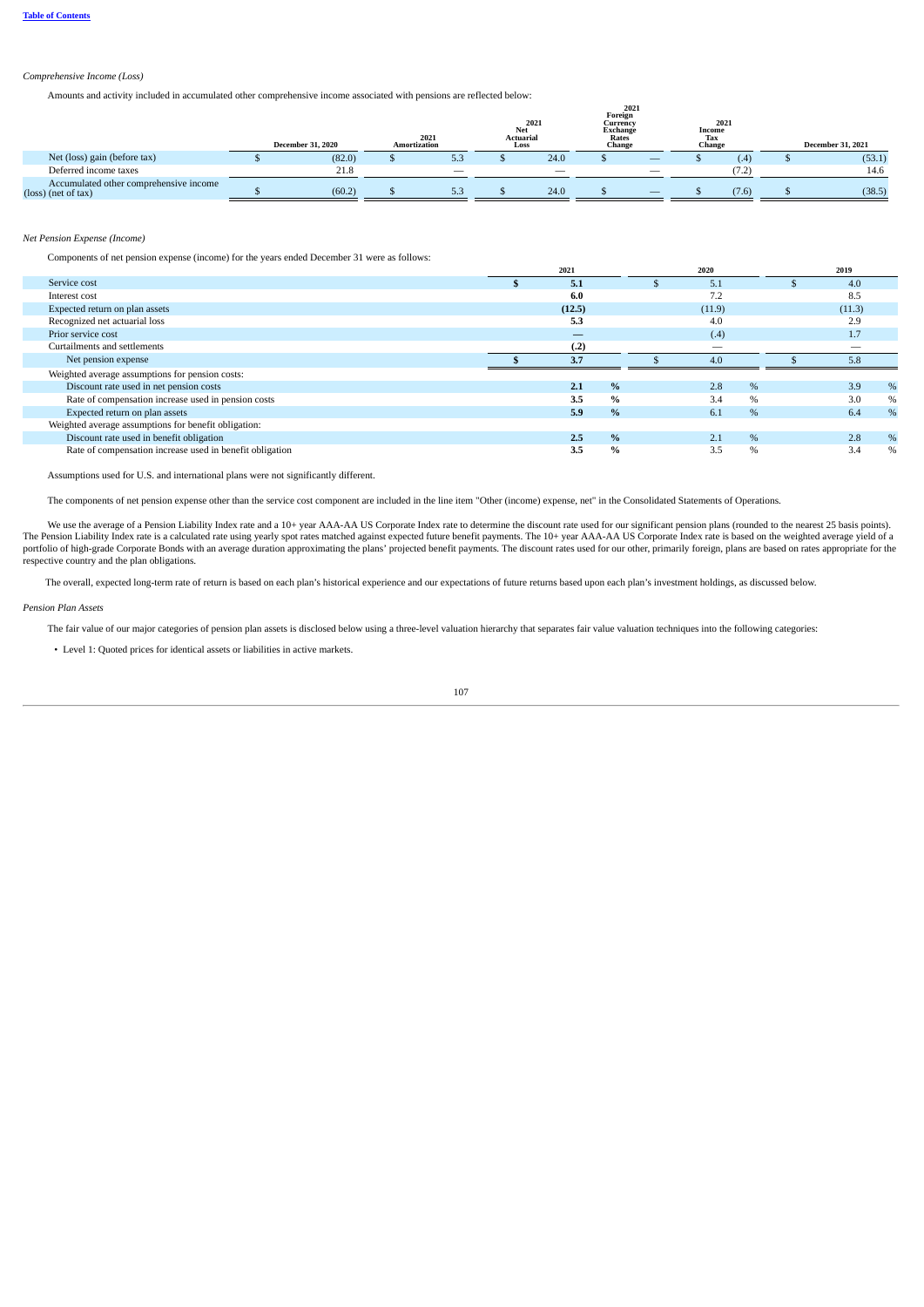*Comprehensive Income (Loss)*

Amounts and activity included in accumulated other comprehensive income associated with pensions are reflected below:

| | December 31, 2020 | 2021 Amortization | 2021 Net Actuarial Loss | 2021 Foreign Currency Exchange Rates Change | 2021 Income Tax Change | December 31, 2021 |
|---|---|---|---|---|---|---|
| Net (loss) gain (before tax) | $ (82.0) | $ 5.3 | $ 24.0 | $ — | $ (.4) | $ (53.1) |
| Deferred income taxes | 21.8 | — | — | — | (7.2) | 14.6 |
| Accumulated other comprehensive income (loss) (net of tax) | $ (60.2) | $ 5.3 | $ 24.0 | $ — | $ (7.6) | $ (38.5) |

*Net Pension Expense (Income)*

Components of net pension expense (income) for the years ended December 31 were as follows:

| | 2021 | 2020 | 2019 |
|---|---|---|---|
| Service cost | **$ 5.1** | $ 5.1 | $ 4.0 |
| Interest cost | **6.0** | 7.2 | 8.5 |
| Expected return on plan assets | **(12.5)** | (11.9) | (11.3) |
| Recognized net actuarial loss | **5.3** | 4.0 | 2.9 |
| Prior service cost | **—** | (.4) | 1.7 |
| Curtailments and settlements | **(.2)** | — | — |
| Net pension expense | **$ 3.7** | $ 4.0 | $ 5.8 |
| Weighted average assumptions for pension costs: | | | |
| Discount rate used in net pension costs | **2.1 %** | 2.8 % | 3.9 % |
| Rate of compensation increase used in pension costs | **3.5 %** | 3.4 % | 3.0 % |
| Expected return on plan assets | **5.9 %** | 6.1 % | 6.4 % |
| Weighted average assumptions for benefit obligation: | | | |
| Discount rate used in benefit obligation | **2.5 %** | 2.1 % | 2.8 % |
| Rate of compensation increase used in benefit obligation | **3.5 %** | 3.5 % | 3.4 % |

Assumptions used for U.S. and international plans were not significantly different.

The components of net pension expense other than the service cost component are included in the line item "Other (income) expense, net" in the Consolidated Statements of Operations.

We use the average of a Pension Liability Index rate and a 10+ year AAA-AA US Corporate Index rate to determine the discount rate used for our significant pension plans (rounded to the nearest 25 basis points). The Pension Liability Index rate is a calculated rate using yearly spot rates matched against expected future benefit payments. The 10+ year AAA-AA US Corporate Index rate is based on the weighted average yield of a portfolio of high-grade Corporate Bonds with an average duration approximating the plans' projected benefit payments. The discount rates used for our other, primarily foreign, plans are based on rates appropriate for the respective country and the plan obligations.

The overall, expected long-term rate of return is based on each plan's historical experience and our expectations of future returns based upon each plan's investment holdings, as discussed below.

*Pension Plan Assets*

The fair value of our major categories of pension plan assets is disclosed below using a three-level valuation hierarchy that separates fair value valuation techniques into the following categories:

- Level 1: Quoted prices for identical assets or liabilities in active markets.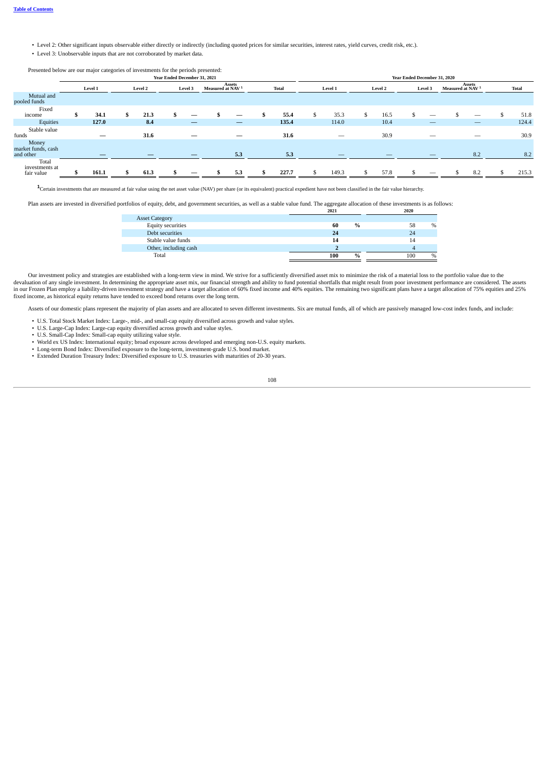- Level 2: Other significant inputs observable either directly or indirectly (including quoted prices for similar securities, interest rates, yield curves, credit risk, etc.).
- Level 3: Unobservable inputs that are not corroborated by market data.

Presented below are our major categories of investments for the periods presented:

| | Year Ended December 31, 2021 | | | | | Year Ended December 31, 2020 | | | | |
|---|---|---|---|---|---|---|---|---|---|---|
| | Level 1 | Level 2 | Level 3 | Assets Measured at NAV [1] | Total | Level 1 | Level 2 | Level 3 | Assets Measured at NAV [1] | Total |
| Mutual and pooled funds | | | | | | | | | | |
| Fixed income | $ 34.1 | $ 21.3 | $ — | $ — | $ 55.4 | $ 35.3 | $ 16.5 | $ — | $ — | $ 51.8 |
| Equities | 127.0 | 8.4 | — | — | 135.4 | 114.0 | 10.4 | — | — | 124.4 |
| Stable value funds | — | 31.6 | — | — | 31.6 | — | 30.9 | — | — | 30.9 |
| Money market funds, cash and other | — | — | — | 5.3 | 5.3 | — | — | — | 8.2 | 8.2 |
| Total investments at fair value | $ 161.1 | $ 61.3 | $ — | $ 5.3 | $ 227.7 | $ 149.3 | $ 57.8 | $ — | $ 8.2 | $ 215.3 |

[1] Certain investments that are measured at fair value using the net asset value (NAV) per share (or its equivalent) practical expedient have not been classified in the fair value hierarchy.

Plan assets are invested in diversified portfolios of equity, debt, and government securities, as well as a stable value fund. The aggregate allocation of these investments is as follows:

| | 2021 | 2020 |
|---|---|---|
| Asset Category | | |
| Equity securities | 60 % | 58 % |
| Debt securities | 24 | 24 |
| Stable value funds | 14 | 14 |
| Other, including cash | 2 | 4 |
| Total | 100 % | 100 % |

Our investment policy and strategies are established with a long-term view in mind. We strive for a sufficiently diversified asset mix to minimize the risk of a material loss to the portfolio value due to the devaluation of any single investment. In determining the appropriate asset mix, our financial strength and ability to fund potential shortfalls that might result from poor investment performance are considered. The assets in our Frozen Plan employ a liability-driven investment strategy and have a target allocation of 60% fixed income and 40% equities. The remaining two significant plans have a target allocation of 75% equities and 25% fixed income, as historical equity returns have tended to exceed bond returns over the long term.

Assets of our domestic plans represent the majority of plan assets and are allocated to seven different investments. Six are mutual funds, all of which are passively managed low-cost index funds, and include:

- U.S. Total Stock Market Index: Large-, mid-, and small-cap equity diversified across growth and value styles.
- U.S. Large-Cap Index: Large-cap equity diversified across growth and value styles.
- U.S. Small-Cap Index: Small-cap equity utilizing value style.
- World ex US Index: International equity; broad exposure across developed and emerging non-U.S. equity markets.
- Long-term Bond Index: Diversified exposure to the long-term, investment-grade U.S. bond market.
- Extended Duration Treasury Index: Diversified exposure to U.S. treasuries with maturities of 20-30 years.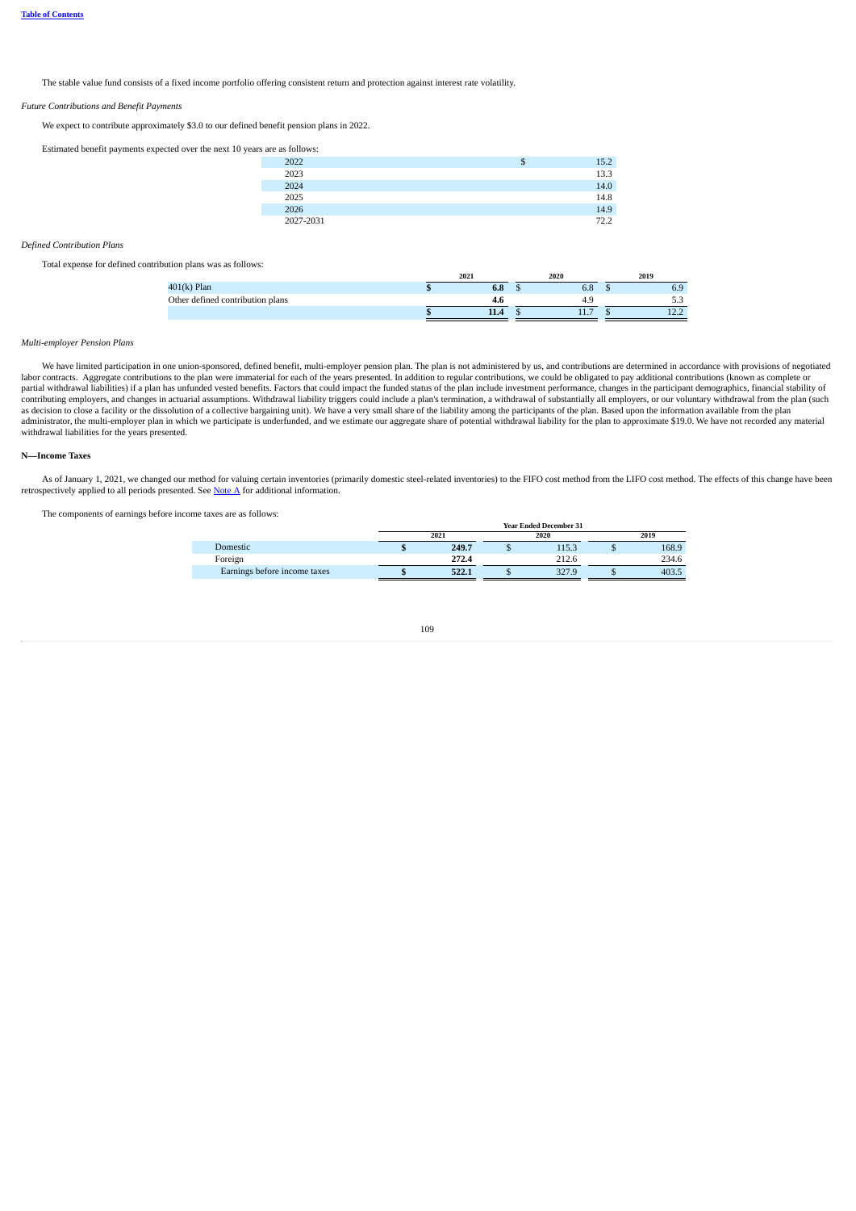The stable value fund consists of a fixed income portfolio offering consistent return and protection against interest rate volatility.

*Future Contributions and Benefit Payments*

We expect to contribute approximately $3.0 to our defined benefit pension plans in 2022.

Estimated benefit payments expected over the next 10 years are as follows:

| | |
|---|---|
| 2022 | $ 15.2 |
| 2023 | 13.3 |
| 2024 | 14.0 |
| 2025 | 14.8 |
| 2026 | 14.9 |
| 2027-2031 | 72.2 |

*Defined Contribution Plans*

Total expense for defined contribution plans was as follows:

| | 2021 | 2020 | 2019 |
|---|---|---|---|
| 401(k) Plan | $ **6.8** | $ 6.8 | $ 6.9 |
| Other defined contribution plans | **4.6** | 4.9 | 5.3 |
| | $ **11.4** | $ 11.7 | $ 12.2 |

*Multi-employer Pension Plans*

We have limited participation in one union-sponsored, defined benefit, multi-employer pension plan. The plan is not administered by us, and contributions are determined in accordance with provisions of negotiated labor contracts. Aggregate contributions to the plan were immaterial for each of the years presented. In addition to regular contributions, we could be obligated to pay additional contributions (known as complete or partial withdrawal liabilities) if a plan has unfunded vested benefits. Factors that could impact the funded status of the plan include investment performance, changes in the participant demographics, financial stability of contributing employers, and changes in actuarial assumptions. Withdrawal liability triggers could include a plan's termination, a withdrawal of substantially all employers, or our voluntary withdrawal from the plan (such as decision to close a facility or the dissolution of a collective bargaining unit). We have a very small share of the liability among the participants of the plan. Based upon the information available from the plan administrator, the multi-employer plan in which we participate is underfunded, and we estimate our aggregate share of potential withdrawal liability for the plan to approximate $19.0. We have not recorded any material withdrawal liabilities for the years presented.

## N—Income Taxes

As of January 1, 2021, we changed our method for valuing certain inventories (primarily domestic steel-related inventories) to the FIFO cost method from the LIFO cost method. The effects of this change have been retrospectively applied to all periods presented. See Note A for additional information.

The components of earnings before income taxes are as follows:

| | Year Ended December 31 | | |
|---|---|---|---|
| | 2021 | 2020 | 2019 |
| Domestic | $ **249.7** | $ 115.3 | $ 168.9 |
| Foreign | **272.4** | 212.6 | 234.6 |
| Earnings before income taxes | $ **522.1** | $ 327.9 | $ 403.5 |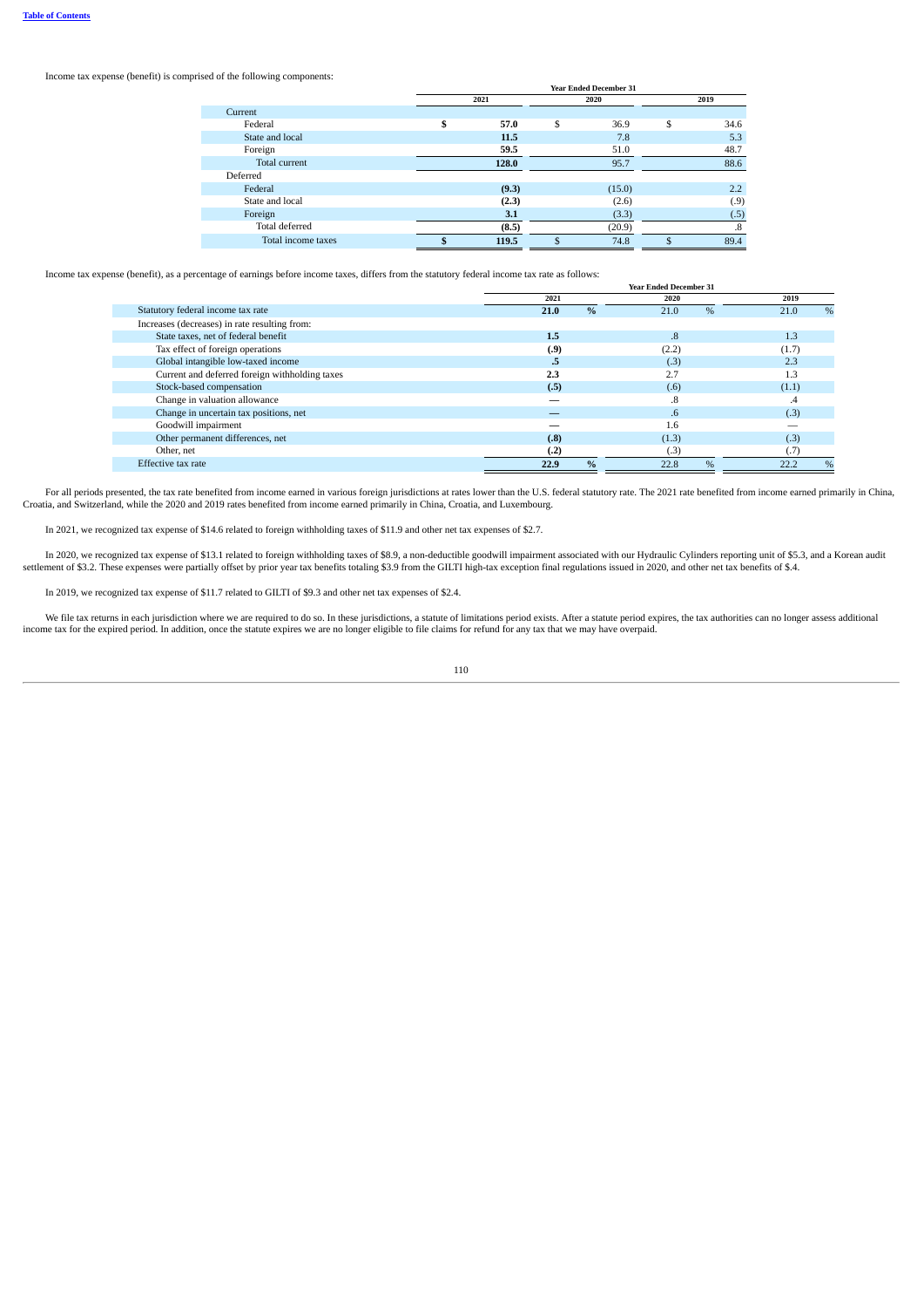Income tax expense (benefit) is comprised of the following components:

| | Year Ended December 31 | | |
|---|---|---|---|
| | 2021 | 2020 | 2019 |
| Current | | | |
| Federal | $ 57.0 | $ 36.9 | $ 34.6 |
| State and local | 11.5 | 7.8 | 5.3 |
| Foreign | 59.5 | 51.0 | 48.7 |
| Total current | 128.0 | 95.7 | 88.6 |
| Deferred | | | |
| Federal | (9.3) | (15.0) | 2.2 |
| State and local | (2.3) | (2.6) | (.9) |
| Foreign | 3.1 | (3.3) | (.5) |
| Total deferred | (8.5) | (20.9) | .8 |
| Total income taxes | $ 119.5 | $ 74.8 | $ 89.4 |

Income tax expense (benefit), as a percentage of earnings before income taxes, differs from the statutory federal income tax rate as follows:

| | Year Ended December 31 | | |
|---|---|---|---|
| | 2021 | 2020 | 2019 |
| Statutory federal income tax rate | 21.0 % | 21.0 % | 21.0 % |
| Increases (decreases) in rate resulting from: | | | |
| State taxes, net of federal benefit | 1.5 | .8 | 1.3 |
| Tax effect of foreign operations | (.9) | (2.2) | (1.7) |
| Global intangible low-taxed income | .5 | (.3) | 2.3 |
| Current and deferred foreign withholding taxes | 2.3 | 2.7 | 1.3 |
| Stock-based compensation | (.5) | (.6) | (1.1) |
| Change in valuation allowance | — | .8 | .4 |
| Change in uncertain tax positions, net | — | .6 | (.3) |
| Goodwill impairment | — | 1.6 | — |
| Other permanent differences, net | (.8) | (1.3) | (.3) |
| Other, net | (.2) | (.3) | (.7) |
| Effective tax rate | 22.9 % | 22.8 % | 22.2 % |

For all periods presented, the tax rate benefited from income earned in various foreign jurisdictions at rates lower than the U.S. federal statutory rate. The 2021 rate benefited from income earned primarily in China, Croatia, and Switzerland, while the 2020 and 2019 rates benefited from income earned primarily in China, Croatia, and Luxembourg.

In 2021, we recognized tax expense of $14.6 related to foreign withholding taxes of $11.9 and other net tax expenses of $2.7.

In 2020, we recognized tax expense of $13.1 related to foreign withholding taxes of $8.9, a non-deductible goodwill impairment associated with our Hydraulic Cylinders reporting unit of $5.3, and a Korean audit settlement of $3.2. These expenses were partially offset by prior year tax benefits totaling $3.9 from the GILTI high-tax exception final regulations issued in 2020, and other net tax benefits of $.4.

In 2019, we recognized tax expense of $11.7 related to GILTI of $9.3 and other net tax expenses of $2.4.

We file tax returns in each jurisdiction where we are required to do so. In these jurisdictions, a statute of limitations period exists. After a statute period expires, the tax authorities can no longer assess additional income tax for the expired period. In addition, once the statute expires we are no longer eligible to file claims for refund for any tax that we may have overpaid.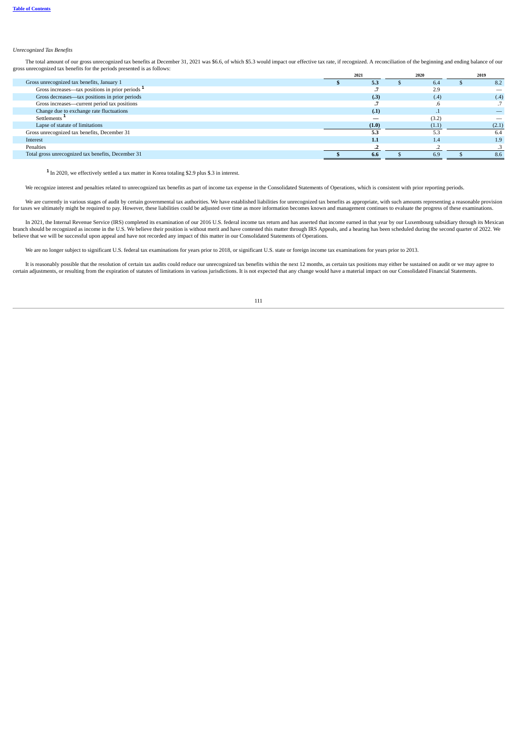*Unrecognized Tax Benefits*

The total amount of our gross unrecognized tax benefits at December 31, 2021 was $6.6, of which $5.3 would impact our effective tax rate, if recognized. A reconciliation of the beginning and ending balance of our gross unrecognized tax benefits for the periods presented is as follows:

| | 2021 | 2020 | 2019 |
|---|---|---|---|
| Gross unrecognized tax benefits, January 1 | **$ 5.3** | $ 6.4 | $ 8.2 |
| Gross increases—tax positions in prior periods [1] | **.7** | 2.9 | — |
| Gross decreases—tax positions in prior periods | **(.3)** | (.4) | (.4) |
| Gross increases—current period tax positions | **.7** | .6 | .7 |
| Change due to exchange rate fluctuations | **(.1)** | .1 | — |
| Settlements [1] | **—** | (3.2) | — |
| Lapse of statute of limitations | **(1.0)** | (1.1) | (2.1) |
| Gross unrecognized tax benefits, December 31 | **5.3** | 5.3 | 6.4 |
| Interest | **1.1** | 1.4 | 1.9 |
| Penalties | **.2** | .2 | .3 |
| Total gross unrecognized tax benefits, December 31 | **$ 6.6** | $ 6.9 | $ 8.6 |

[1] In 2020, we effectively settled a tax matter in Korea totaling $2.9 plus $.3 in interest.

We recognize interest and penalties related to unrecognized tax benefits as part of income tax expense in the Consolidated Statements of Operations, which is consistent with prior reporting periods.

We are currently in various stages of audit by certain governmental tax authorities. We have established liabilities for unrecognized tax benefits as appropriate, with such amounts representing a reasonable provision for taxes we ultimately might be required to pay. However, these liabilities could be adjusted over time as more information becomes known and management continues to evaluate the progress of these examinations.

In 2021, the Internal Revenue Service (IRS) completed its examination of our 2016 U.S. federal income tax return and has asserted that income earned in that year by our Luxembourg subsidiary through its Mexican branch should be recognized as income in the U.S. We believe their position is without merit and have contested this matter through IRS Appeals, and a hearing has been scheduled during the second quarter of 2022. We believe that we will be successful upon appeal and have not recorded any impact of this matter in our Consolidated Statements of Operations.

We are no longer subject to significant U.S. federal tax examinations for years prior to 2018, or significant U.S. state or foreign income tax examinations for years prior to 2013.

It is reasonably possible that the resolution of certain tax audits could reduce our unrecognized tax benefits within the next 12 months, as certain tax positions may either be sustained on audit or we may agree to certain adjustments, or resulting from the expiration of statutes of limitations in various jurisdictions. It is not expected that any change would have a material impact on our Consolidated Financial Statements.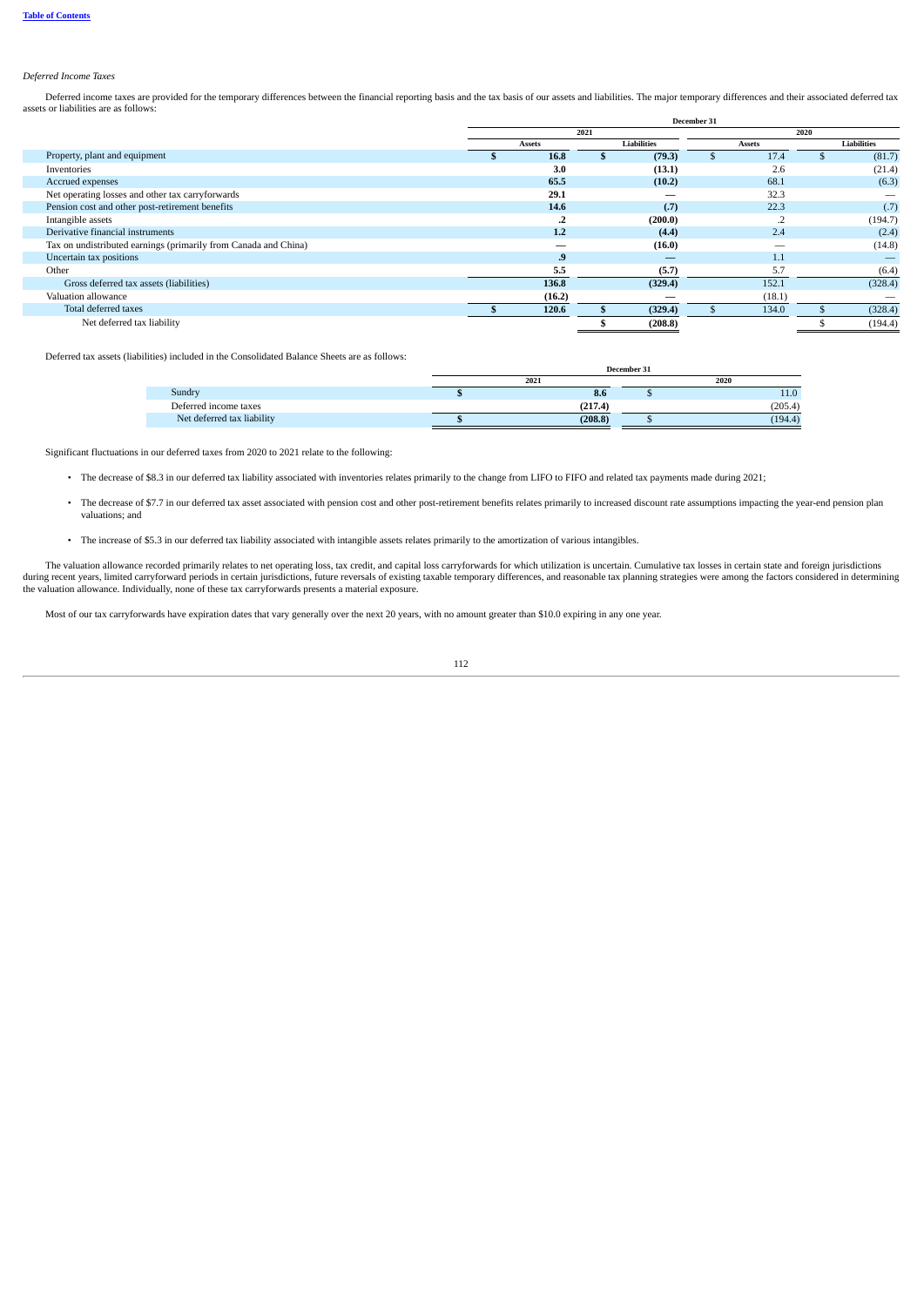*Deferred Income Taxes*

Deferred income taxes are provided for the temporary differences between the financial reporting basis and the tax basis of our assets and liabilities. The major temporary differences and their associated deferred tax assets or liabilities are as follows:

| | December 31 | | | |
|---|---|---|---|---|
| | 2021 | | 2020 | |
| | Assets | Liabilities | Assets | Liabilities |
| Property, plant and equipment | **$ 16.8** | **$ (79.3)** | $ 17.4 | $ (81.7) |
| Inventories | **3.0** | **(13.1)** | 2.6 | (21.4) |
| Accrued expenses | **65.5** | **(10.2)** | 68.1 | (6.3) |
| Net operating losses and other tax carryforwards | **29.1** | **—** | 32.3 | — |
| Pension cost and other post-retirement benefits | **14.6** | **(.7)** | 22.3 | (.7) |
| Intangible assets | **.2** | **(200.0)** | .2 | (194.7) |
| Derivative financial instruments | **1.2** | **(4.4)** | 2.4 | (2.4) |
| Tax on undistributed earnings (primarily from Canada and China) | **—** | **(16.0)** | — | (14.8) |
| Uncertain tax positions | **.9** | **—** | 1.1 | — |
| Other | **5.5** | **(5.7)** | 5.7 | (6.4) |
| Gross deferred tax assets (liabilities) | **136.8** | **(329.4)** | 152.1 | (328.4) |
| Valuation allowance | **(16.2)** | **—** | (18.1) | — |
| Total deferred taxes | **$ 120.6** | **$ (329.4)** | $ 134.0 | $ (328.4) |
| Net deferred tax liability | | **$ (208.8)** | | $ (194.4) |

Deferred tax assets (liabilities) included in the Consolidated Balance Sheets are as follows:

| | December 31 | |
|---|---|---|
| | 2021 | 2020 |
| Sundry | **$ 8.6** | $ 11.0 |
| Deferred income taxes | **(217.4)** | (205.4) |
| Net deferred tax liability | **$ (208.8)** | $ (194.4) |

Significant fluctuations in our deferred taxes from 2020 to 2021 relate to the following:

- The decrease of $8.3 in our deferred tax liability associated with inventories relates primarily to the change from LIFO to FIFO and related tax payments made during 2021;
- The decrease of $7.7 in our deferred tax asset associated with pension cost and other post-retirement benefits relates primarily to increased discount rate assumptions impacting the year-end pension plan valuations; and
- The increase of $5.3 in our deferred tax liability associated with intangible assets relates primarily to the amortization of various intangibles.

The valuation allowance recorded primarily relates to net operating loss, tax credit, and capital loss carryforwards for which utilization is uncertain. Cumulative tax losses in certain state and foreign jurisdictions during recent years, limited carryforward periods in certain jurisdictions, future reversals of existing taxable temporary differences, and reasonable tax planning strategies were among the factors considered in determining the valuation allowance. Individually, none of these tax carryforwards presents a material exposure.

Most of our tax carryforwards have expiration dates that vary generally over the next 20 years, with no amount greater than $10.0 expiring in any one year.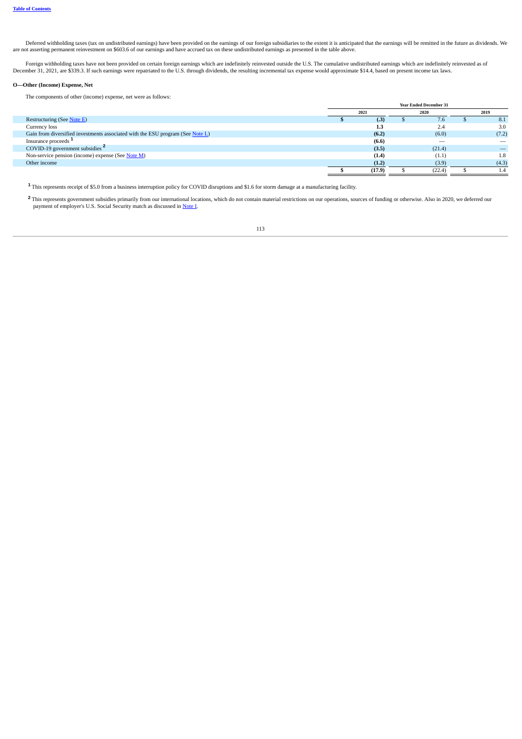Deferred withholding taxes (tax on undistributed earnings) have been provided on the earnings of our foreign subsidiaries to the extent it is anticipated that the earnings will be remitted in the future as dividends. We are not asserting permanent reinvestment on $603.6 of our earnings and have accrued tax on these undistributed earnings as presented in the table above.

Foreign withholding taxes have not been provided on certain foreign earnings which are indefinitely reinvested outside the U.S. The cumulative undistributed earnings which are indefinitely reinvested as of December 31, 2021, are $339.3. If such earnings were repatriated to the U.S. through dividends, the resulting incremental tax expense would approximate $14.4, based on present income tax laws.

**O—Other (Income) Expense, Net**

The components of other (income) expense, net were as follows:

| | Year Ended December 31 | | |
|---|---|---|---|
| | **2021** | 2020 | 2019 |
| Restructuring (See Note E) | **$ (.3)** | $ 7.6 | $ 8.1 |
| Currency loss | **1.3** | 2.4 | 3.0 |
| Gain from diversified investments associated with the ESU program (See Note L) | **(6.2)** | (6.0) | (7.2) |
| Insurance proceeds [1] | **(6.6)** | — | — |
| COVID-19 government subsidies [2] | **(3.5)** | (21.4) | — |
| Non-service pension (income) expense (See Note M) | **(1.4)** | (1.1) | 1.8 |
| Other income | **(1.2)** | (3.9) | (4.3) |
| | **$ (17.9)** | $ (22.4) | $ 1.4 |

[1] This represents receipt of $5.0 from a business interruption policy for COVID disruptions and $1.6 for storm damage at a manufacturing facility.

[2] This represents government subsidies primarily from our international locations, which do not contain material restrictions on our operations, sources of funding or otherwise. Also in 2020, we deferred our payment of employer's U.S. Social Security match as discussed in Note I.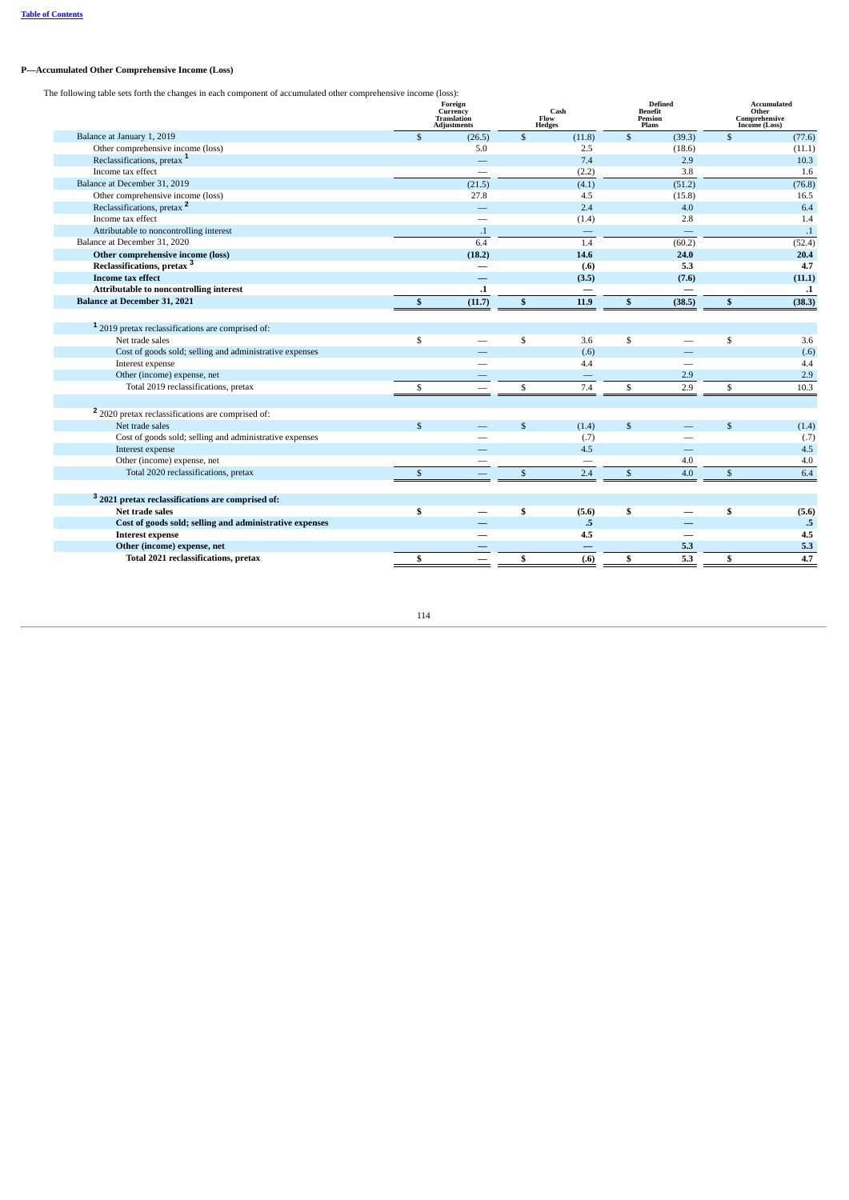## P—Accumulated Other Comprehensive Income (Loss)

The following table sets forth the changes in each component of accumulated other comprehensive income (loss):

| | Foreign Currency Translation Adjustments | Cash Flow Hedges | Defined Benefit Pension Plans | Accumulated Other Comprehensive Income (Loss) |
|---|---|---|---|---|
| Balance at January 1, 2019 | $ (26.5) | $ (11.8) | $ (39.3) | $ (77.6) |
| Other comprehensive income (loss) | 5.0 | 2.5 | (18.6) | (11.1) |
| Reclassifications, pretax [1] | — | 7.4 | 2.9 | 10.3 |
| Income tax effect | — | (2.2) | 3.8 | 1.6 |
| Balance at December 31, 2019 | (21.5) | (4.1) | (51.2) | (76.8) |
| Other comprehensive income (loss) | 27.8 | 4.5 | (15.8) | 16.5 |
| Reclassifications, pretax [2] | — | 2.4 | 4.0 | 6.4 |
| Income tax effect | — | (1.4) | 2.8 | 1.4 |
| Attributable to noncontrolling interest | .1 | — | — | .1 |
| Balance at December 31, 2020 | 6.4 | 1.4 | (60.2) | (52.4) |
| **Other comprehensive income (loss)** | **(18.2)** | **14.6** | **24.0** | **20.4** |
| **Reclassifications, pretax [3]** | **—** | **(.6)** | **5.3** | **4.7** |
| **Income tax effect** | **—** | **(3.5)** | **(7.6)** | **(11.1)** |
| **Attributable to noncontrolling interest** | **.1** | **—** | **—** | **.1** |
| **Balance at December 31, 2021** | **$ (11.7)** | **$ 11.9** | **$ (38.5)** | **$ (38.3)** |
| | | | | |
| [1] 2019 pretax reclassifications are comprised of: | | | | |
| Net trade sales | $ — | $ 3.6 | $ — | $ 3.6 |
| Cost of goods sold; selling and administrative expenses | — | (.6) | — | (.6) |
| Interest expense | — | 4.4 | — | 4.4 |
| Other (income) expense, net | — | — | 2.9 | 2.9 |
| Total 2019 reclassifications, pretax | $ — | $ 7.4 | $ 2.9 | $ 10.3 |
| | | | | |
| [2] 2020 pretax reclassifications are comprised of: | | | | |
| Net trade sales | $ — | $ (1.4) | $ — | $ (1.4) |
| Cost of goods sold; selling and administrative expenses | — | (.7) | — | (.7) |
| Interest expense | — | 4.5 | — | 4.5 |
| Other (income) expense, net | — | — | 4.0 | 4.0 |
| Total 2020 reclassifications, pretax | $ — | $ 2.4 | $ 4.0 | $ 6.4 |
| | | | | |
| **[3] 2021 pretax reclassifications are comprised of:** | | | | |
| **Net trade sales** | **$ —** | **$ (5.6)** | **$ —** | **$ (5.6)** |
| **Cost of goods sold; selling and administrative expenses** | **—** | **.5** | **—** | **.5** |
| **Interest expense** | **—** | **4.5** | **—** | **4.5** |
| **Other (income) expense, net** | **—** | **—** | **5.3** | **5.3** |
| **Total 2021 reclassifications, pretax** | **$ —** | **$ (.6)** | **$ 5.3** | **$ 4.7** |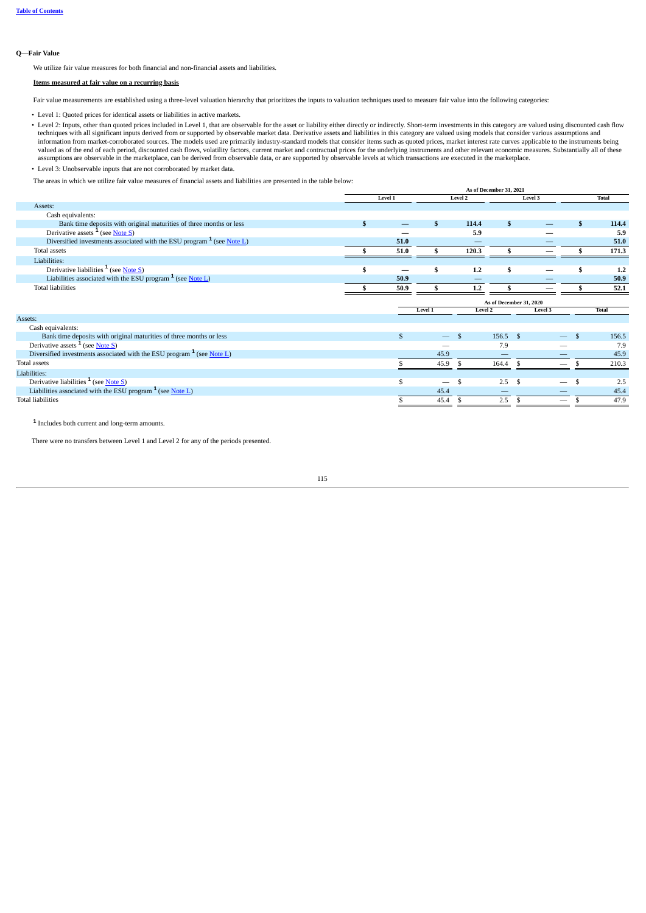## Q—Fair Value

We utilize fair value measures for both financial and non-financial assets and liabilities.

**Items measured at fair value on a recurring basis**

Fair value measurements are established using a three-level valuation hierarchy that prioritizes the inputs to valuation techniques used to measure fair value into the following categories:

- Level 1: Quoted prices for identical assets or liabilities in active markets.
- Level 2: Inputs, other than quoted prices included in Level 1, that are observable for the asset or liability either directly or indirectly. Short-term investments in this category are valued using discounted cash flow techniques with all significant inputs derived from or supported by observable market data. Derivative assets and liabilities in this category are valued using models that consider various assumptions and information from market-corroborated sources. The models used are primarily industry-standard models that consider items such as quoted prices, market interest rate curves applicable to the instruments being valued as of the end of each period, discounted cash flows, volatility factors, current market and contractual prices for the underlying instruments and other relevant economic measures. Substantially all of these assumptions are observable in the marketplace, can be derived from observable data, or are supported by observable levels at which transactions are executed in the marketplace.
- Level 3: Unobservable inputs that are not corroborated by market data.

The areas in which we utilize fair value measures of financial assets and liabilities are presented in the table below:

| | As of December 31, 2021 | | | |
|---|---|---|---|---|
| | Level 1 | Level 2 | Level 3 | Total |
| Assets: | | | | |
| Cash equivalents: | | | | |
| Bank time deposits with original maturities of three months or less | $ — | $ 114.4 | $ — | $ 114.4 |
| Derivative assets [1] (see Note S) | — | 5.9 | — | 5.9 |
| Diversified investments associated with the ESU program [1] (see Note L) | 51.0 | — | — | 51.0 |
| Total assets | $ 51.0 | $ 120.3 | $ — | $ 171.3 |
| Liabilities: | | | | |
| Derivative liabilities [1] (see Note S) | $ — | $ 1.2 | $ — | $ 1.2 |
| Liabilities associated with the ESU program [1] (see Note L) | 50.9 | — | — | 50.9 |
| Total liabilities | $ 50.9 | $ 1.2 | $ — | $ 52.1 |

| | As of December 31, 2020 | | | |
|---|---|---|---|---|
| | Level 1 | Level 2 | Level 3 | Total |
| Assets: | | | | |
| Cash equivalents: | | | | |
| Bank time deposits with original maturities of three months or less | $ — | $ 156.5 | $ — | $ 156.5 |
| Derivative assets [1] (see Note S) | — | 7.9 | — | 7.9 |
| Diversified investments associated with the ESU program [1] (see Note L) | 45.9 | — | — | 45.9 |
| Total assets | $ 45.9 | $ 164.4 | $ — | $ 210.3 |
| Liabilities: | | | | |
| Derivative liabilities [1] (see Note S) | $ — | $ 2.5 | $ — | $ 2.5 |
| Liabilities associated with the ESU program [1] (see Note L) | 45.4 | — | — | 45.4 |
| Total liabilities | $ 45.4 | $ 2.5 | $ — | $ 47.9 |

[1] Includes both current and long-term amounts.

There were no transfers between Level 1 and Level 2 for any of the periods presented.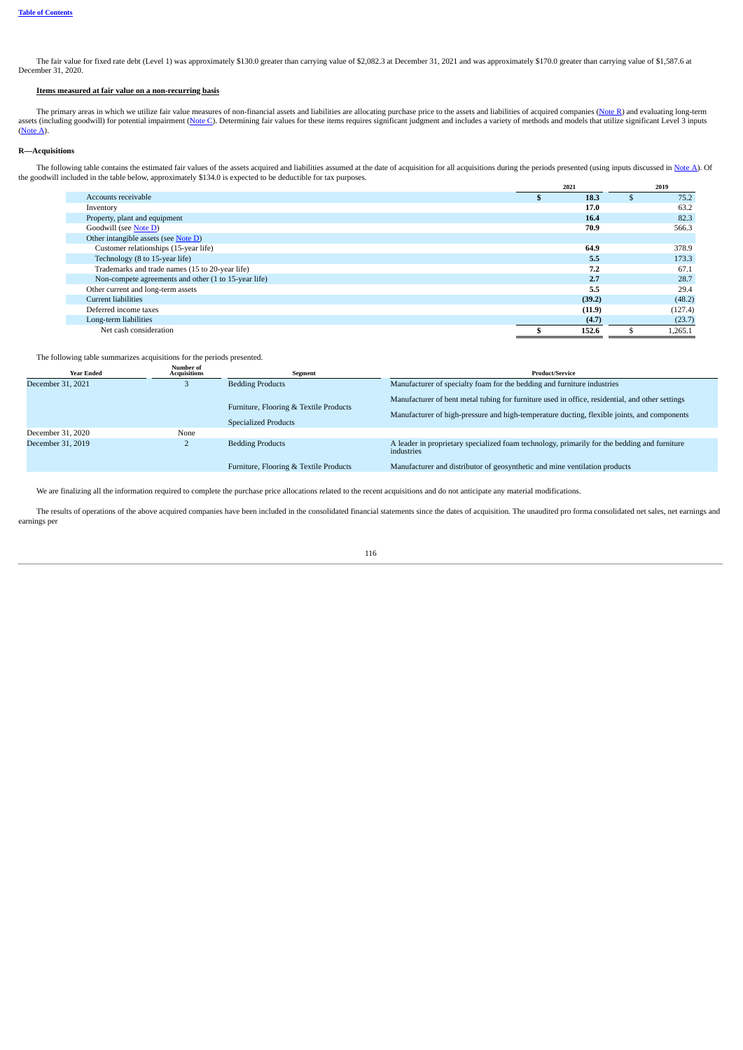The fair value for fixed rate debt (Level 1) was approximately $130.0 greater than carrying value of $2,082.3 at December 31, 2021 and was approximately $170.0 greater than carrying value of $1,587.6 at December 31, 2020.

**Items measured at fair value on a non-recurring basis**

The primary areas in which we utilize fair value measures of non-financial assets and liabilities are allocating purchase price to the assets and liabilities of acquired companies (Note R) and evaluating long-term assets (including goodwill) for potential impairment (Note C). Determining fair values for these items requires significant judgment and includes a variety of methods and models that utilize significant Level 3 inputs (Note A).

## R—Acquisitions

The following table contains the estimated fair values of the assets acquired and liabilities assumed at the date of acquisition for all acquisitions during the periods presented (using inputs discussed in Note A). Of the goodwill included in the table below, approximately $134.0 is expected to be deductible for tax purposes.

| | 2021 | 2019 |
|---|---|---|
| Accounts receivable | **$ 18.3** | $ 75.2 |
| Inventory | **17.0** | 63.2 |
| Property, plant and equipment | **16.4** | 82.3 |
| Goodwill (see Note D) | **70.9** | 566.3 |
| Other intangible assets (see Note D) | | |
| Customer relationships (15-year life) | **64.9** | 378.9 |
| Technology (8 to 15-year life) | **5.5** | 173.3 |
| Trademarks and trade names (15 to 20-year life) | **7.2** | 67.1 |
| Non-compete agreements and other (1 to 15-year life) | **2.7** | 28.7 |
| Other current and long-term assets | **5.5** | 29.4 |
| Current liabilities | **(39.2)** | (48.2) |
| Deferred income taxes | **(11.9)** | (127.4) |
| Long-term liabilities | **(4.7)** | (23.7) |
| Net cash consideration | **$ 152.6** | $ 1,265.1 |

The following table summarizes acquisitions for the periods presented.

| Year Ended | Number of Acquisitions | Segment | Product/Service |
|---|---|---|---|
| December 31, 2021 | 3 | Bedding Products | Manufacturer of specialty foam for the bedding and furniture industries |
| | | Furniture, Flooring & Textile Products | Manufacturer of bent metal tubing for furniture used in office, residential, and other settings |
| | | Specialized Products | Manufacturer of high-pressure and high-temperature ducting, flexible joints, and components |
| December 31, 2020 | None | | |
| December 31, 2019 | 2 | Bedding Products | A leader in proprietary specialized foam technology, primarily for the bedding and furniture industries |
| | | Furniture, Flooring & Textile Products | Manufacturer and distributor of geosynthetic and mine ventilation products |

We are finalizing all the information required to complete the purchase price allocations related to the recent acquisitions and do not anticipate any material modifications.

The results of operations of the above acquired companies have been included in the consolidated financial statements since the dates of acquisition. The unaudited pro forma consolidated net sales, net earnings and earnings per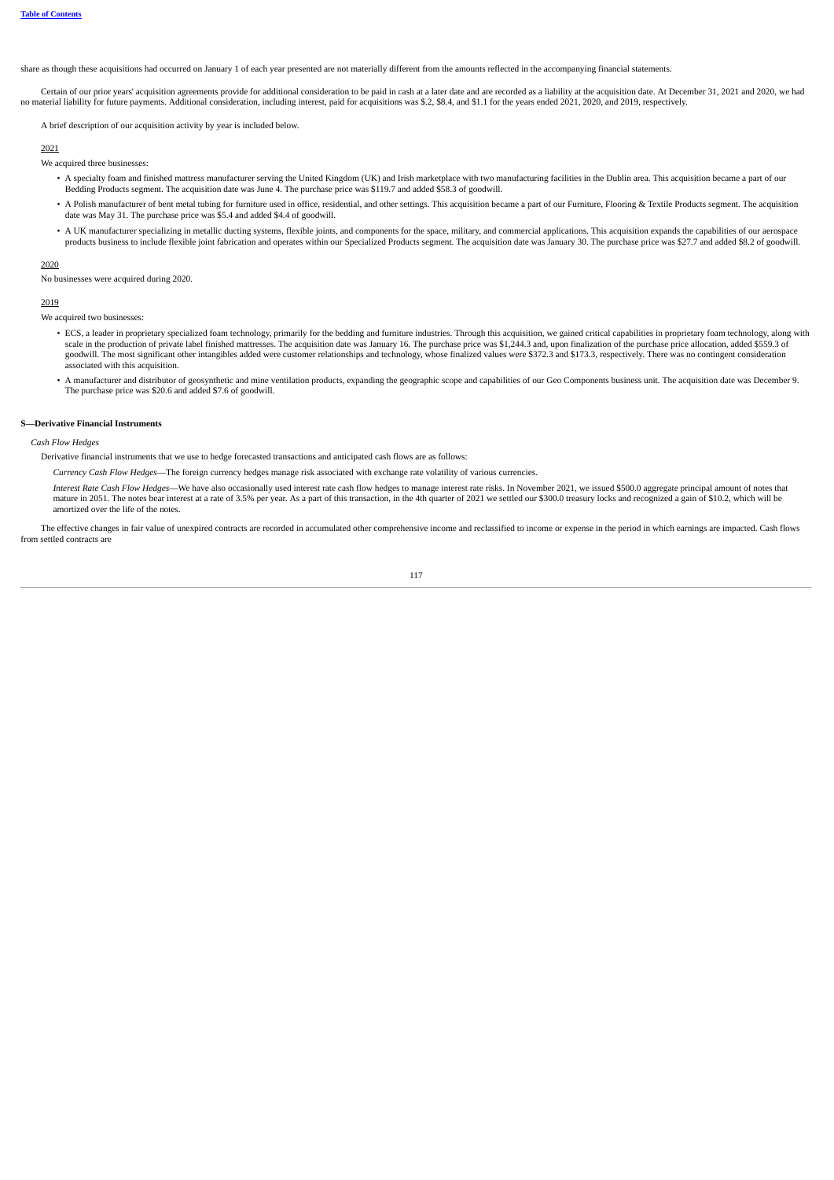share as though these acquisitions had occurred on January 1 of each year presented are not materially different from the amounts reflected in the accompanying financial statements.

Certain of our prior years' acquisition agreements provide for additional consideration to be paid in cash at a later date and are recorded as a liability at the acquisition date. At December 31, 2021 and 2020, we had no material liability for future payments. Additional consideration, including interest, paid for acquisitions was $.2, $8.4, and $1.1 for the years ended 2021, 2020, and 2019, respectively.

A brief description of our acquisition activity by year is included below.

2021

We acquired three businesses:

- A specialty foam and finished mattress manufacturer serving the United Kingdom (UK) and Irish marketplace with two manufacturing facilities in the Dublin area. This acquisition became a part of our Bedding Products segment. The acquisition date was June 4. The purchase price was $119.7 and added $58.3 of goodwill.
- A Polish manufacturer of bent metal tubing for furniture used in office, residential, and other settings. This acquisition became a part of our Furniture, Flooring & Textile Products segment. The acquisition date was May 31. The purchase price was $5.4 and added $4.4 of goodwill.
- A UK manufacturer specializing in metallic ducting systems, flexible joints, and components for the space, military, and commercial applications. This acquisition expands the capabilities of our aerospace products business to include flexible joint fabrication and operates within our Specialized Products segment. The acquisition date was January 30. The purchase price was $27.7 and added $8.2 of goodwill.

2020

No businesses were acquired during 2020.

2019

We acquired two businesses:

- ECS, a leader in proprietary specialized foam technology, primarily for the bedding and furniture industries. Through this acquisition, we gained critical capabilities in proprietary foam technology, along with scale in the production of private label finished mattresses. The acquisition date was January 16. The purchase price was $1,244.3 and, upon finalization of the purchase price allocation, added $559.3 of goodwill. The most significant other intangibles added were customer relationships and technology, whose finalized values were $372.3 and $173.3, respectively. There was no contingent consideration associated with this acquisition.
- A manufacturer and distributor of geosynthetic and mine ventilation products, expanding the geographic scope and capabilities of our Geo Components business unit. The acquisition date was December 9. The purchase price was $20.6 and added $7.6 of goodwill.

**S—Derivative Financial Instruments**

*Cash Flow Hedges*

Derivative financial instruments that we use to hedge forecasted transactions and anticipated cash flows are as follows:

*Currency Cash Flow Hedges*—The foreign currency hedges manage risk associated with exchange rate volatility of various currencies.

*Interest Rate Cash Flow Hedges*—We have also occasionally used interest rate cash flow hedges to manage interest rate risks. In November 2021, we issued $500.0 aggregate principal amount of notes that mature in 2051. The notes bear interest at a rate of 3.5% per year. As a part of this transaction, in the 4th quarter of 2021 we settled our $300.0 treasury locks and recognized a gain of $10.2, which will be amortized over the life of the notes.

The effective changes in fair value of unexpired contracts are recorded in accumulated other comprehensive income and reclassified to income or expense in the period in which earnings are impacted. Cash flows from settled contracts are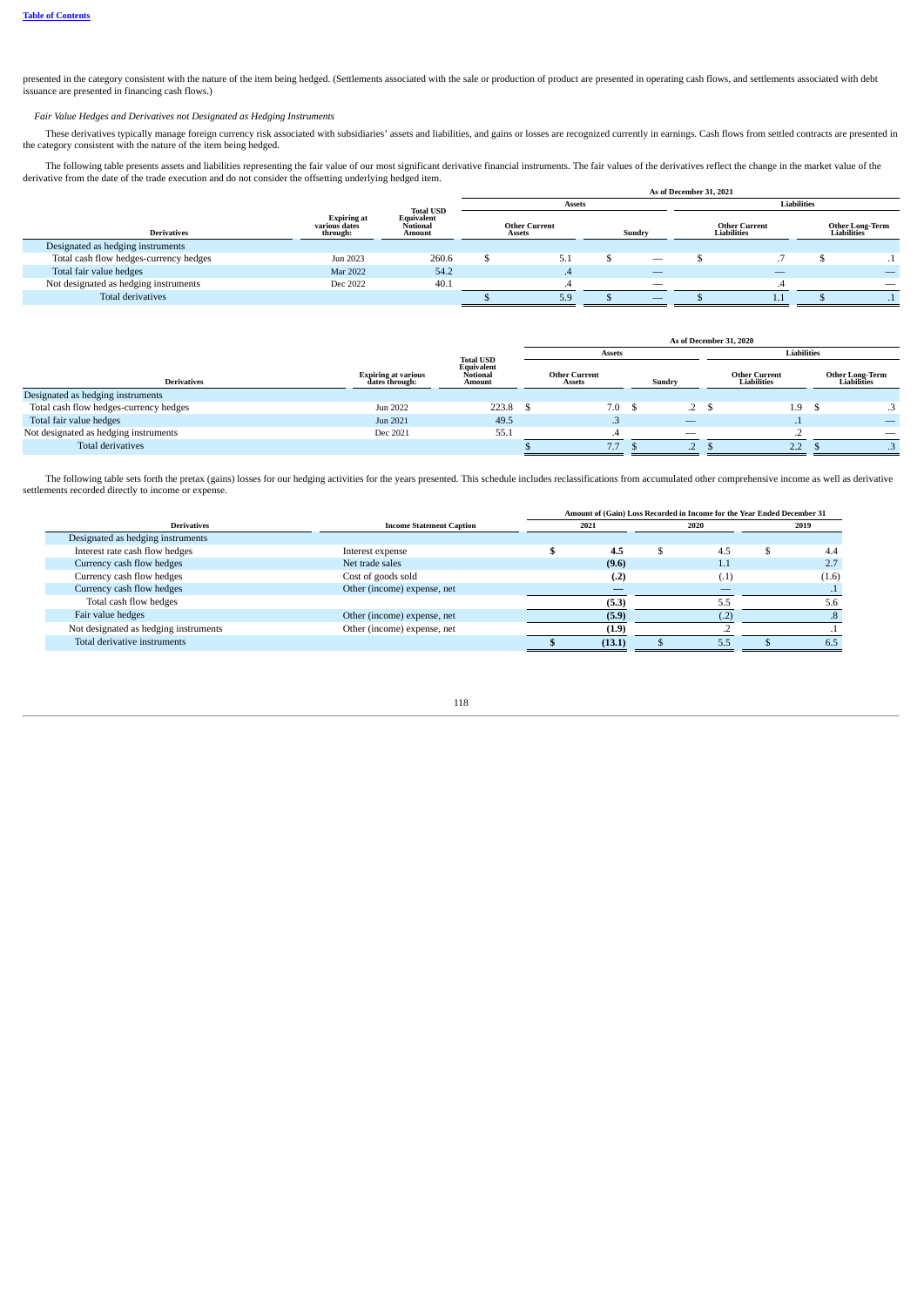presented in the category consistent with the nature of the item being hedged. (Settlements associated with the sale or production of product are presented in operating cash flows, and settlements associated with debt issuance are presented in financing cash flows.)

*Fair Value Hedges and Derivatives not Designated as Hedging Instruments*

These derivatives typically manage foreign currency risk associated with subsidiaries' assets and liabilities, and gains or losses are recognized currently in earnings. Cash flows from settled contracts are presented in the category consistent with the nature of the item being hedged.

The following table presents assets and liabilities representing the fair value of our most significant derivative financial instruments. The fair values of the derivatives reflect the change in the market value of the derivative from the date of the trade execution and do not consider the offsetting underlying hedged item.

| | | | As of December 31, 2021 | | | |
|---|---|---|---|---|---|---|
| | | | Assets | | Liabilities | |
| Derivatives | Expiring at various dates through: | Total USD Equivalent Notional Amount | Other Current Assets | Sundry | Other Current Liabilities | Other Long-Term Liabilities |
| Designated as hedging instruments | | | | | | |
| Total cash flow hedges-currency hedges | Jun 2023 | 260.6 | $ 5.1 | $ — | $ .7 | $ .1 |
| Total fair value hedges | Mar 2022 | 54.2 | .4 | — | — | — |
| Not designated as hedging instruments | Dec 2022 | 40.1 | .4 | — | .4 | — |
| Total derivatives | | | $ 5.9 | $ — | $ 1.1 | $ .1 |

| | | | As of December 31, 2020 | | | |
|---|---|---|---|---|---|---|
| | | | Assets | | Liabilities | |
| Derivatives | Expiring at various dates through: | Total USD Equivalent Notional Amount | Other Current Assets | Sundry | Other Current Liabilities | Other Long-Term Liabilities |
| Designated as hedging instruments | | | | | | |
| Total cash flow hedges-currency hedges | Jun 2022 | 223.8 | $ 7.0 | $ .2 | $ 1.9 | $ .3 |
| Total fair value hedges | Jun 2021 | 49.5 | .3 | — | .1 | — |
| Not designated as hedging instruments | Dec 2021 | 55.1 | .4 | — | .2 | — |
| Total derivatives | | | $ 7.7 | $ .2 | $ 2.2 | $ .3 |

The following table sets forth the pretax (gains) losses for our hedging activities for the years presented. This schedule includes reclassifications from accumulated other comprehensive income as well as derivative settlements recorded directly to income or expense.

| | | Amount of (Gain) Loss Recorded in Income for the Year Ended December 31 | | |
|---|---|---|---|---|
| Derivatives | Income Statement Caption | 2021 | 2020 | 2019 |
| Designated as hedging instruments | | | | |
| Interest rate cash flow hedges | Interest expense | $ 4.5 | $ 4.5 | $ 4.4 |
| Currency cash flow hedges | Net trade sales | (9.6) | 1.1 | 2.7 |
| Currency cash flow hedges | Cost of goods sold | (.2) | (.1) | (1.6) |
| Currency cash flow hedges | Other (income) expense, net | — | — | .1 |
| Total cash flow hedges | | (5.3) | 5.5 | 5.6 |
| Fair value hedges | Other (income) expense, net | (5.9) | (.2) | .8 |
| Not designated as hedging instruments | Other (income) expense, net | (1.9) | .2 | .1 |
| Total derivative instruments | | $ (13.1) | $ 5.5 | $ 6.5 |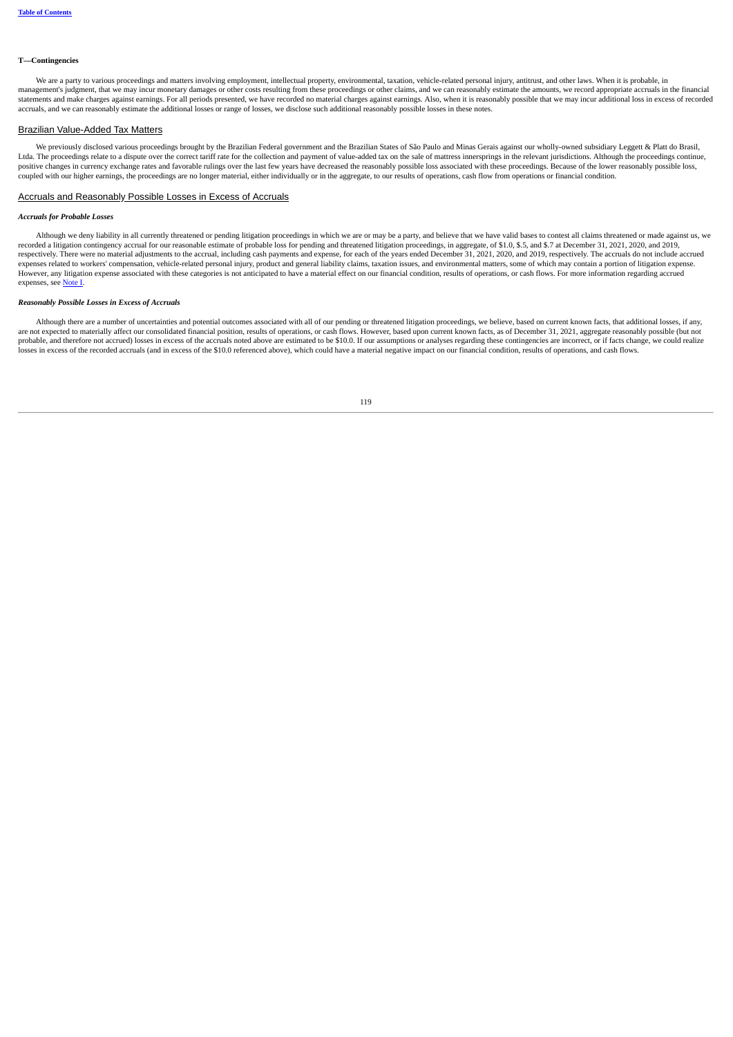**T—Contingencies**

We are a party to various proceedings and matters involving employment, intellectual property, environmental, taxation, vehicle-related personal injury, antitrust, and other laws. When it is probable, in management's judgment, that we may incur monetary damages or other costs resulting from these proceedings or other claims, and we can reasonably estimate the amounts, we record appropriate accruals in the financial statements and make charges against earnings. For all periods presented, we have recorded no material charges against earnings. Also, when it is reasonably possible that we may incur additional loss in excess of recorded accruals, and we can reasonably estimate the additional losses or range of losses, we disclose such additional reasonably possible losses in these notes.

## Brazilian Value-Added Tax Matters

We previously disclosed various proceedings brought by the Brazilian Federal government and the Brazilian States of São Paulo and Minas Gerais against our wholly-owned subsidiary Leggett & Platt do Brasil, Ltda. The proceedings relate to a dispute over the correct tariff rate for the collection and payment of value-added tax on the sale of mattress innersprings in the relevant jurisdictions. Although the proceedings continue, positive changes in currency exchange rates and favorable rulings over the last few years have decreased the reasonably possible loss associated with these proceedings. Because of the lower reasonably possible loss, coupled with our higher earnings, the proceedings are no longer material, either individually or in the aggregate, to our results of operations, cash flow from operations or financial condition.

## Accruals and Reasonably Possible Losses in Excess of Accruals

### *Accruals for Probable Losses*

Although we deny liability in all currently threatened or pending litigation proceedings in which we are or may be a party, and believe that we have valid bases to contest all claims threatened or made against us, we recorded a litigation contingency accrual for our reasonable estimate of probable loss for pending and threatened litigation proceedings, in aggregate, of $1.0, $.5, and $.7 at December 31, 2021, 2020, and 2019, respectively. There were no material adjustments to the accrual, including cash payments and expense, for each of the years ended December 31, 2021, 2020, and 2019, respectively. The accruals do not include accrued expenses related to workers' compensation, vehicle-related personal injury, product and general liability claims, taxation issues, and environmental matters, some of which may contain a portion of litigation expense. However, any litigation expense associated with these categories is not anticipated to have a material effect on our financial condition, results of operations, or cash flows. For more information regarding accrued expenses, see Note I.

### *Reasonably Possible Losses in Excess of Accruals*

Although there are a number of uncertainties and potential outcomes associated with all of our pending or threatened litigation proceedings, we believe, based on current known facts, that additional losses, if any, are not expected to materially affect our consolidated financial position, results of operations, or cash flows. However, based upon current known facts, as of December 31, 2021, aggregate reasonably possible (but not probable, and therefore not accrued) losses in excess of the accruals noted above are estimated to be $10.0. If our assumptions or analyses regarding these contingencies are incorrect, or if facts change, we could realize losses in excess of the recorded accruals (and in excess of the $10.0 referenced above), which could have a material negative impact on our financial condition, results of operations, and cash flows.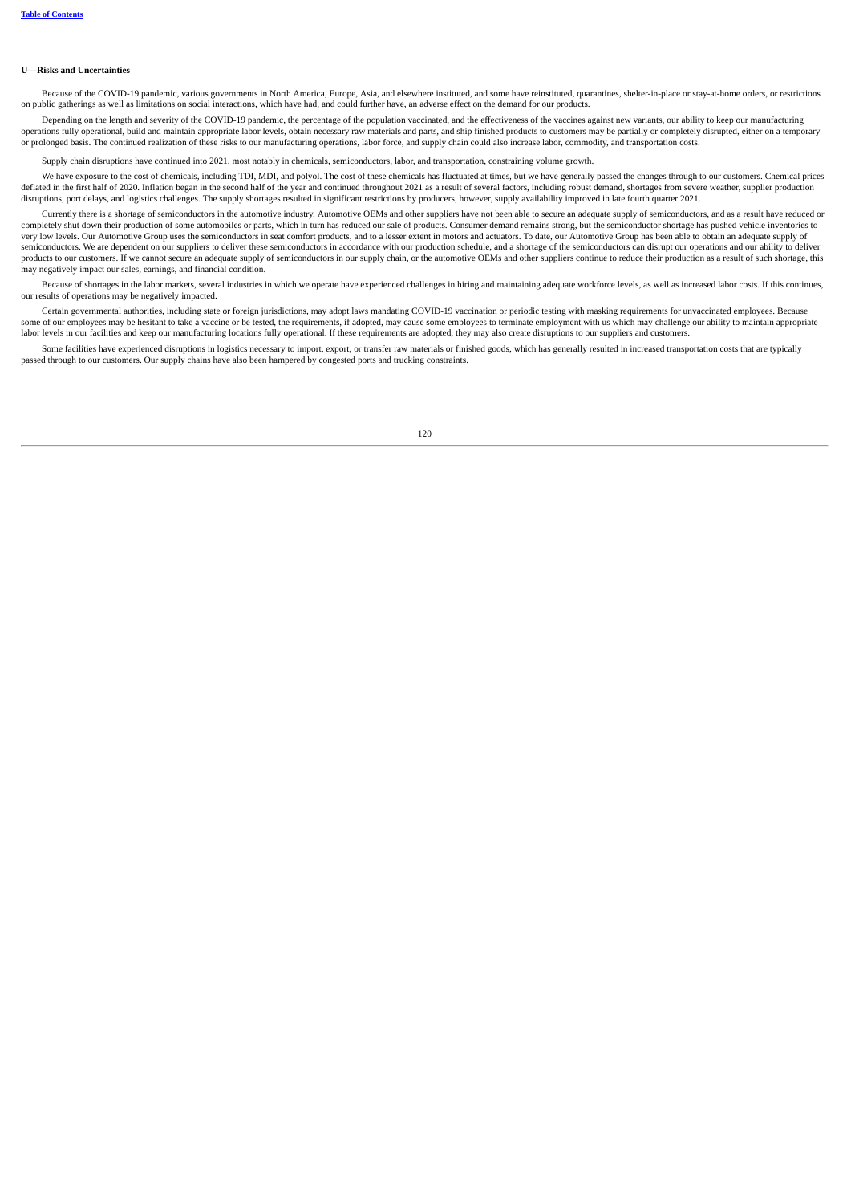**U—Risks and Uncertainties**

Because of the COVID-19 pandemic, various governments in North America, Europe, Asia, and elsewhere instituted, and some have reinstituted, quarantines, shelter-in-place or stay-at-home orders, or restrictions on public gatherings as well as limitations on social interactions, which have had, and could further have, an adverse effect on the demand for our products.

Depending on the length and severity of the COVID-19 pandemic, the percentage of the population vaccinated, and the effectiveness of the vaccines against new variants, our ability to keep our manufacturing operations fully operational, build and maintain appropriate labor levels, obtain necessary raw materials and parts, and ship finished products to customers may be partially or completely disrupted, either on a temporary or prolonged basis. The continued realization of these risks to our manufacturing operations, labor force, and supply chain could also increase labor, commodity, and transportation costs.

Supply chain disruptions have continued into 2021, most notably in chemicals, semiconductors, labor, and transportation, constraining volume growth.

We have exposure to the cost of chemicals, including TDI, MDI, and polyol. The cost of these chemicals has fluctuated at times, but we have generally passed the changes through to our customers. Chemical prices deflated in the first half of 2020. Inflation began in the second half of the year and continued throughout 2021 as a result of several factors, including robust demand, shortages from severe weather, supplier production disruptions, port delays, and logistics challenges. The supply shortages resulted in significant restrictions by producers, however, supply availability improved in late fourth quarter 2021.

Currently there is a shortage of semiconductors in the automotive industry. Automotive OEMs and other suppliers have not been able to secure an adequate supply of semiconductors, and as a result have reduced or completely shut down their production of some automobiles or parts, which in turn has reduced our sale of products. Consumer demand remains strong, but the semiconductor shortage has pushed vehicle inventories to very low levels. Our Automotive Group uses the semiconductors in seat comfort products, and to a lesser extent in motors and actuators. To date, our Automotive Group has been able to obtain an adequate supply of semiconductors. We are dependent on our suppliers to deliver these semiconductors in accordance with our production schedule, and a shortage of the semiconductors can disrupt our operations and our ability to deliver products to our customers. If we cannot secure an adequate supply of semiconductors in our supply chain, or the automotive OEMs and other suppliers continue to reduce their production as a result of such shortage, this may negatively impact our sales, earnings, and financial condition.

Because of shortages in the labor markets, several industries in which we operate have experienced challenges in hiring and maintaining adequate workforce levels, as well as increased labor costs. If this continues, our results of operations may be negatively impacted.

Certain governmental authorities, including state or foreign jurisdictions, may adopt laws mandating COVID-19 vaccination or periodic testing with masking requirements for unvaccinated employees. Because some of our employees may be hesitant to take a vaccine or be tested, the requirements, if adopted, may cause some employees to terminate employment with us which may challenge our ability to maintain appropriate labor levels in our facilities and keep our manufacturing locations fully operational. If these requirements are adopted, they may also create disruptions to our suppliers and customers.

Some facilities have experienced disruptions in logistics necessary to import, export, or transfer raw materials or finished goods, which has generally resulted in increased transportation costs that are typically passed through to our customers. Our supply chains have also been hampered by congested ports and trucking constraints.